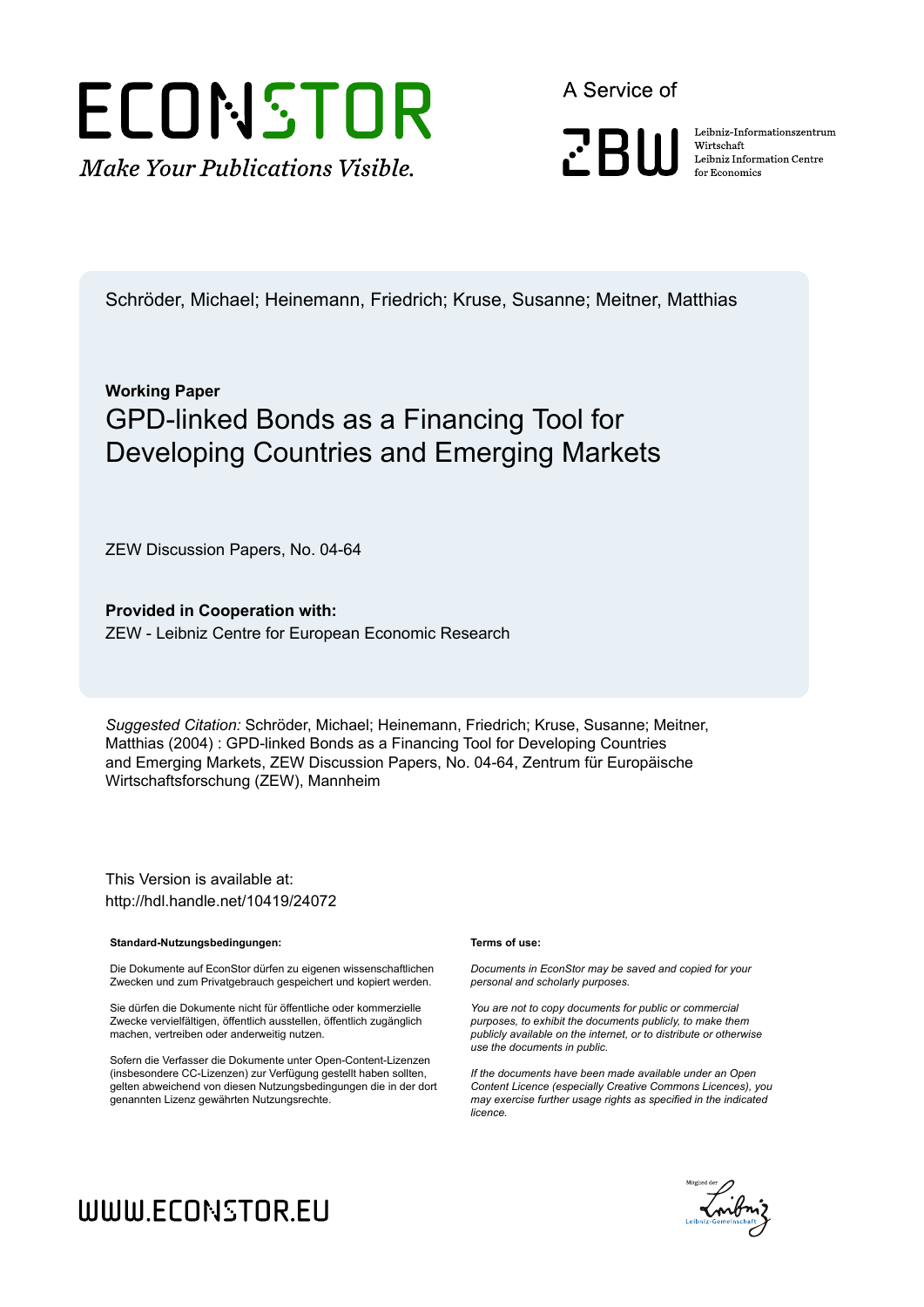Schröder, Michael; Heinemann, Friedrich; Kruse, Susanne; Meitner, Matthias

**Working Paper**

# GPD-linked Bonds as a Financing Tool for Developing Countries and Emerging Markets

ZEW Discussion Papers, No. 04-64

**Provided in Cooperation with:**
ZEW - Leibniz Centre for European Economic Research

*Suggested Citation:* Schröder, Michael; Heinemann, Friedrich; Kruse, Susanne; Meitner, Matthias (2004) : GPD-linked Bonds as a Financing Tool for Developing Countries and Emerging Markets, ZEW Discussion Papers, No. 04-64, Zentrum für Europäische Wirtschaftsforschung (ZEW), Mannheim

This Version is available at:
http://hdl.handle.net/10419/24072

**Standard-Nutzungsbedingungen:**

Die Dokumente auf EconStor dürfen zu eigenen wissenschaftlichen Zwecken und zum Privatgebrauch gespeichert und kopiert werden.

Sie dürfen die Dokumente nicht für öffentliche oder kommerzielle Zwecke vervielfältigen, öffentlich ausstellen, öffentlich zugänglich machen, vertreiben oder anderweitig nutzen.

Sofern die Verfasser die Dokumente unter Open-Content-Lizenzen (insbesondere CC-Lizenzen) zur Verfügung gestellt haben sollten, gelten abweichend von diesen Nutzungsbedingungen die in der dort genannten Lizenz gewährten Nutzungsrechte.

**Terms of use:**

*Documents in EconStor may be saved and copied for your personal and scholarly purposes.*

*You are not to copy documents for public or commercial purposes, to exhibit the documents publicly, to make them publicly available on the internet, or to distribute or otherwise use the documents in public.*

*If the documents have been made available under an Open Content Licence (especially Creative Commons Licences), you may exercise further usage rights as specified in the indicated licence.*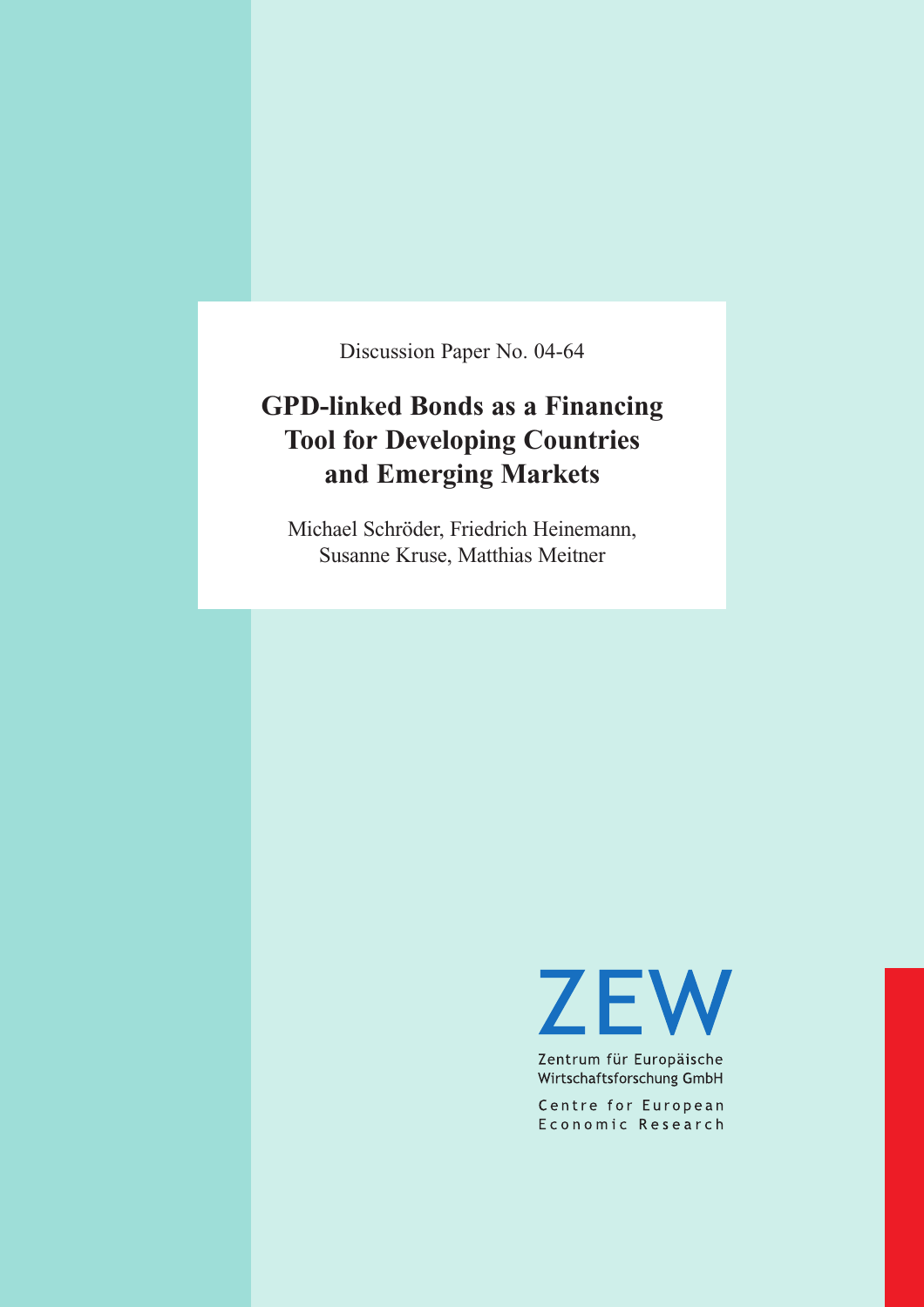Discussion Paper No. 04-64

# GPD-linked Bonds as a Financing Tool for Developing Countries and Emerging Markets

Michael Schröder, Friedrich Heinemann,
Susanne Kruse, Matthias Meitner

ZEW

Zentrum für Europäische
Wirtschaftsforschung GmbH

Centre for European
Economic Research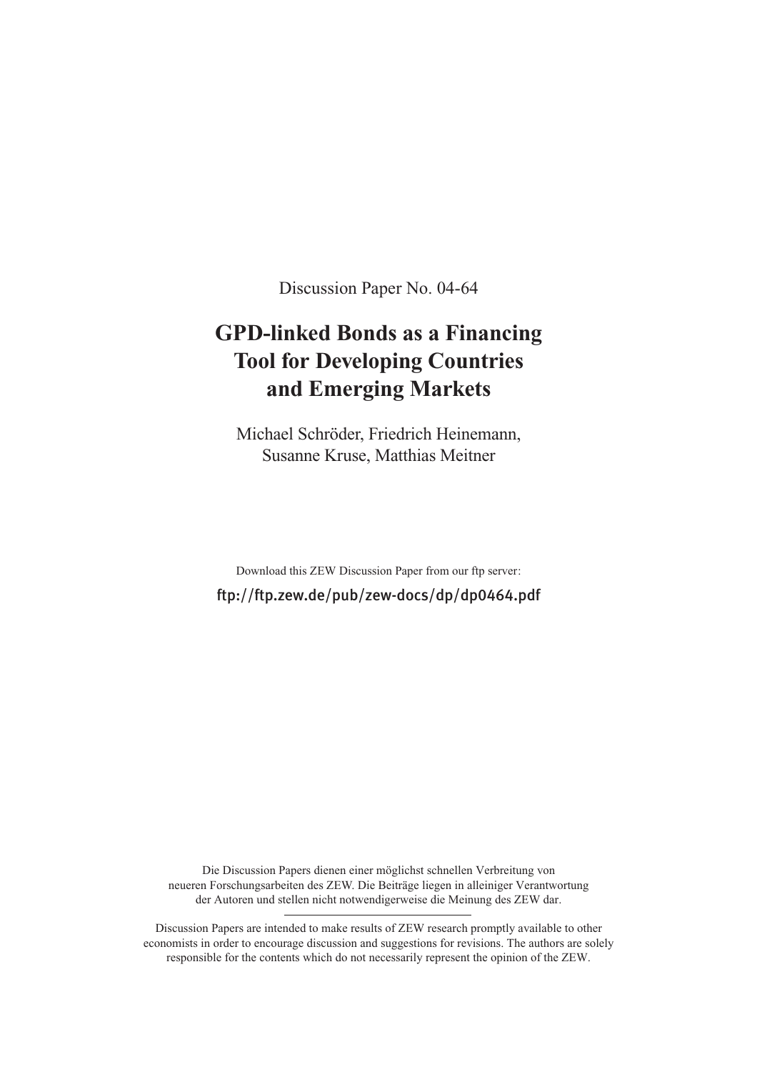Discussion Paper No. 04-64

# GPD-linked Bonds as a Financing Tool for Developing Countries and Emerging Markets

Michael Schröder, Friedrich Heinemann,
Susanne Kruse, Matthias Meitner

Download this ZEW Discussion Paper from our ftp server:

ftp://ftp.zew.de/pub/zew-docs/dp/dp0464.pdf

Die Discussion Papers dienen einer möglichst schnellen Verbreitung von neueren Forschungsarbeiten des ZEW. Die Beiträge liegen in alleiniger Verantwortung der Autoren und stellen nicht notwendigerweise die Meinung des ZEW dar.

---

Discussion Papers are intended to make results of ZEW research promptly available to other economists in order to encourage discussion and suggestions for revisions. The authors are solely responsible for the contents which do not necessarily represent the opinion of the ZEW.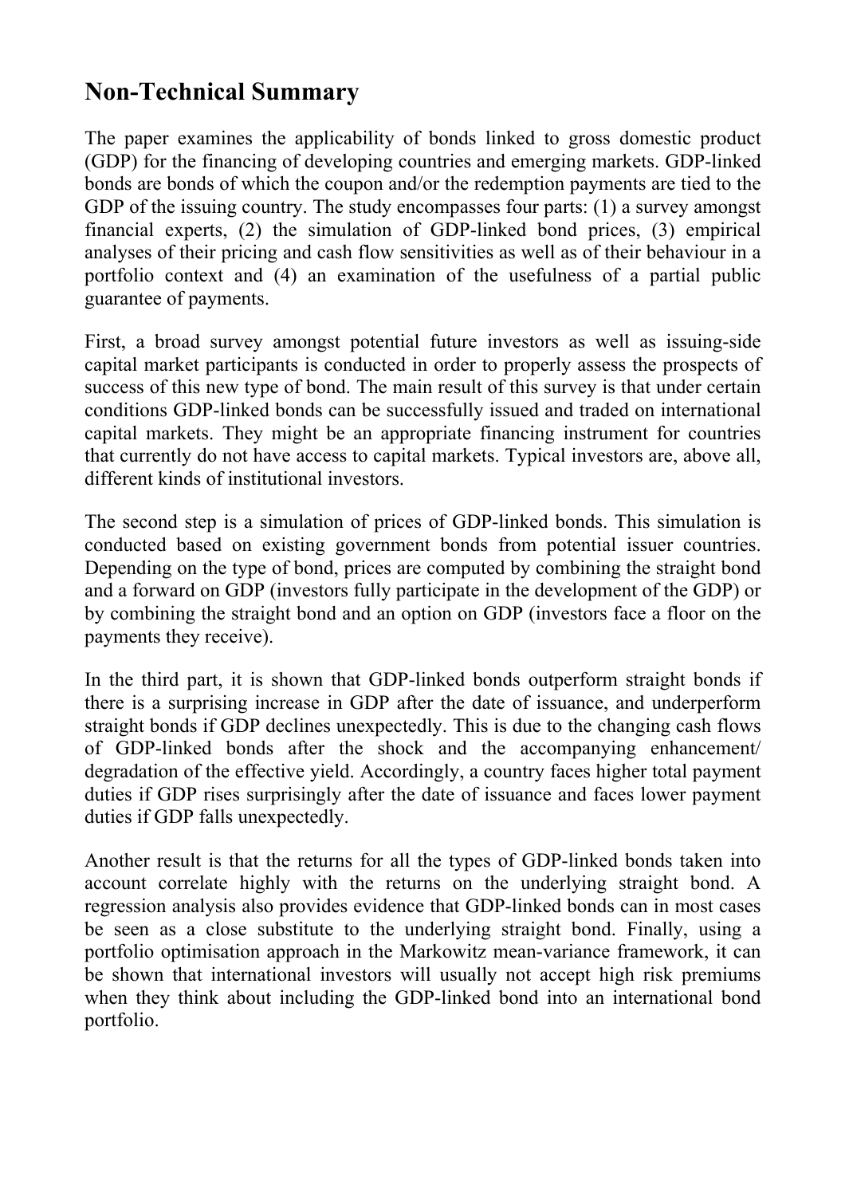# Non-Technical Summary

The paper examines the applicability of bonds linked to gross domestic product (GDP) for the financing of developing countries and emerging markets. GDP-linked bonds are bonds of which the coupon and/or the redemption payments are tied to the GDP of the issuing country. The study encompasses four parts: (1) a survey amongst financial experts, (2) the simulation of GDP-linked bond prices, (3) empirical analyses of their pricing and cash flow sensitivities as well as of their behaviour in a portfolio context and (4) an examination of the usefulness of a partial public guarantee of payments.

First, a broad survey amongst potential future investors as well as issuing-side capital market participants is conducted in order to properly assess the prospects of success of this new type of bond. The main result of this survey is that under certain conditions GDP-linked bonds can be successfully issued and traded on international capital markets. They might be an appropriate financing instrument for countries that currently do not have access to capital markets. Typical investors are, above all, different kinds of institutional investors.

The second step is a simulation of prices of GDP-linked bonds. This simulation is conducted based on existing government bonds from potential issuer countries. Depending on the type of bond, prices are computed by combining the straight bond and a forward on GDP (investors fully participate in the development of the GDP) or by combining the straight bond and an option on GDP (investors face a floor on the payments they receive).

In the third part, it is shown that GDP-linked bonds outperform straight bonds if there is a surprising increase in GDP after the date of issuance, and underperform straight bonds if GDP declines unexpectedly. This is due to the changing cash flows of GDP-linked bonds after the shock and the accompanying enhancement/ degradation of the effective yield. Accordingly, a country faces higher total payment duties if GDP rises surprisingly after the date of issuance and faces lower payment duties if GDP falls unexpectedly.

Another result is that the returns for all the types of GDP-linked bonds taken into account correlate highly with the returns on the underlying straight bond. A regression analysis also provides evidence that GDP-linked bonds can in most cases be seen as a close substitute to the underlying straight bond. Finally, using a portfolio optimisation approach in the Markowitz mean-variance framework, it can be shown that international investors will usually not accept high risk premiums when they think about including the GDP-linked bond into an international bond portfolio.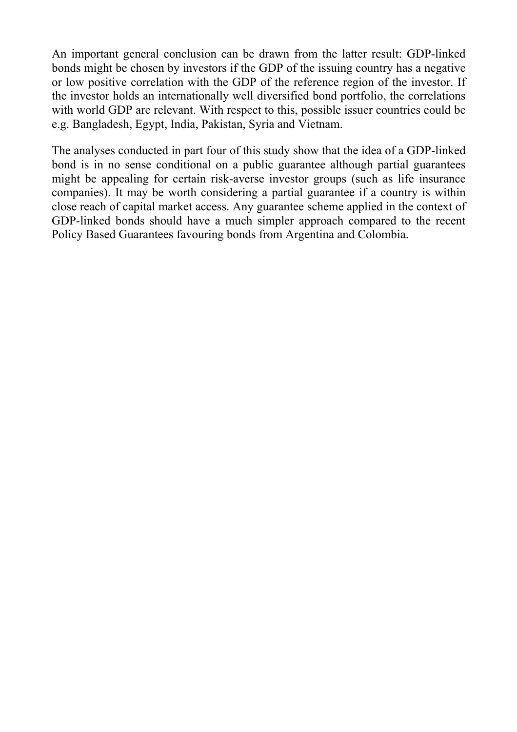An important general conclusion can be drawn from the latter result: GDP-linked bonds might be chosen by investors if the GDP of the issuing country has a negative or low positive correlation with the GDP of the reference region of the investor. If the investor holds an internationally well diversified bond portfolio, the correlations with world GDP are relevant. With respect to this, possible issuer countries could be e.g. Bangladesh, Egypt, India, Pakistan, Syria and Vietnam.

The analyses conducted in part four of this study show that the idea of a GDP-linked bond is in no sense conditional on a public guarantee although partial guarantees might be appealing for certain risk-averse investor groups (such as life insurance companies). It may be worth considering a partial guarantee if a country is within close reach of capital market access. Any guarantee scheme applied in the context of GDP-linked bonds should have a much simpler approach compared to the recent Policy Based Guarantees favouring bonds from Argentina and Colombia.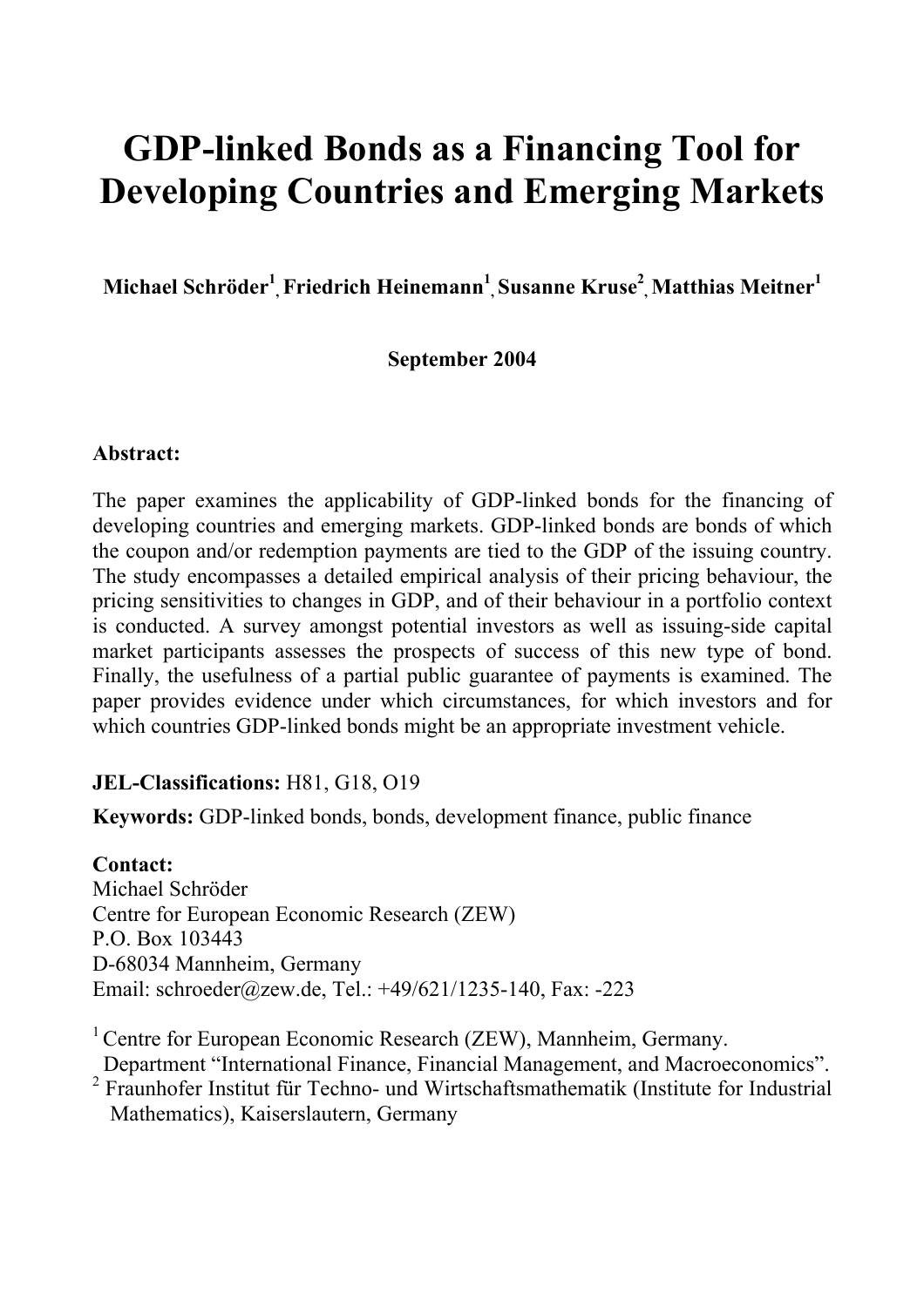# GDP-linked Bonds as a Financing Tool for Developing Countries and Emerging Markets

**Michael Schröder[1], Friedrich Heinemann[1], Susanne Kruse[2], Matthias Meitner[1]**

**September 2004**

**Abstract:**

The paper examines the applicability of GDP-linked bonds for the financing of developing countries and emerging markets. GDP-linked bonds are bonds of which the coupon and/or redemption payments are tied to the GDP of the issuing country. The study encompasses a detailed empirical analysis of their pricing behaviour, the pricing sensitivities to changes in GDP, and of their behaviour in a portfolio context is conducted. A survey amongst potential investors as well as issuing-side capital market participants assesses the prospects of success of this new type of bond. Finally, the usefulness of a partial public guarantee of payments is examined. The paper provides evidence under which circumstances, for which investors and for which countries GDP-linked bonds might be an appropriate investment vehicle.

**JEL-Classifications:** H81, G18, O19

**Keywords:** GDP-linked bonds, bonds, development finance, public finance

**Contact:**
Michael Schröder
Centre for European Economic Research (ZEW)
P.O. Box 103443
D-68034 Mannheim, Germany
Email: schroeder@zew.de, Tel.: +49/621/1235-140, Fax: -223

[1] Centre for European Economic Research (ZEW), Mannheim, Germany.
Department "International Finance, Financial Management, and Macroeconomics".
[2] Fraunhofer Institut für Techno- und Wirtschaftsmathematik (Institute for Industrial Mathematics), Kaiserslautern, Germany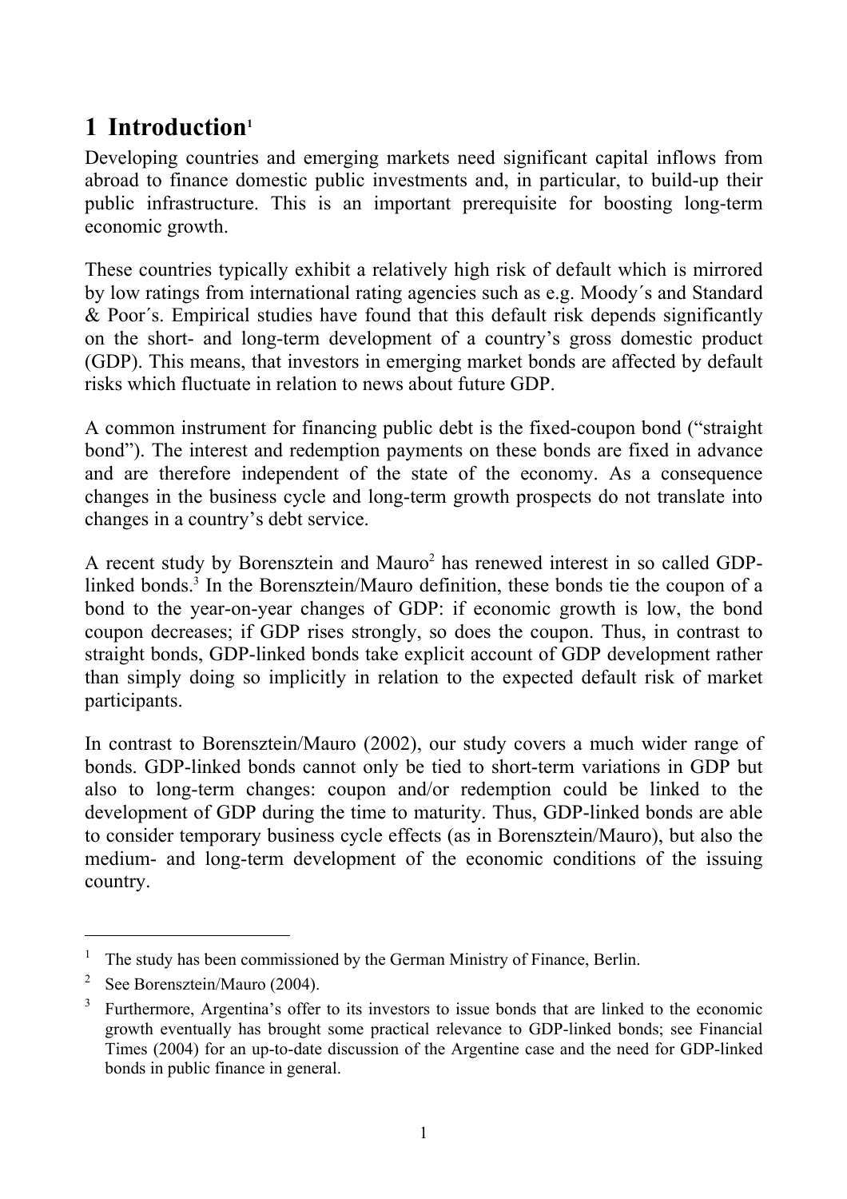# 1 Introduction[1]

Developing countries and emerging markets need significant capital inflows from abroad to finance domestic public investments and, in particular, to build-up their public infrastructure. This is an important prerequisite for boosting long-term economic growth.

These countries typically exhibit a relatively high risk of default which is mirrored by low ratings from international rating agencies such as e.g. Moody´s and Standard & Poor´s. Empirical studies have found that this default risk depends significantly on the short- and long-term development of a country's gross domestic product (GDP). This means, that investors in emerging market bonds are affected by default risks which fluctuate in relation to news about future GDP.

A common instrument for financing public debt is the fixed-coupon bond ("straight bond"). The interest and redemption payments on these bonds are fixed in advance and are therefore independent of the state of the economy. As a consequence changes in the business cycle and long-term growth prospects do not translate into changes in a country's debt service.

A recent study by Borensztein and Mauro[2] has renewed interest in so called GDP-linked bonds.[3] In the Borensztein/Mauro definition, these bonds tie the coupon of a bond to the year-on-year changes of GDP: if economic growth is low, the bond coupon decreases; if GDP rises strongly, so does the coupon. Thus, in contrast to straight bonds, GDP-linked bonds take explicit account of GDP development rather than simply doing so implicitly in relation to the expected default risk of market participants.

In contrast to Borensztein/Mauro (2002), our study covers a much wider range of bonds. GDP-linked bonds cannot only be tied to short-term variations in GDP but also to long-term changes: coupon and/or redemption could be linked to the development of GDP during the time to maturity. Thus, GDP-linked bonds are able to consider temporary business cycle effects (as in Borensztein/Mauro), but also the medium- and long-term development of the economic conditions of the issuing country.

---

[1] The study has been commissioned by the German Ministry of Finance, Berlin.

[2] See Borensztein/Mauro (2004).

[3] Furthermore, Argentina's offer to its investors to issue bonds that are linked to the economic growth eventually has brought some practical relevance to GDP-linked bonds; see Financial Times (2004) for an up-to-date discussion of the Argentine case and the need for GDP-linked bonds in public finance in general.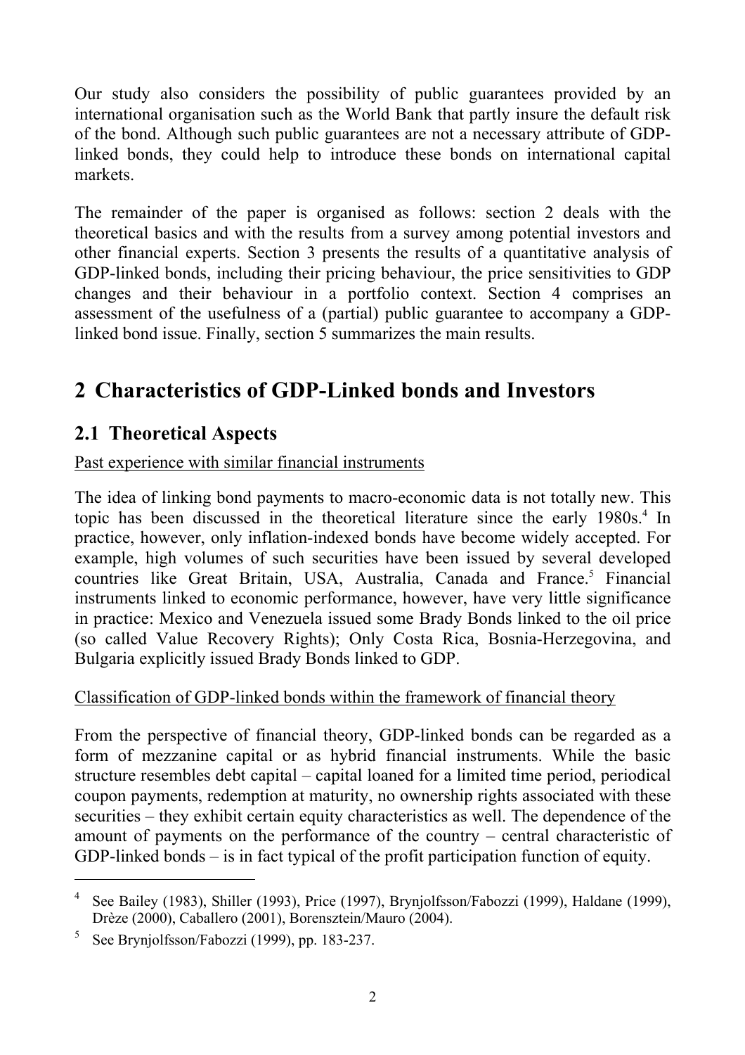Our study also considers the possibility of public guarantees provided by an international organisation such as the World Bank that partly insure the default risk of the bond. Although such public guarantees are not a necessary attribute of GDP-linked bonds, they could help to introduce these bonds on international capital markets.

The remainder of the paper is organised as follows: section 2 deals with the theoretical basics and with the results from a survey among potential investors and other financial experts. Section 3 presents the results of a quantitative analysis of GDP-linked bonds, including their pricing behaviour, the price sensitivities to GDP changes and their behaviour in a portfolio context. Section 4 comprises an assessment of the usefulness of a (partial) public guarantee to accompany a GDP-linked bond issue. Finally, section 5 summarizes the main results.

# 2 Characteristics of GDP-Linked bonds and Investors

## 2.1 Theoretical Aspects

Past experience with similar financial instruments

The idea of linking bond payments to macro-economic data is not totally new. This topic has been discussed in the theoretical literature since the early 1980s.[4] In practice, however, only inflation-indexed bonds have become widely accepted. For example, high volumes of such securities have been issued by several developed countries like Great Britain, USA, Australia, Canada and France.[5] Financial instruments linked to economic performance, however, have very little significance in practice: Mexico and Venezuela issued some Brady Bonds linked to the oil price (so called Value Recovery Rights); Only Costa Rica, Bosnia-Herzegovina, and Bulgaria explicitly issued Brady Bonds linked to GDP.

Classification of GDP-linked bonds within the framework of financial theory

From the perspective of financial theory, GDP-linked bonds can be regarded as a form of mezzanine capital or as hybrid financial instruments. While the basic structure resembles debt capital – capital loaned for a limited time period, periodical coupon payments, redemption at maturity, no ownership rights associated with these securities – they exhibit certain equity characteristics as well. The dependence of the amount of payments on the performance of the country – central characteristic of GDP-linked bonds – is in fact typical of the profit participation function of equity.

---

[4] See Bailey (1983), Shiller (1993), Price (1997), Brynjolfsson/Fabozzi (1999), Haldane (1999), Drèze (2000), Caballero (2001), Borensztein/Mauro (2004).

[5] See Brynjolfsson/Fabozzi (1999), pp. 183-237.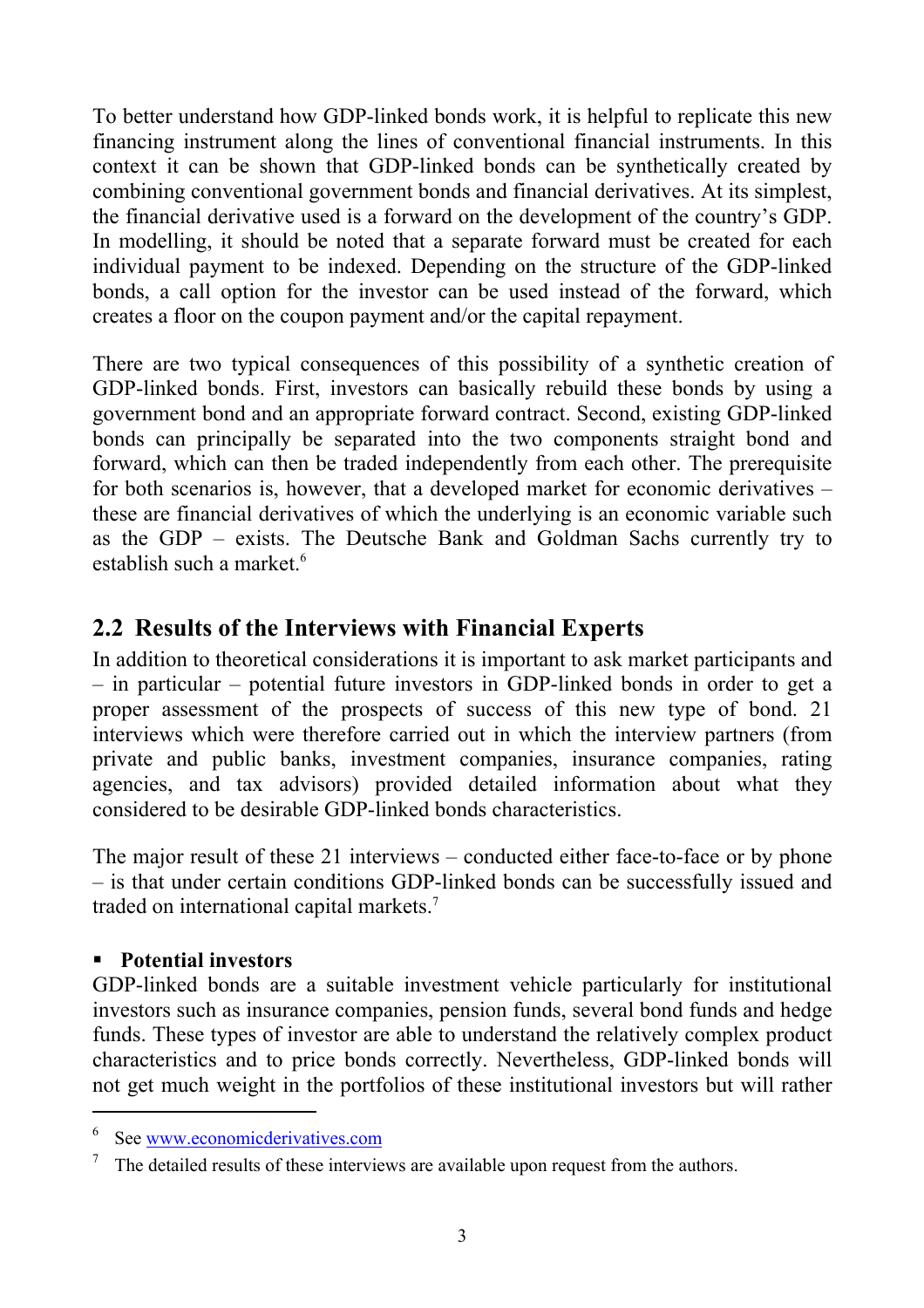To better understand how GDP-linked bonds work, it is helpful to replicate this new financing instrument along the lines of conventional financial instruments. In this context it can be shown that GDP-linked bonds can be synthetically created by combining conventional government bonds and financial derivatives. At its simplest, the financial derivative used is a forward on the development of the country's GDP. In modelling, it should be noted that a separate forward must be created for each individual payment to be indexed. Depending on the structure of the GDP-linked bonds, a call option for the investor can be used instead of the forward, which creates a floor on the coupon payment and/or the capital repayment.

There are two typical consequences of this possibility of a synthetic creation of GDP-linked bonds. First, investors can basically rebuild these bonds by using a government bond and an appropriate forward contract. Second, existing GDP-linked bonds can principally be separated into the two components straight bond and forward, which can then be traded independently from each other. The prerequisite for both scenarios is, however, that a developed market for economic derivatives – these are financial derivatives of which the underlying is an economic variable such as the GDP – exists. The Deutsche Bank and Goldman Sachs currently try to establish such a market.[6]

## 2.2 Results of the Interviews with Financial Experts

In addition to theoretical considerations it is important to ask market participants and – in particular – potential future investors in GDP-linked bonds in order to get a proper assessment of the prospects of success of this new type of bond. 21 interviews which were therefore carried out in which the interview partners (from private and public banks, investment companies, insurance companies, rating agencies, and tax advisors) provided detailed information about what they considered to be desirable GDP-linked bonds characteristics.

The major result of these 21 interviews – conducted either face-to-face or by phone – is that under certain conditions GDP-linked bonds can be successfully issued and traded on international capital markets.[7]

- **Potential investors**

GDP-linked bonds are a suitable investment vehicle particularly for institutional investors such as insurance companies, pension funds, several bond funds and hedge funds. These types of investor are able to understand the relatively complex product characteristics and to price bonds correctly. Nevertheless, GDP-linked bonds will not get much weight in the portfolios of these institutional investors but will rather

---

[6] See www.economicderivatives.com

[7] The detailed results of these interviews are available upon request from the authors.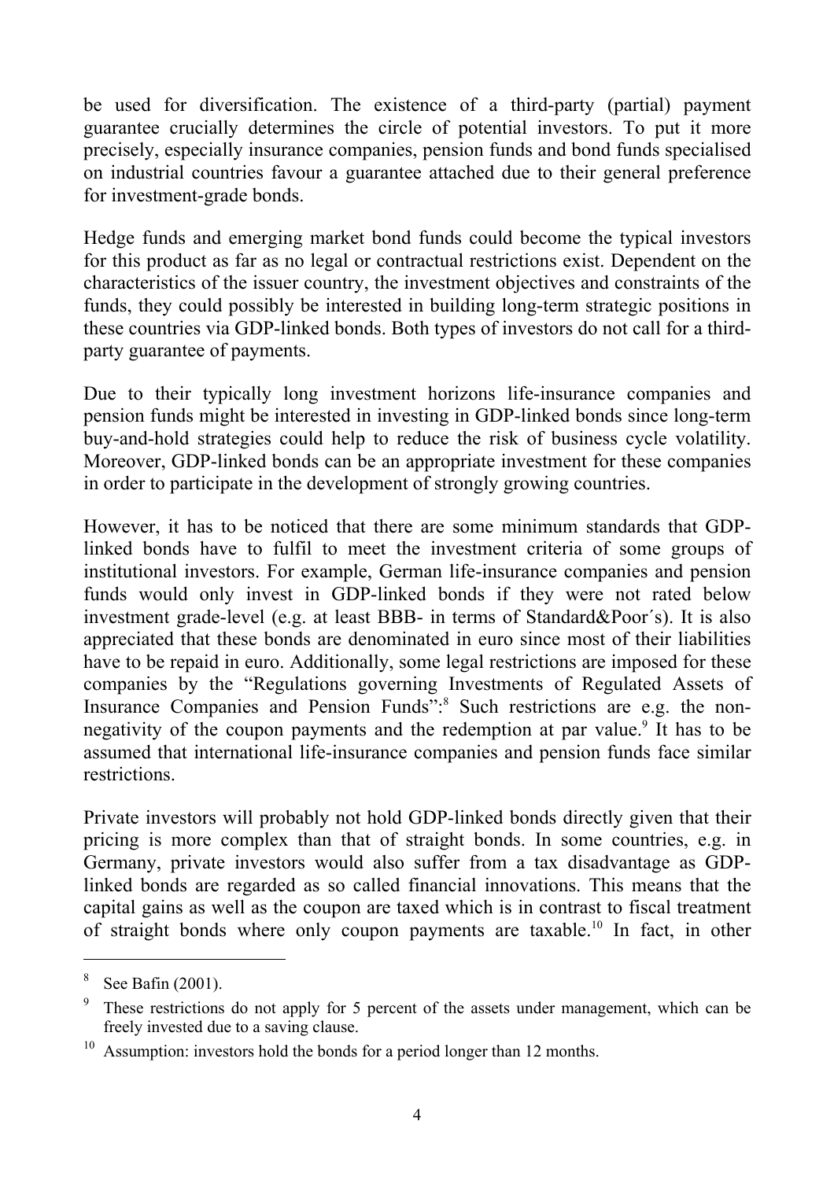be used for diversification. The existence of a third-party (partial) payment guarantee crucially determines the circle of potential investors. To put it more precisely, especially insurance companies, pension funds and bond funds specialised on industrial countries favour a guarantee attached due to their general preference for investment-grade bonds.

Hedge funds and emerging market bond funds could become the typical investors for this product as far as no legal or contractual restrictions exist. Dependent on the characteristics of the issuer country, the investment objectives and constraints of the funds, they could possibly be interested in building long-term strategic positions in these countries via GDP-linked bonds. Both types of investors do not call for a third-party guarantee of payments.

Due to their typically long investment horizons life-insurance companies and pension funds might be interested in investing in GDP-linked bonds since long-term buy-and-hold strategies could help to reduce the risk of business cycle volatility. Moreover, GDP-linked bonds can be an appropriate investment for these companies in order to participate in the development of strongly growing countries.

However, it has to be noticed that there are some minimum standards that GDP-linked bonds have to fulfil to meet the investment criteria of some groups of institutional investors. For example, German life-insurance companies and pension funds would only invest in GDP-linked bonds if they were not rated below investment grade-level (e.g. at least BBB- in terms of Standard&Poor´s). It is also appreciated that these bonds are denominated in euro since most of their liabilities have to be repaid in euro. Additionally, some legal restrictions are imposed for these companies by the "Regulations governing Investments of Regulated Assets of Insurance Companies and Pension Funds":[8] Such restrictions are e.g. the non-negativity of the coupon payments and the redemption at par value.[9] It has to be assumed that international life-insurance companies and pension funds face similar restrictions.

Private investors will probably not hold GDP-linked bonds directly given that their pricing is more complex than that of straight bonds. In some countries, e.g. in Germany, private investors would also suffer from a tax disadvantage as GDP-linked bonds are regarded as so called financial innovations. This means that the capital gains as well as the coupon are taxed which is in contrast to fiscal treatment of straight bonds where only coupon payments are taxable.[10] In fact, in other

---

[8] See Bafin (2001).

[9] These restrictions do not apply for 5 percent of the assets under management, which can be freely invested due to a saving clause.

[10] Assumption: investors hold the bonds for a period longer than 12 months.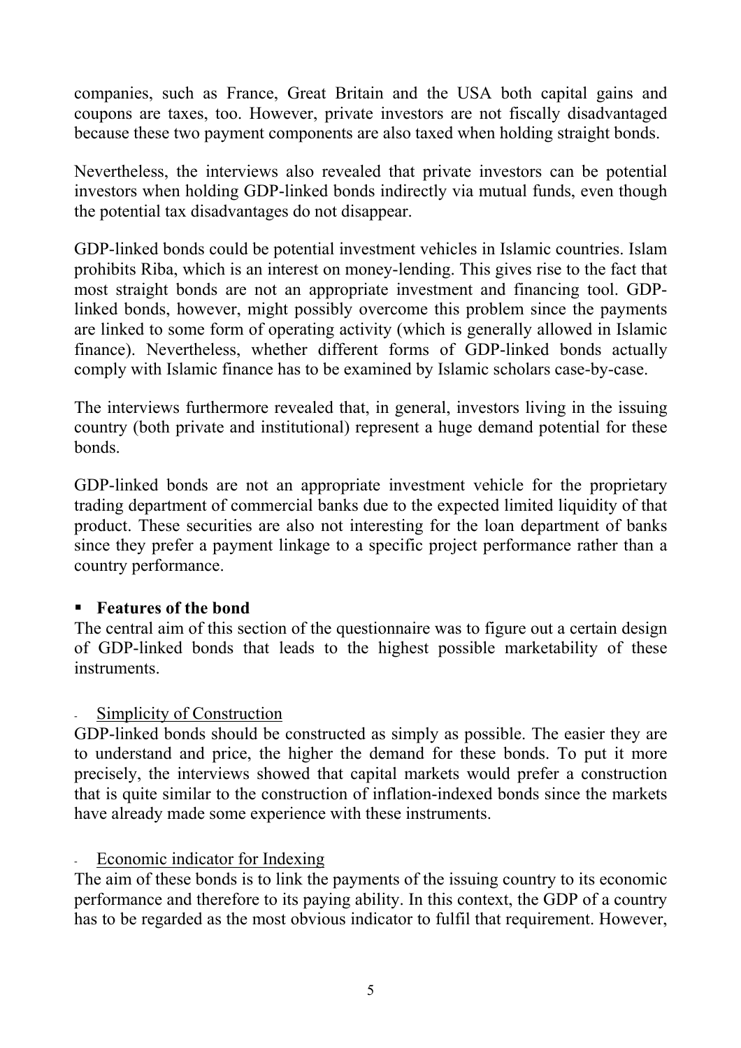companies, such as France, Great Britain and the USA both capital gains and coupons are taxes, too. However, private investors are not fiscally disadvantaged because these two payment components are also taxed when holding straight bonds.

Nevertheless, the interviews also revealed that private investors can be potential investors when holding GDP-linked bonds indirectly via mutual funds, even though the potential tax disadvantages do not disappear.

GDP-linked bonds could be potential investment vehicles in Islamic countries. Islam prohibits Riba, which is an interest on money-lending. This gives rise to the fact that most straight bonds are not an appropriate investment and financing tool. GDP-linked bonds, however, might possibly overcome this problem since the payments are linked to some form of operating activity (which is generally allowed in Islamic finance). Nevertheless, whether different forms of GDP-linked bonds actually comply with Islamic finance has to be examined by Islamic scholars case-by-case.

The interviews furthermore revealed that, in general, investors living in the issuing country (both private and institutional) represent a huge demand potential for these bonds.

GDP-linked bonds are not an appropriate investment vehicle for the proprietary trading department of commercial banks due to the expected limited liquidity of that product. These securities are also not interesting for the loan department of banks since they prefer a payment linkage to a specific project performance rather than a country performance.

- **Features of the bond**

The central aim of this section of the questionnaire was to figure out a certain design of GDP-linked bonds that leads to the highest possible marketability of these instruments.

- Simplicity of Construction

GDP-linked bonds should be constructed as simply as possible. The easier they are to understand and price, the higher the demand for these bonds. To put it more precisely, the interviews showed that capital markets would prefer a construction that is quite similar to the construction of inflation-indexed bonds since the markets have already made some experience with these instruments.

- Economic indicator for Indexing

The aim of these bonds is to link the payments of the issuing country to its economic performance and therefore to its paying ability. In this context, the GDP of a country has to be regarded as the most obvious indicator to fulfil that requirement. However,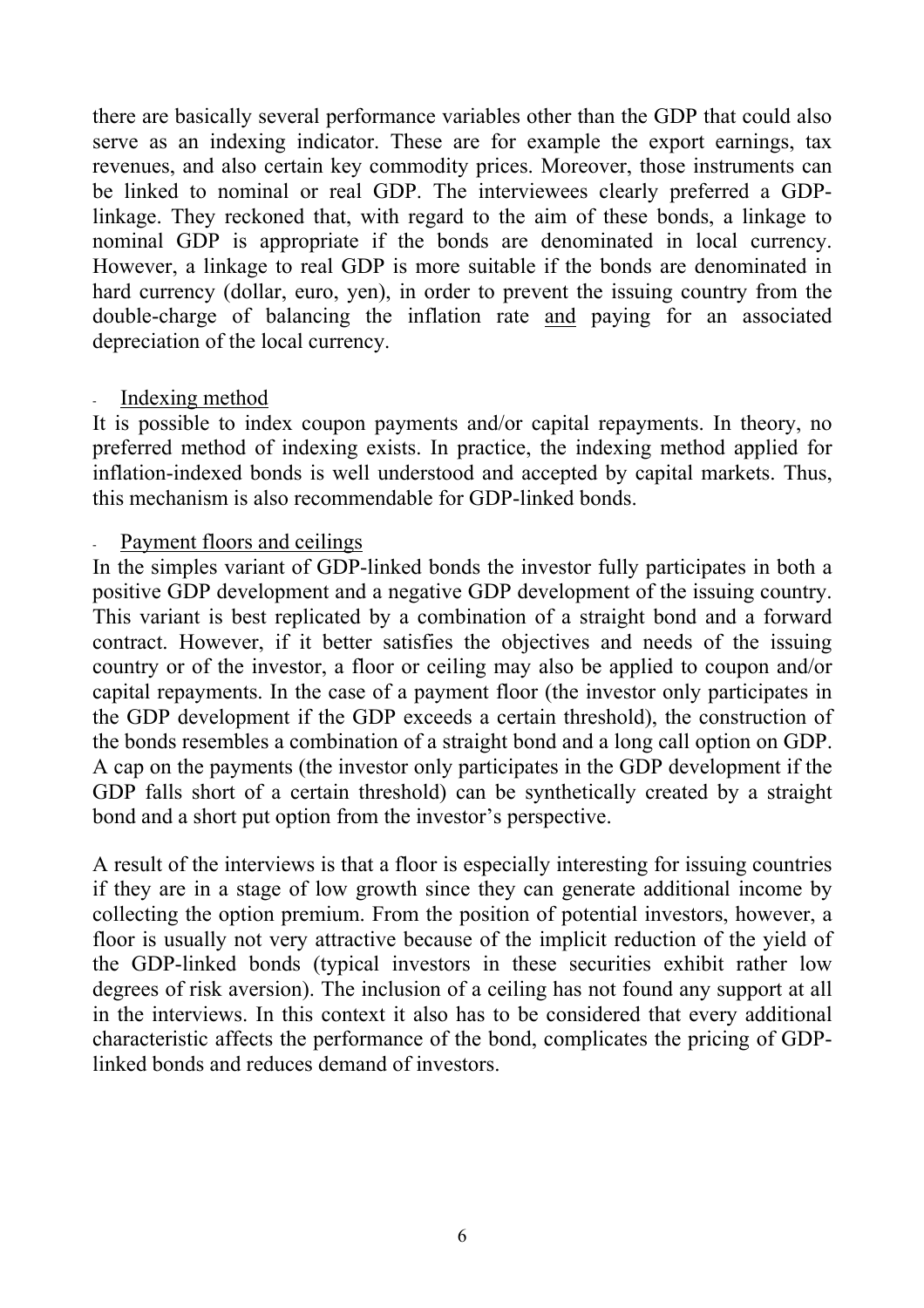there are basically several performance variables other than the GDP that could also serve as an indexing indicator. These are for example the export earnings, tax revenues, and also certain key commodity prices. Moreover, those instruments can be linked to nominal or real GDP. The interviewees clearly preferred a GDP-linkage. They reckoned that, with regard to the aim of these bonds, a linkage to nominal GDP is appropriate if the bonds are denominated in local currency. However, a linkage to real GDP is more suitable if the bonds are denominated in hard currency (dollar, euro, yen), in order to prevent the issuing country from the double-charge of balancing the inflation rate <u>and</u> paying for an associated depreciation of the local currency.

- <u>Indexing method</u>

It is possible to index coupon payments and/or capital repayments. In theory, no preferred method of indexing exists. In practice, the indexing method applied for inflation-indexed bonds is well understood and accepted by capital markets. Thus, this mechanism is also recommendable for GDP-linked bonds.

- <u>Payment floors and ceilings</u>

In the simples variant of GDP-linked bonds the investor fully participates in both a positive GDP development and a negative GDP development of the issuing country. This variant is best replicated by a combination of a straight bond and a forward contract. However, if it better satisfies the objectives and needs of the issuing country or of the investor, a floor or ceiling may also be applied to coupon and/or capital repayments. In the case of a payment floor (the investor only participates in the GDP development if the GDP exceeds a certain threshold), the construction of the bonds resembles a combination of a straight bond and a long call option on GDP. A cap on the payments (the investor only participates in the GDP development if the GDP falls short of a certain threshold) can be synthetically created by a straight bond and a short put option from the investor's perspective.

A result of the interviews is that a floor is especially interesting for issuing countries if they are in a stage of low growth since they can generate additional income by collecting the option premium. From the position of potential investors, however, a floor is usually not very attractive because of the implicit reduction of the yield of the GDP-linked bonds (typical investors in these securities exhibit rather low degrees of risk aversion). The inclusion of a ceiling has not found any support at all in the interviews. In this context it also has to be considered that every additional characteristic affects the performance of the bond, complicates the pricing of GDP-linked bonds and reduces demand of investors.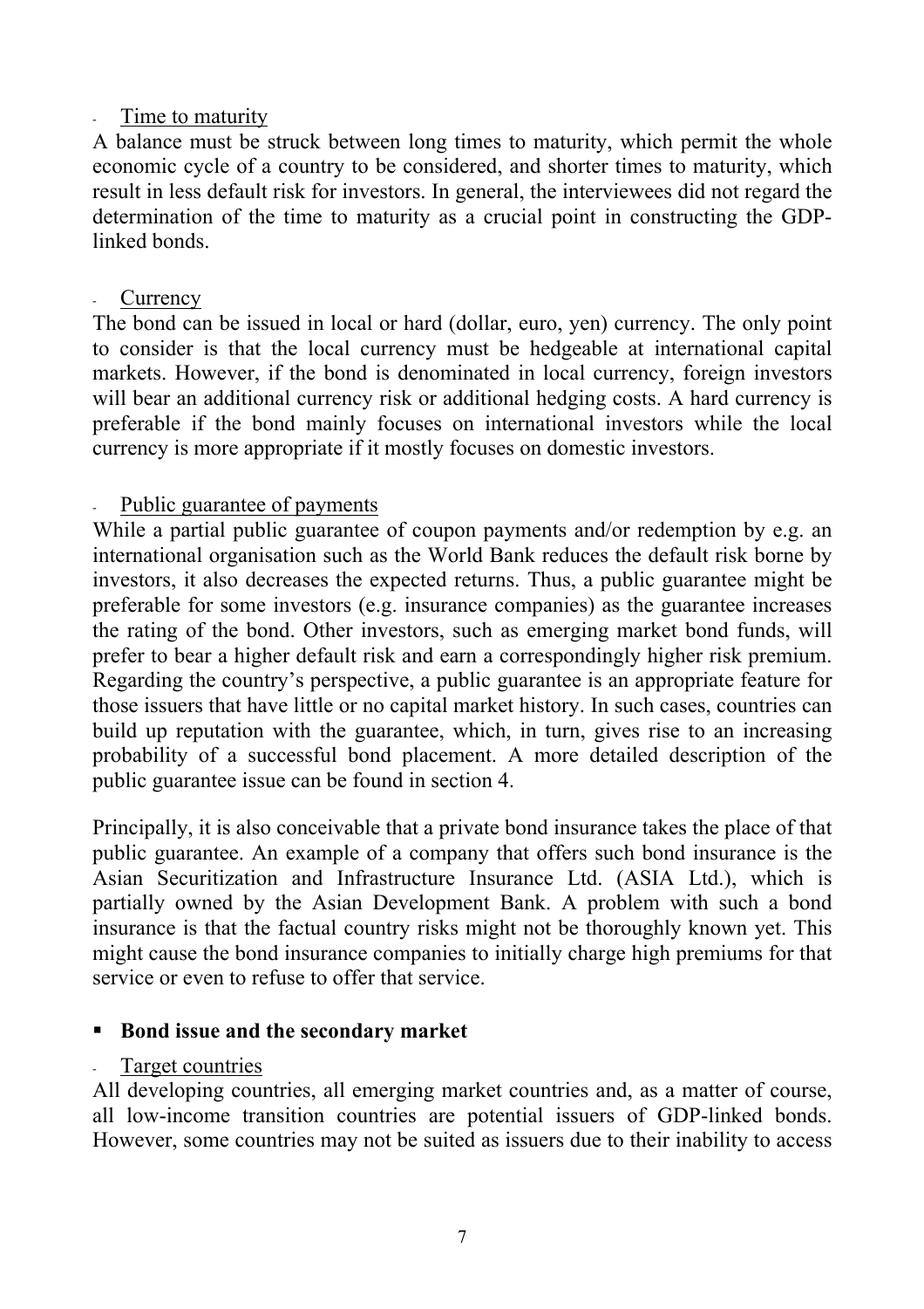- <u>Time to maturity</u>

A balance must be struck between long times to maturity, which permit the whole economic cycle of a country to be considered, and shorter times to maturity, which result in less default risk for investors. In general, the interviewees did not regard the determination of the time to maturity as a crucial point in constructing the GDP-linked bonds.

- <u>Currency</u>

The bond can be issued in local or hard (dollar, euro, yen) currency. The only point to consider is that the local currency must be hedgeable at international capital markets. However, if the bond is denominated in local currency, foreign investors will bear an additional currency risk or additional hedging costs. A hard currency is preferable if the bond mainly focuses on international investors while the local currency is more appropriate if it mostly focuses on domestic investors.

- <u>Public guarantee of payments</u>

While a partial public guarantee of coupon payments and/or redemption by e.g. an international organisation such as the World Bank reduces the default risk borne by investors, it also decreases the expected returns. Thus, a public guarantee might be preferable for some investors (e.g. insurance companies) as the guarantee increases the rating of the bond. Other investors, such as emerging market bond funds, will prefer to bear a higher default risk and earn a correspondingly higher risk premium. Regarding the country's perspective, a public guarantee is an appropriate feature for those issuers that have little or no capital market history. In such cases, countries can build up reputation with the guarantee, which, in turn, gives rise to an increasing probability of a successful bond placement. A more detailed description of the public guarantee issue can be found in section 4.

Principally, it is also conceivable that a private bond insurance takes the place of that public guarantee. An example of a company that offers such bond insurance is the Asian Securitization and Infrastructure Insurance Ltd. (ASIA Ltd.), which is partially owned by the Asian Development Bank. A problem with such a bond insurance is that the factual country risks might not be thoroughly known yet. This might cause the bond insurance companies to initially charge high premiums for that service or even to refuse to offer that service.

- **Bond issue and the secondary market**

- <u>Target countries</u>

All developing countries, all emerging market countries and, as a matter of course, all low-income transition countries are potential issuers of GDP-linked bonds. However, some countries may not be suited as issuers due to their inability to access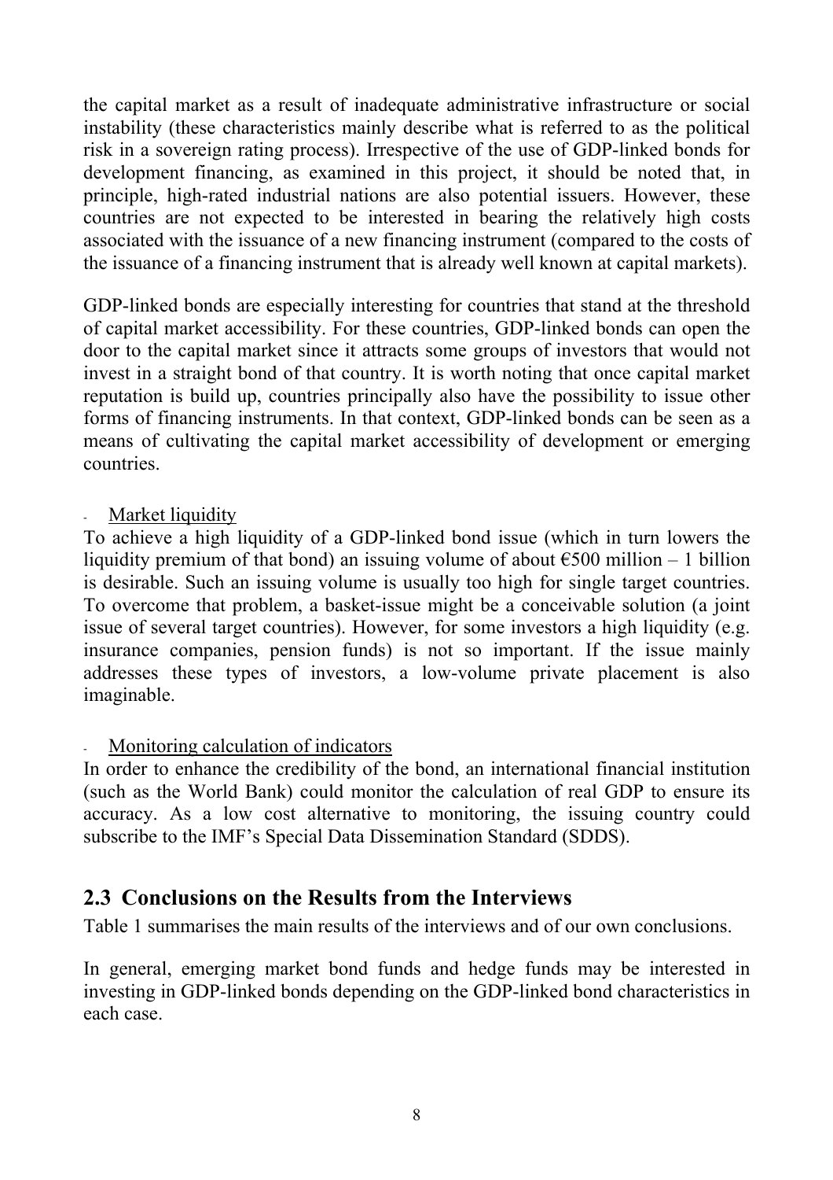the capital market as a result of inadequate administrative infrastructure or social instability (these characteristics mainly describe what is referred to as the political risk in a sovereign rating process). Irrespective of the use of GDP-linked bonds for development financing, as examined in this project, it should be noted that, in principle, high-rated industrial nations are also potential issuers. However, these countries are not expected to be interested in bearing the relatively high costs associated with the issuance of a new financing instrument (compared to the costs of the issuance of a financing instrument that is already well known at capital markets).

GDP-linked bonds are especially interesting for countries that stand at the threshold of capital market accessibility. For these countries, GDP-linked bonds can open the door to the capital market since it attracts some groups of investors that would not invest in a straight bond of that country. It is worth noting that once capital market reputation is build up, countries principally also have the possibility to issue other forms of financing instruments. In that context, GDP-linked bonds can be seen as a means of cultivating the capital market accessibility of development or emerging countries.

- Market liquidity

To achieve a high liquidity of a GDP-linked bond issue (which in turn lowers the liquidity premium of that bond) an issuing volume of about €500 million – 1 billion is desirable. Such an issuing volume is usually too high for single target countries. To overcome that problem, a basket-issue might be a conceivable solution (a joint issue of several target countries). However, for some investors a high liquidity (e.g. insurance companies, pension funds) is not so important. If the issue mainly addresses these types of investors, a low-volume private placement is also imaginable.

- Monitoring calculation of indicators

In order to enhance the credibility of the bond, an international financial institution (such as the World Bank) could monitor the calculation of real GDP to ensure its accuracy. As a low cost alternative to monitoring, the issuing country could subscribe to the IMF's Special Data Dissemination Standard (SDDS).

## 2.3 Conclusions on the Results from the Interviews

Table 1 summarises the main results of the interviews and of our own conclusions.

In general, emerging market bond funds and hedge funds may be interested in investing in GDP-linked bonds depending on the GDP-linked bond characteristics in each case.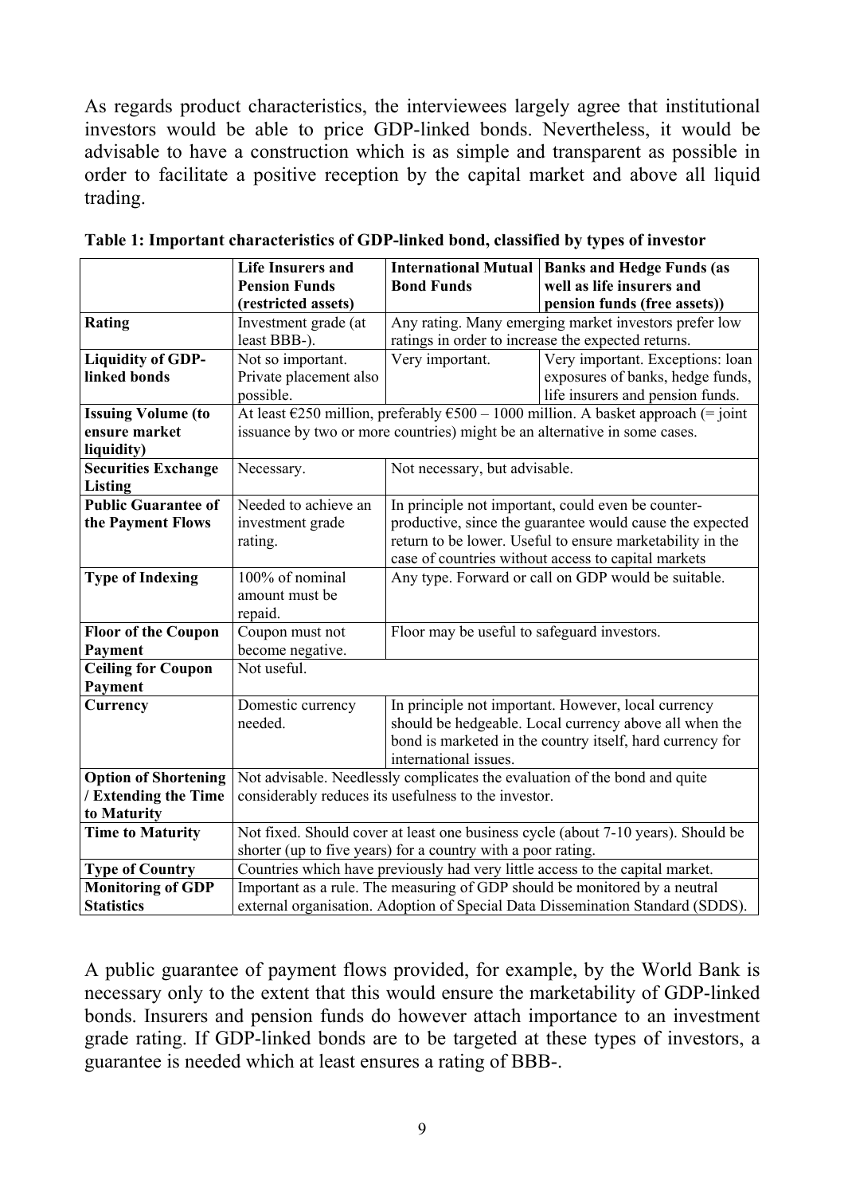As regards product characteristics, the interviewees largely agree that institutional investors would be able to price GDP-linked bonds. Nevertheless, it would be advisable to have a construction which is as simple and transparent as possible in order to facilitate a positive reception by the capital market and above all liquid trading.

**Table 1: Important characteristics of GDP-linked bond, classified by types of investor**

| | Life Insurers and Pension Funds (restricted assets) | International Mutual Bond Funds | Banks and Hedge Funds (as well as life insurers and pension funds (free assets)) |
|---|---|---|---|
| **Rating** | Investment grade (at least BBB-). | Any rating. Many emerging market investors prefer low ratings in order to increase the expected returns. | |
| **Liquidity of GDP-linked bonds** | Not so important. Private placement also possible. | Very important. | Very important. Exceptions: loan exposures of banks, hedge funds, life insurers and pension funds. |
| **Issuing Volume (to ensure market liquidity)** | At least €250 million, preferably €500 – 1000 million. A basket approach (= joint issuance by two or more countries) might be an alternative in some cases. | | |
| **Securities Exchange Listing** | Necessary. | Not necessary, but advisable. | |
| **Public Guarantee of the Payment Flows** | Needed to achieve an investment grade rating. | In principle not important, could even be counter-productive, since the guarantee would cause the expected return to be lower. Useful to ensure marketability in the case of countries without access to capital markets | |
| **Type of Indexing** | 100% of nominal amount must be repaid. | Any type. Forward or call on GDP would be suitable. | |
| **Floor of the Coupon Payment** | Coupon must not become negative. | Floor may be useful to safeguard investors. | |
| **Ceiling for Coupon Payment** | Not useful. | | |
| **Currency** | Domestic currency needed. | In principle not important. However, local currency should be hedgeable. Local currency above all when the bond is marketed in the country itself, hard currency for international issues. | |
| **Option of Shortening / Extending the Time to Maturity** | Not advisable. Needlessly complicates the evaluation of the bond and quite considerably reduces its usefulness to the investor. | | |
| **Time to Maturity** | Not fixed. Should cover at least one business cycle (about 7-10 years). Should be shorter (up to five years) for a country with a poor rating. | | |
| **Type of Country** | Countries which have previously had very little access to the capital market. | | |
| **Monitoring of GDP Statistics** | Important as a rule. The measuring of GDP should be monitored by a neutral external organisation. Adoption of Special Data Dissemination Standard (SDDS). | | |

A public guarantee of payment flows provided, for example, by the World Bank is necessary only to the extent that this would ensure the marketability of GDP-linked bonds. Insurers and pension funds do however attach importance to an investment grade rating. If GDP-linked bonds are to be targeted at these types of investors, a guarantee is needed which at least ensures a rating of BBB-.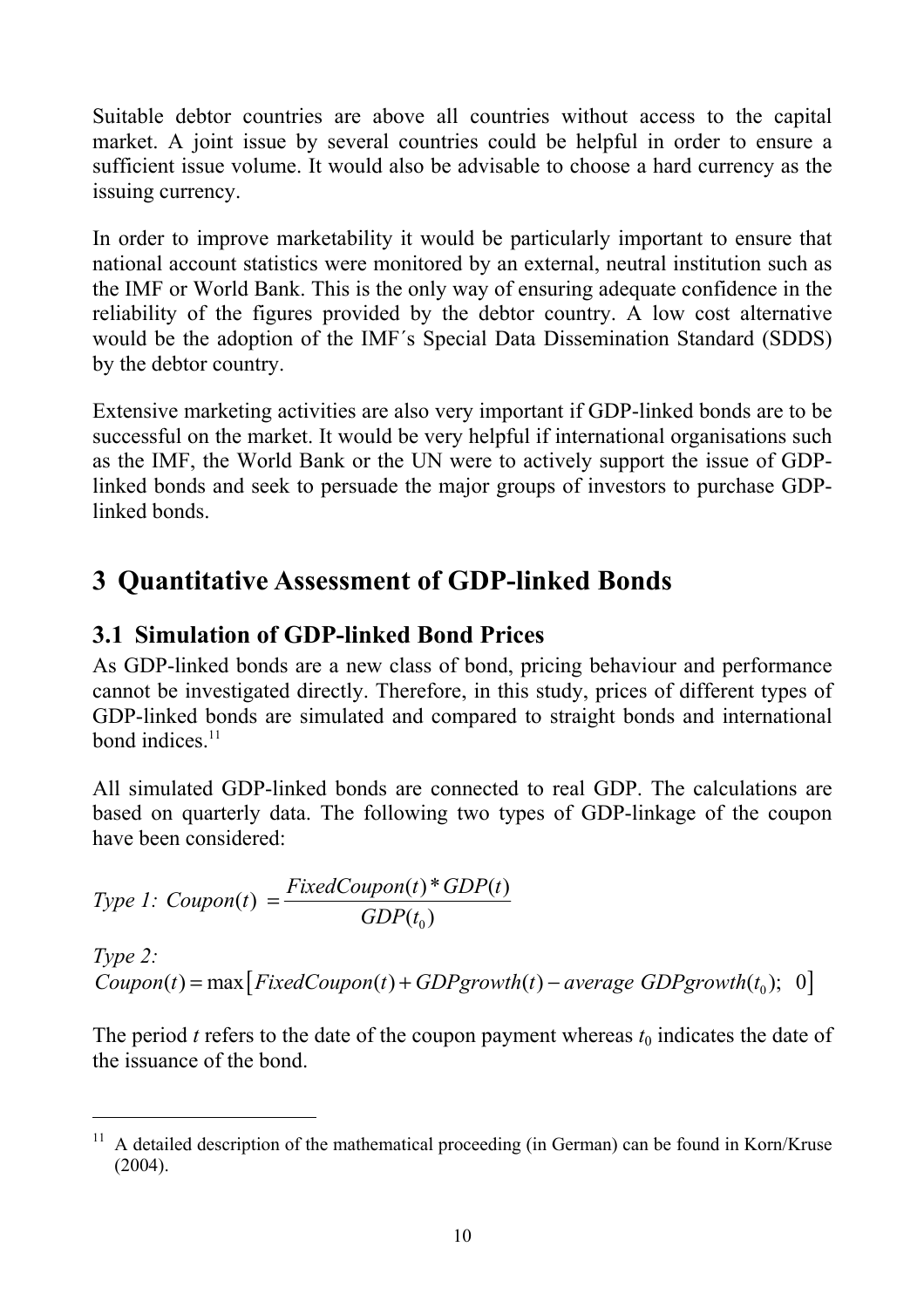Suitable debtor countries are above all countries without access to the capital market. A joint issue by several countries could be helpful in order to ensure a sufficient issue volume. It would also be advisable to choose a hard currency as the issuing currency.

In order to improve marketability it would be particularly important to ensure that national account statistics were monitored by an external, neutral institution such as the IMF or World Bank. This is the only way of ensuring adequate confidence in the reliability of the figures provided by the debtor country. A low cost alternative would be the adoption of the IMF´s Special Data Dissemination Standard (SDDS) by the debtor country.

Extensive marketing activities are also very important if GDP-linked bonds are to be successful on the market. It would be very helpful if international organisations such as the IMF, the World Bank or the UN were to actively support the issue of GDP-linked bonds and seek to persuade the major groups of investors to purchase GDP-linked bonds.

# 3 Quantitative Assessment of GDP-linked Bonds

## 3.1 Simulation of GDP-linked Bond Prices

As GDP-linked bonds are a new class of bond, pricing behaviour and performance cannot be investigated directly. Therefore, in this study, prices of different types of GDP-linked bonds are simulated and compared to straight bonds and international bond indices.[11]

All simulated GDP-linked bonds are connected to real GDP. The calculations are based on quarterly data. The following two types of GDP-linkage of the coupon have been considered:

*Type 1:* $$Coupon(t) = \frac{FixedCoupon(t) * GDP(t)}{GDP(t_0)}$$

*Type 2:*

$$Coupon(t) = \max\left[FixedCoupon(t) + GDPgrowth(t) - average\ GDPgrowth(t_0);\ \ 0\right]$$

The period $t$ refers to the date of the coupon payment whereas $t_0$ indicates the date of the issuance of the bond.

---

[11] A detailed description of the mathematical proceeding (in German) can be found in Korn/Kruse (2004).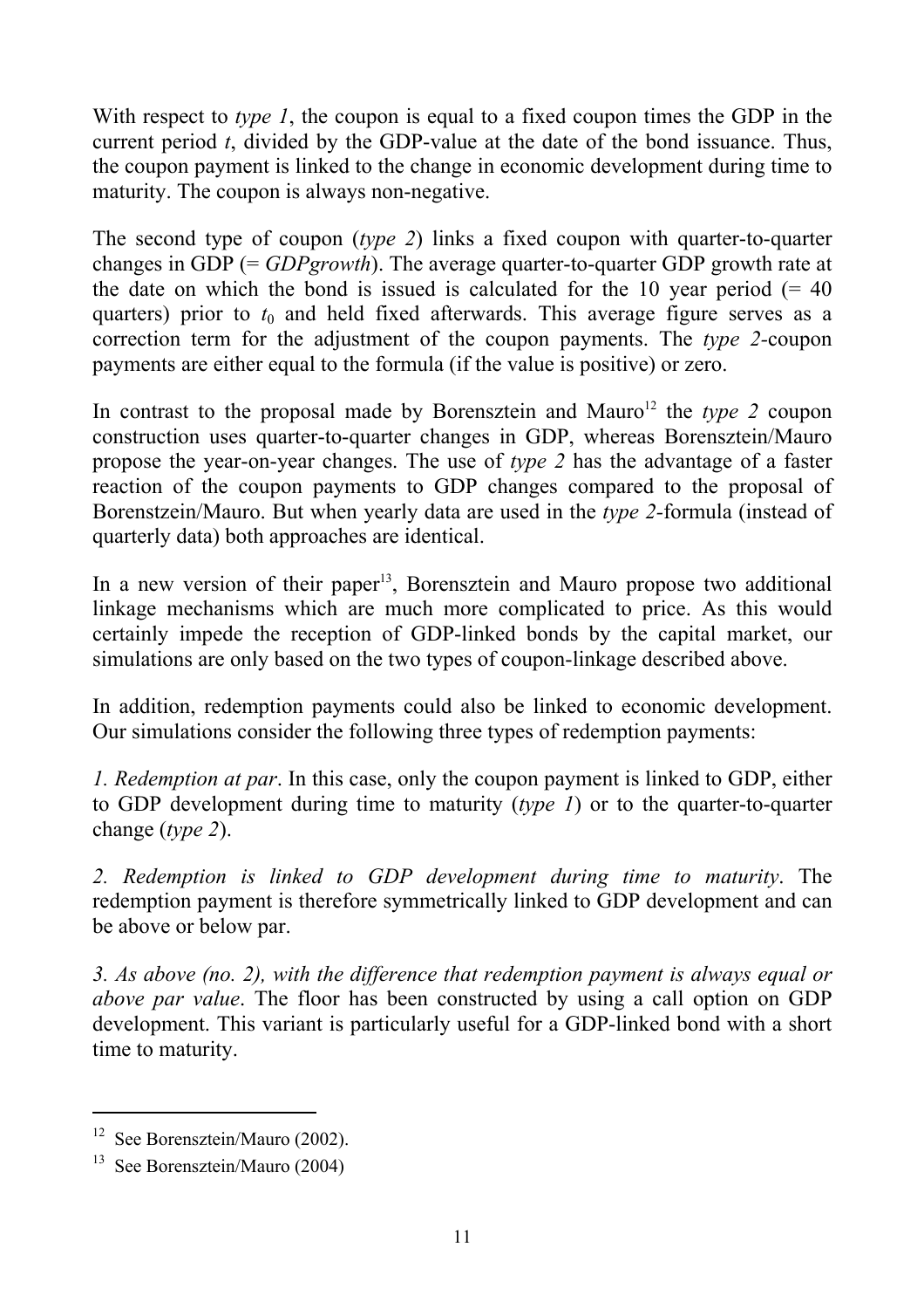With respect to *type 1*, the coupon is equal to a fixed coupon times the GDP in the current period *t*, divided by the GDP-value at the date of the bond issuance. Thus, the coupon payment is linked to the change in economic development during time to maturity. The coupon is always non-negative.

The second type of coupon (*type 2*) links a fixed coupon with quarter-to-quarter changes in GDP (= *GDPgrowth*). The average quarter-to-quarter GDP growth rate at the date on which the bond is issued is calculated for the 10 year period (= 40 quarters) prior to $t_0$ and held fixed afterwards. This average figure serves as a correction term for the adjustment of the coupon payments. The *type 2*-coupon payments are either equal to the formula (if the value is positive) or zero.

In contrast to the proposal made by Borensztein and Mauro[12] the *type 2* coupon construction uses quarter-to-quarter changes in GDP, whereas Borensztein/Mauro propose the year-on-year changes. The use of *type 2* has the advantage of a faster reaction of the coupon payments to GDP changes compared to the proposal of Borenstzein/Mauro. But when yearly data are used in the *type 2*-formula (instead of quarterly data) both approaches are identical.

In a new version of their paper[13], Borensztein and Mauro propose two additional linkage mechanisms which are much more complicated to price. As this would certainly impede the reception of GDP-linked bonds by the capital market, our simulations are only based on the two types of coupon-linkage described above.

In addition, redemption payments could also be linked to economic development. Our simulations consider the following three types of redemption payments:

*1. Redemption at par*. In this case, only the coupon payment is linked to GDP, either to GDP development during time to maturity (*type 1*) or to the quarter-to-quarter change (*type 2*).

*2. Redemption is linked to GDP development during time to maturity*. The redemption payment is therefore symmetrically linked to GDP development and can be above or below par.

*3. As above (no. 2), with the difference that redemption payment is always equal or above par value*. The floor has been constructed by using a call option on GDP development. This variant is particularly useful for a GDP-linked bond with a short time to maturity.

---

[12] See Borensztein/Mauro (2002).

[13] See Borensztein/Mauro (2004)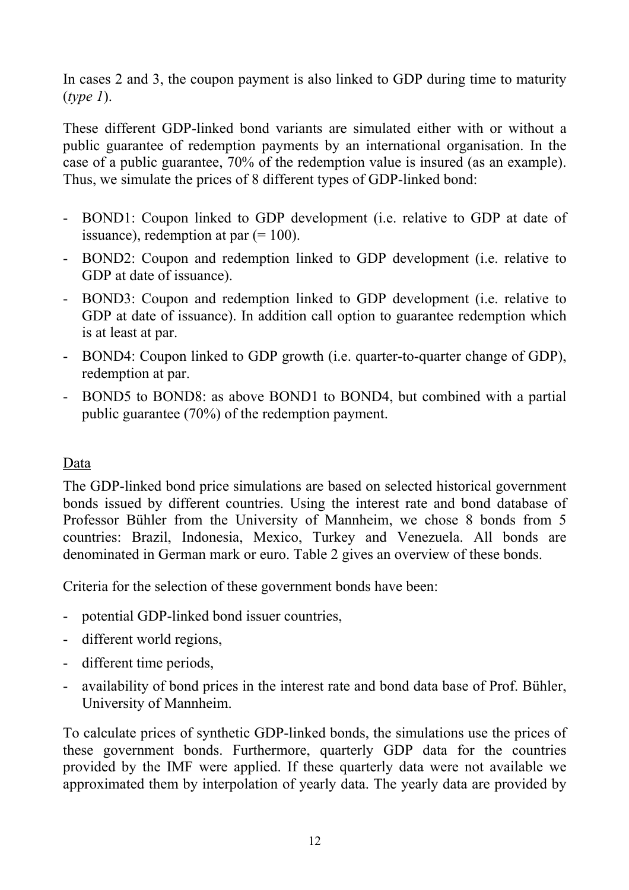In cases 2 and 3, the coupon payment is also linked to GDP during time to maturity (*type 1*).

These different GDP-linked bond variants are simulated either with or without a public guarantee of redemption payments by an international organisation. In the case of a public guarantee, 70% of the redemption value is insured (as an example). Thus, we simulate the prices of 8 different types of GDP-linked bond:

- BOND1: Coupon linked to GDP development (i.e. relative to GDP at date of issuance), redemption at par (= 100).
- BOND2: Coupon and redemption linked to GDP development (i.e. relative to GDP at date of issuance).
- BOND3: Coupon and redemption linked to GDP development (i.e. relative to GDP at date of issuance). In addition call option to guarantee redemption which is at least at par.
- BOND4: Coupon linked to GDP growth (i.e. quarter-to-quarter change of GDP), redemption at par.
- BOND5 to BOND8: as above BOND1 to BOND4, but combined with a partial public guarantee (70%) of the redemption payment.

<u>Data</u>

The GDP-linked bond price simulations are based on selected historical government bonds issued by different countries. Using the interest rate and bond database of Professor Bühler from the University of Mannheim, we chose 8 bonds from 5 countries: Brazil, Indonesia, Mexico, Turkey and Venezuela. All bonds are denominated in German mark or euro. Table 2 gives an overview of these bonds.

Criteria for the selection of these government bonds have been:

- potential GDP-linked bond issuer countries,
- different world regions,
- different time periods,
- availability of bond prices in the interest rate and bond data base of Prof. Bühler, University of Mannheim.

To calculate prices of synthetic GDP-linked bonds, the simulations use the prices of these government bonds. Furthermore, quarterly GDP data for the countries provided by the IMF were applied. If these quarterly data were not available we approximated them by interpolation of yearly data. The yearly data are provided by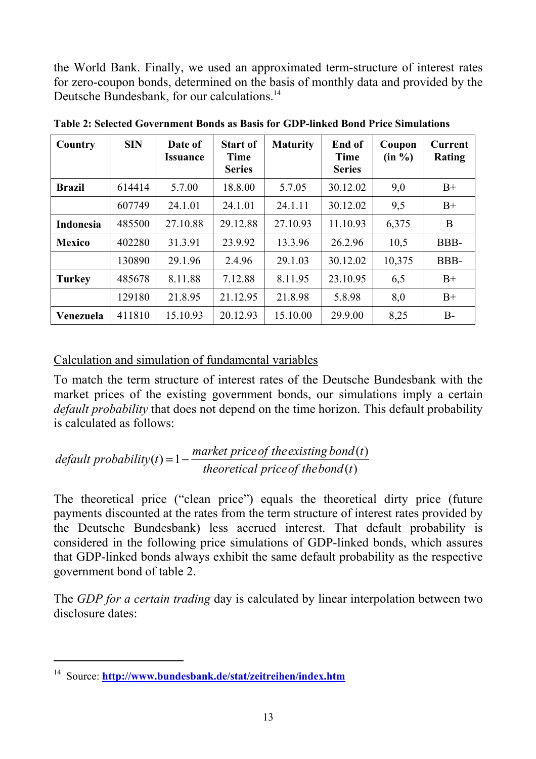the World Bank. Finally, we used an approximated term-structure of interest rates for zero-coupon bonds, determined on the basis of monthly data and provided by the Deutsche Bundesbank, for our calculations.[14]

**Table 2: Selected Government Bonds as Basis for GDP-linked Bond Price Simulations**

| Country | SIN | Date of Issuance | Start of Time Series | Maturity | End of Time Series | Coupon (in %) | Current Rating |
|---|---|---|---|---|---|---|---|
| **Brazil** | 614414 | 5.7.00 | 18.8.00 | 5.7.05 | 30.12.02 | 9,0 | B+ |
| | 607749 | 24.1.01 | 24.1.01 | 24.1.11 | 30.12.02 | 9,5 | B+ |
| **Indonesia** | 485500 | 27.10.88 | 29.12.88 | 27.10.93 | 11.10.93 | 6,375 | B |
| **Mexico** | 402280 | 31.3.91 | 23.9.92 | 13.3.96 | 26.2.96 | 10,5 | BBB- |
| | 130890 | 29.1.96 | 2.4.96 | 29.1.03 | 30.12.02 | 10,375 | BBB- |
| **Turkey** | 485678 | 8.11.88 | 7.12.88 | 8.11.95 | 23.10.95 | 6,5 | B+ |
| | 129180 | 21.8.95 | 21.12.95 | 21.8.98 | 5.8.98 | 8,0 | B+ |
| **Venezuela** | 411810 | 15.10.93 | 20.12.93 | 15.10.00 | 29.9.00 | 8,25 | B- |

<u>Calculation and simulation of fundamental variables</u>

To match the term structure of interest rates of the Deutsche Bundesbank with the market prices of the existing government bonds, our simulations imply a certain *default probability* that does not depend on the time horizon. This default probability is calculated as follows:

$$default\ probability(t) = 1 - \frac{market\ price\ of\ the\ existing\ bond(t)}{theoretical\ price\ of\ the\ bond(t)}$$

The theoretical price ("clean price") equals the theoretical dirty price (future payments discounted at the rates from the term structure of interest rates provided by the Deutsche Bundesbank) less accrued interest. That default probability is considered in the following price simulations of GDP-linked bonds, which assures that GDP-linked bonds always exhibit the same default probability as the respective government bond of table 2.

The *GDP for a certain trading* day is calculated by linear interpolation between two disclosure dates:

[14] Source: **http://www.bundesbank.de/stat/zeitreihen/index.htm**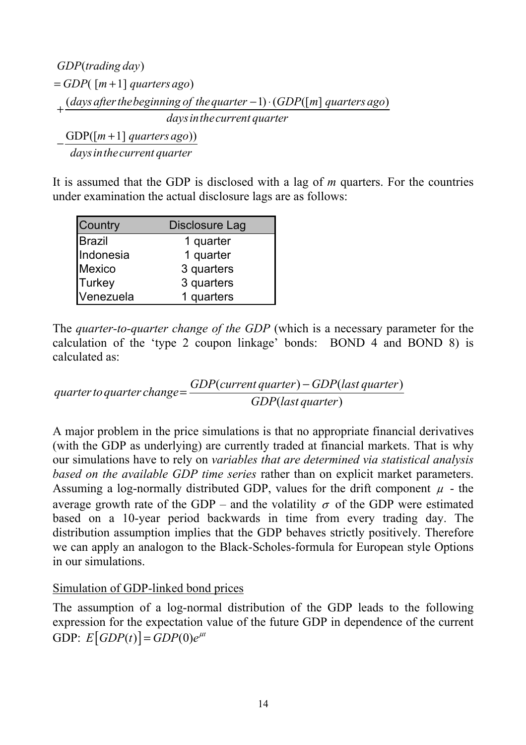$$
\begin{aligned}
&GDP(trading\,day) \\
&= GDP(\,[m+1]\;quarters\,ago) \\
&+\frac{(days\,after\,the\,beginning\,of\,the\,quarter-1)\cdot(GDP([m]\;quarters\,ago)}{days\,in\,the\,current\,quarter} \\
&-\frac{\mathrm{GDP}([m+1]\;quarters\,ago))}{days\,in\,the\,current\,quarter}
\end{aligned}
$$

It is assumed that the GDP is disclosed with a lag of *m* quarters. For the countries under examination the actual disclosure lags are as follows:

| Country | Disclosure Lag |
|---|---|
| Brazil | 1 quarter |
| Indonesia | 1 quarter |
| Mexico | 3 quarters |
| Turkey | 3 quarters |
| Venezuela | 1 quarters |

The *quarter-to-quarter change of the GDP* (which is a necessary parameter for the calculation of the 'type 2 coupon linkage' bonds: BOND 4 and BOND 8) is calculated as:

$$
quarter\,to\,quarter\,change = \frac{GDP(current\,quarter) - GDP(last\,quarter)}{GDP(last\,quarter)}
$$

A major problem in the price simulations is that no appropriate financial derivatives (with the GDP as underlying) are currently traded at financial markets. That is why our simulations have to rely on *variables that are determined via statistical analysis based on the available GDP time series* rather than on explicit market parameters. Assuming a log-normally distributed GDP, values for the drift component $\mu$ - the average growth rate of the GDP – and the volatility $\sigma$ of the GDP were estimated based on a 10-year period backwards in time from every trading day. The distribution assumption implies that the GDP behaves strictly positively. Therefore we can apply an analogon to the Black-Scholes-formula for European style Options in our simulations.

Simulation of GDP-linked bond prices

The assumption of a log-normal distribution of the GDP leads to the following expression for the expectation value of the future GDP in dependence of the current GDP: $E\left[GDP(t)\right] = GDP(0)e^{\mu t}$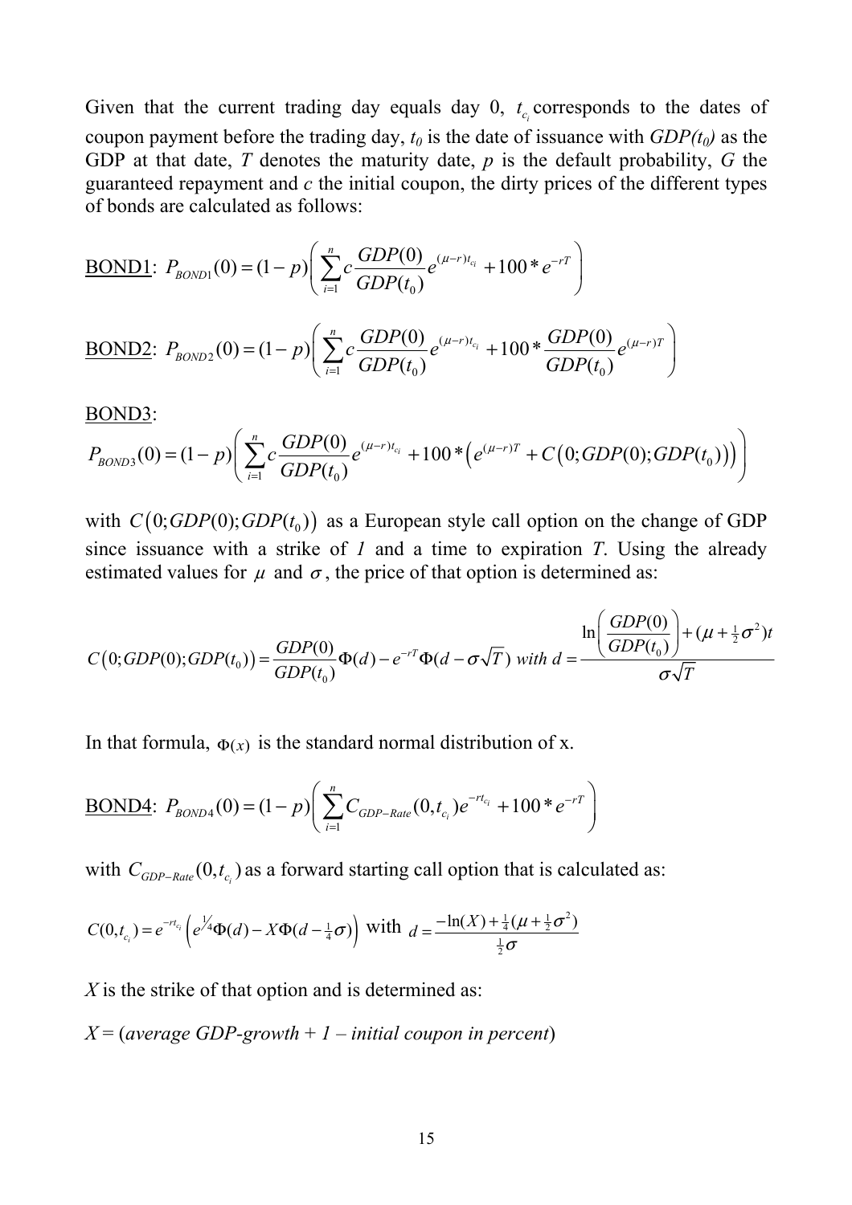Given that the current trading day equals day 0, $t_{c_i}$ corresponds to the dates of coupon payment before the trading day, $t_0$ is the date of issuance with $GDP(t_0)$ as the GDP at that date, $T$ denotes the maturity date, $p$ is the default probability, $G$ the guaranteed repayment and $c$ the initial coupon, the dirty prices of the different types of bonds are calculated as follows:

<u>BOND1</u>: $P_{BOND1}(0) = (1-p)\left( \sum_{i=1}^{n} c \frac{GDP(0)}{GDP(t_0)} e^{(\mu - r)t_{c_i}} + 100 * e^{-rT} \right)$

<u>BOND2</u>: $P_{BOND2}(0) = (1-p)\left( \sum_{i=1}^{n} c \frac{GDP(0)}{GDP(t_0)} e^{(\mu - r)t_{c_i}} + 100 * \frac{GDP(0)}{GDP(t_0)} e^{(\mu - r)T} \right)$

<u>BOND3</u>:

$$P_{BOND3}(0) = (1-p)\left( \sum_{i=1}^{n} c \frac{GDP(0)}{GDP(t_0)} e^{(\mu - r)t_{c_i}} + 100 * \left( e^{(\mu - r)T} + C\left(0; GDP(0); GDP(t_0)\right) \right) \right)$$

with $C\left(0; GDP(0); GDP(t_0)\right)$ as a European style call option on the change of GDP since issuance with a strike of *1* and a time to expiration *T*. Using the already estimated values for $\mu$ and $\sigma$, the price of that option is determined as:

$$C\left(0; GDP(0); GDP(t_0)\right) = \frac{GDP(0)}{GDP(t_0)} \Phi(d) - e^{-rT} \Phi(d - \sigma\sqrt{T}) \text{ with } d = \frac{\ln\left(\frac{GDP(0)}{GDP(t_0)}\right) + (\mu + \tfrac{1}{2}\sigma^2)t}{\sigma\sqrt{T}}$$

In that formula, $\Phi(x)$ is the standard normal distribution of x.

<u>BOND4</u>: $P_{BOND4}(0) = (1-p)\left( \sum_{i=1}^{n} C_{GDP-Rate}(0, t_{c_i}) e^{-rt_{c_i}} + 100 * e^{-rT} \right)$

with $C_{GDP-Rate}(0, t_{c_i})$ as a forward starting call option that is calculated as:

$$C(0, t_{c_i}) = e^{-rt_{c_i}} \left( e^{1/4} \Phi(d) - X\Phi(d - \tfrac{1}{4}\sigma) \right) \text{ with } d = \frac{-\ln(X) + \tfrac{1}{4}(\mu + \tfrac{1}{2}\sigma^2)}{\tfrac{1}{2}\sigma}$$

*X* is the strike of that option and is determined as:

*X* = (*average GDP-growth + 1 – initial coupon in percent*)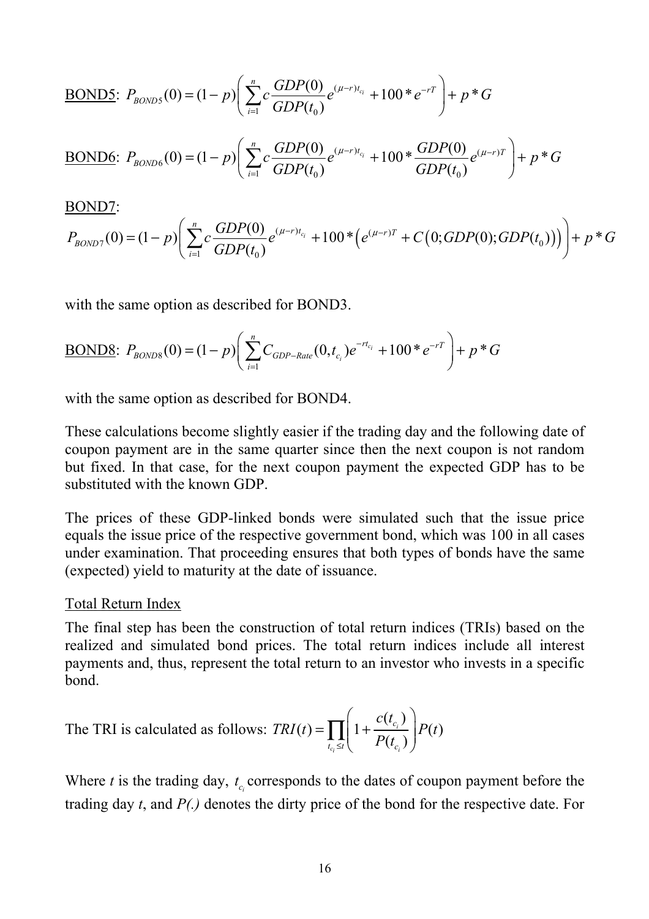<u>BOND5</u>: $P_{BOND5}(0) = (1-p)\left(\sum_{i=1}^{n} c \frac{GDP(0)}{GDP(t_0)} e^{(\mu - r)t_{c_i}} + 100 * e^{-rT}\right) + p * G$

<u>BOND6</u>: $P_{BOND6}(0) = (1-p)\left(\sum_{i=1}^{n} c \frac{GDP(0)}{GDP(t_0)} e^{(\mu - r)t_{c_i}} + 100 * \frac{GDP(0)}{GDP(t_0)} e^{(\mu - r)T}\right) + p * G$

<u>BOND7</u>:

$$P_{BOND7}(0) = (1-p)\left(\sum_{i=1}^{n} c \frac{GDP(0)}{GDP(t_0)} e^{(\mu - r)t_{c_i}} + 100 * \left(e^{(\mu - r)T} + C\left(0; GDP(0); GDP(t_0)\right)\right)\right) + p * G$$

with the same option as described for BOND3.

<u>BOND8</u>: $P_{BOND8}(0) = (1-p)\left(\sum_{i=1}^{n} C_{GDP-Rate}(0, t_{c_i}) e^{-rt_{c_i}} + 100 * e^{-rT}\right) + p * G$

with the same option as described for BOND4.

These calculations become slightly easier if the trading day and the following date of coupon payment are in the same quarter since then the next coupon is not random but fixed. In that case, for the next coupon payment the expected GDP has to be substituted with the known GDP.

The prices of these GDP-linked bonds were simulated such that the issue price equals the issue price of the respective government bond, which was 100 in all cases under examination. That proceeding ensures that both types of bonds have the same (expected) yield to maturity at the date of issuance.

<u>Total Return Index</u>

The final step has been the construction of total return indices (TRIs) based on the realized and simulated bond prices. The total return indices include all interest payments and, thus, represent the total return to an investor who invests in a specific bond.

The TRI is calculated as follows: $TRI(t) = \prod_{t_{c_i} \le t} \left(1 + \frac{c(t_{c_i})}{P(t_{c_i})}\right) P(t)$

Where $t$ is the trading day, $t_{c_i}$ corresponds to the dates of coupon payment before the trading day $t$, and $P(.)$ denotes the dirty price of the bond for the respective date. For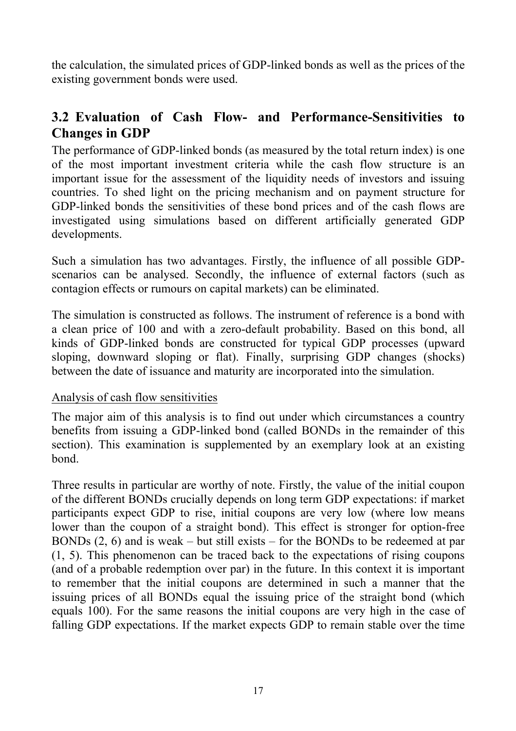the calculation, the simulated prices of GDP-linked bonds as well as the prices of the existing government bonds were used.

## 3.2 Evaluation of Cash Flow- and Performance-Sensitivities to Changes in GDP

The performance of GDP-linked bonds (as measured by the total return index) is one of the most important investment criteria while the cash flow structure is an important issue for the assessment of the liquidity needs of investors and issuing countries. To shed light on the pricing mechanism and on payment structure for GDP-linked bonds the sensitivities of these bond prices and of the cash flows are investigated using simulations based on different artificially generated GDP developments.

Such a simulation has two advantages. Firstly, the influence of all possible GDP-scenarios can be analysed. Secondly, the influence of external factors (such as contagion effects or rumours on capital markets) can be eliminated.

The simulation is constructed as follows. The instrument of reference is a bond with a clean price of 100 and with a zero-default probability. Based on this bond, all kinds of GDP-linked bonds are constructed for typical GDP processes (upward sloping, downward sloping or flat). Finally, surprising GDP changes (shocks) between the date of issuance and maturity are incorporated into the simulation.

Analysis of cash flow sensitivities

The major aim of this analysis is to find out under which circumstances a country benefits from issuing a GDP-linked bond (called BONDs in the remainder of this section). This examination is supplemented by an exemplary look at an existing bond.

Three results in particular are worthy of note. Firstly, the value of the initial coupon of the different BONDs crucially depends on long term GDP expectations: if market participants expect GDP to rise, initial coupons are very low (where low means lower than the coupon of a straight bond). This effect is stronger for option-free BONDs (2, 6) and is weak – but still exists – for the BONDs to be redeemed at par (1, 5). This phenomenon can be traced back to the expectations of rising coupons (and of a probable redemption over par) in the future. In this context it is important to remember that the initial coupons are determined in such a manner that the issuing prices of all BONDs equal the issuing price of the straight bond (which equals 100). For the same reasons the initial coupons are very high in the case of falling GDP expectations. If the market expects GDP to remain stable over the time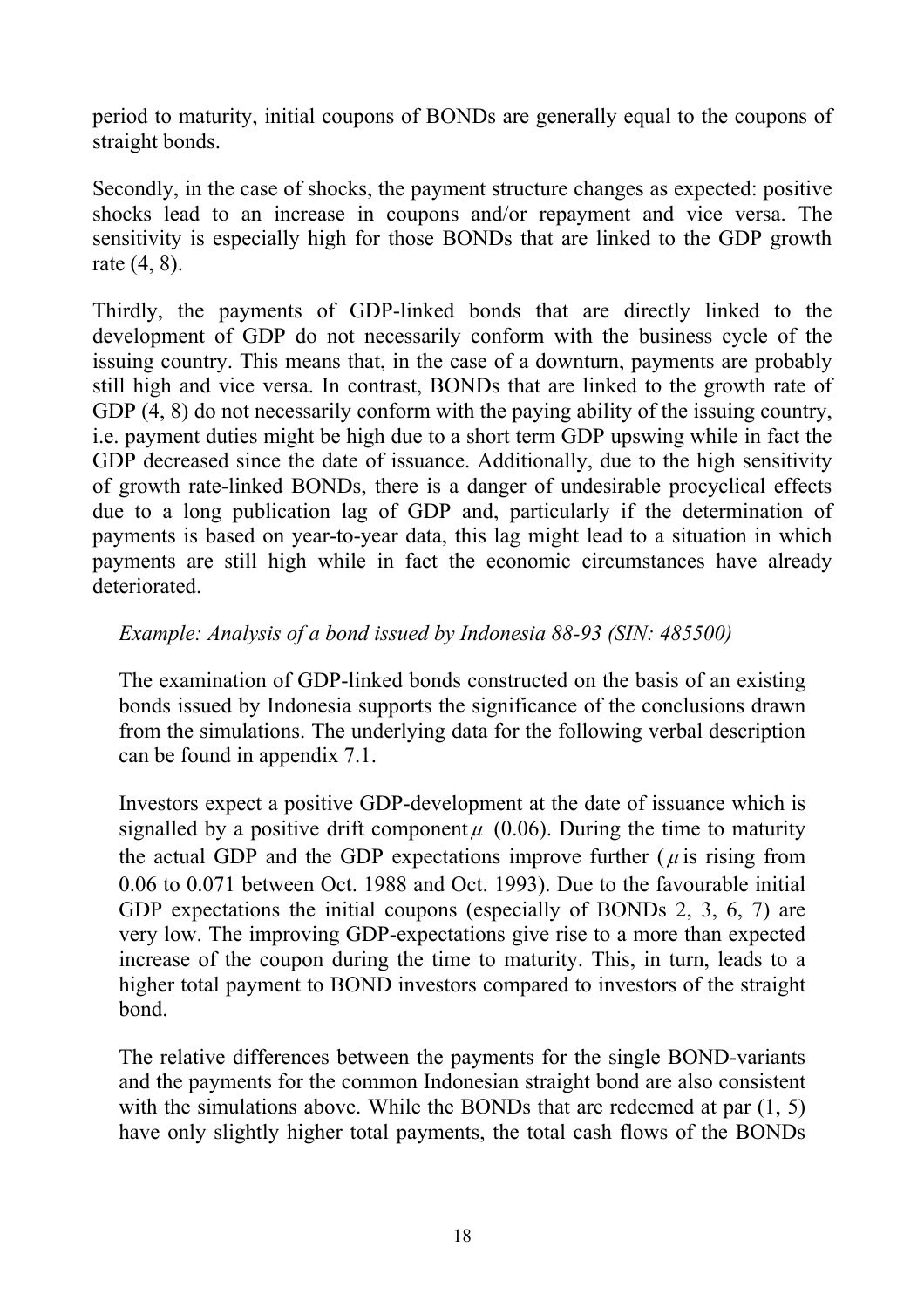period to maturity, initial coupons of BONDs are generally equal to the coupons of straight bonds.

Secondly, in the case of shocks, the payment structure changes as expected: positive shocks lead to an increase in coupons and/or repayment and vice versa. The sensitivity is especially high for those BONDs that are linked to the GDP growth rate (4, 8).

Thirdly, the payments of GDP-linked bonds that are directly linked to the development of GDP do not necessarily conform with the business cycle of the issuing country. This means that, in the case of a downturn, payments are probably still high and vice versa. In contrast, BONDs that are linked to the growth rate of GDP (4, 8) do not necessarily conform with the paying ability of the issuing country, i.e. payment duties might be high due to a short term GDP upswing while in fact the GDP decreased since the date of issuance. Additionally, due to the high sensitivity of growth rate-linked BONDs, there is a danger of undesirable procyclical effects due to a long publication lag of GDP and, particularly if the determination of payments is based on year-to-year data, this lag might lead to a situation in which payments are still high while in fact the economic circumstances have already deteriorated.

> *Example: Analysis of a bond issued by Indonesia 88-93 (SIN: 485500)*
>
> The examination of GDP-linked bonds constructed on the basis of an existing bonds issued by Indonesia supports the significance of the conclusions drawn from the simulations. The underlying data for the following verbal description can be found in appendix 7.1.
>
> Investors expect a positive GDP-development at the date of issuance which is signalled by a positive drift component $\mu$ (0.06). During the time to maturity the actual GDP and the GDP expectations improve further ($\mu$ is rising from 0.06 to 0.071 between Oct. 1988 and Oct. 1993). Due to the favourable initial GDP expectations the initial coupons (especially of BONDs 2, 3, 6, 7) are very low. The improving GDP-expectations give rise to a more than expected increase of the coupon during the time to maturity. This, in turn, leads to a higher total payment to BOND investors compared to investors of the straight bond.
>
> The relative differences between the payments for the single BOND-variants and the payments for the common Indonesian straight bond are also consistent with the simulations above. While the BONDs that are redeemed at par (1, 5) have only slightly higher total payments, the total cash flows of the BONDs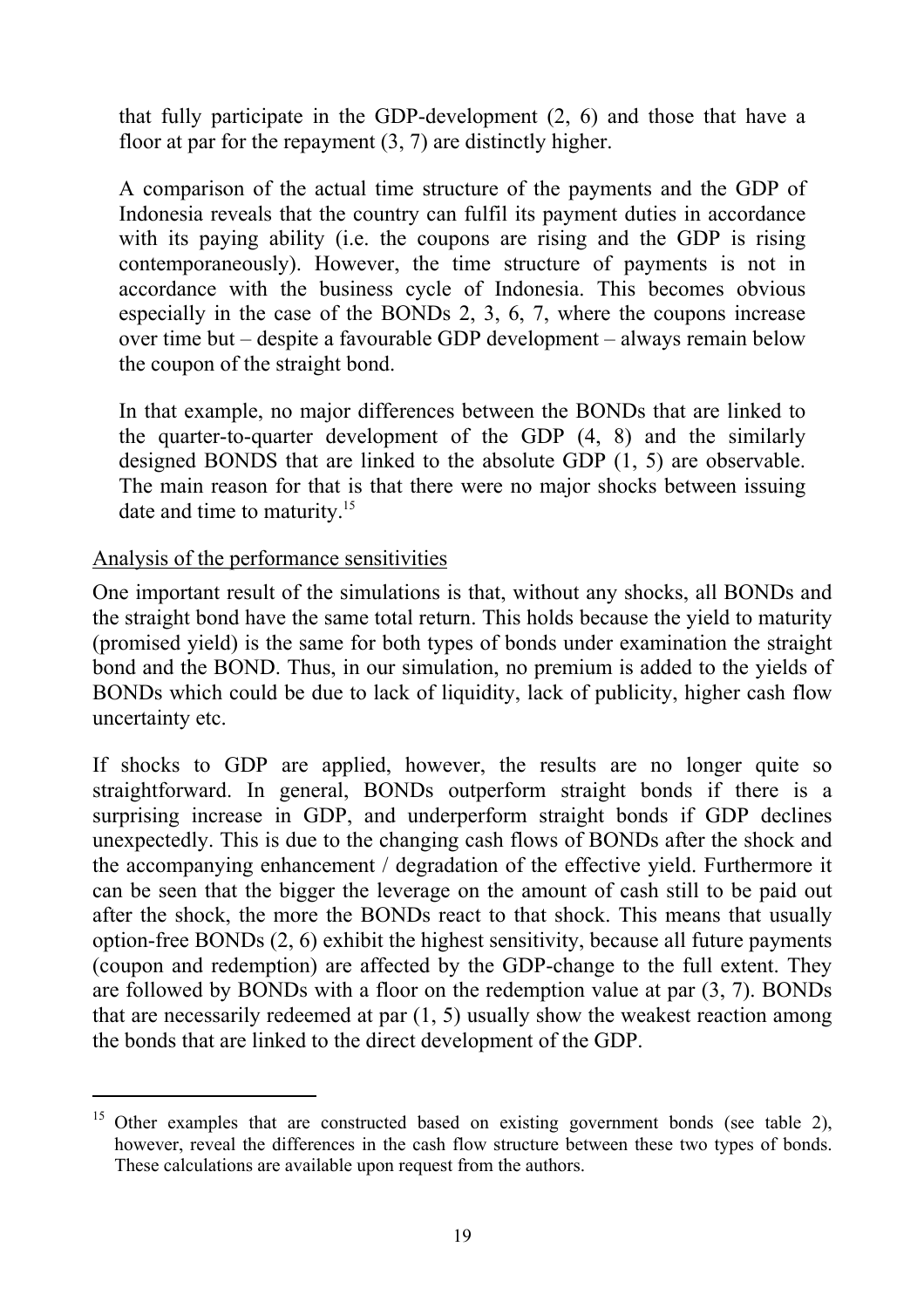that fully participate in the GDP-development (2, 6) and those that have a floor at par for the repayment (3, 7) are distinctly higher.

A comparison of the actual time structure of the payments and the GDP of Indonesia reveals that the country can fulfil its payment duties in accordance with its paying ability (i.e. the coupons are rising and the GDP is rising contemporaneously). However, the time structure of payments is not in accordance with the business cycle of Indonesia. This becomes obvious especially in the case of the BONDs 2, 3, 6, 7, where the coupons increase over time but – despite a favourable GDP development – always remain below the coupon of the straight bond.

In that example, no major differences between the BONDs that are linked to the quarter-to-quarter development of the GDP (4, 8) and the similarly designed BONDS that are linked to the absolute GDP (1, 5) are observable. The main reason for that is that there were no major shocks between issuing date and time to maturity.[15]

Analysis of the performance sensitivities

One important result of the simulations is that, without any shocks, all BONDs and the straight bond have the same total return. This holds because the yield to maturity (promised yield) is the same for both types of bonds under examination the straight bond and the BOND. Thus, in our simulation, no premium is added to the yields of BONDs which could be due to lack of liquidity, lack of publicity, higher cash flow uncertainty etc.

If shocks to GDP are applied, however, the results are no longer quite so straightforward. In general, BONDs outperform straight bonds if there is a surprising increase in GDP, and underperform straight bonds if GDP declines unexpectedly. This is due to the changing cash flows of BONDs after the shock and the accompanying enhancement / degradation of the effective yield. Furthermore it can be seen that the bigger the leverage on the amount of cash still to be paid out after the shock, the more the BONDs react to that shock. This means that usually option-free BONDs (2, 6) exhibit the highest sensitivity, because all future payments (coupon and redemption) are affected by the GDP-change to the full extent. They are followed by BONDs with a floor on the redemption value at par (3, 7). BONDs that are necessarily redeemed at par (1, 5) usually show the weakest reaction among the bonds that are linked to the direct development of the GDP.

[15] Other examples that are constructed based on existing government bonds (see table 2), however, reveal the differences in the cash flow structure between these two types of bonds. These calculations are available upon request from the authors.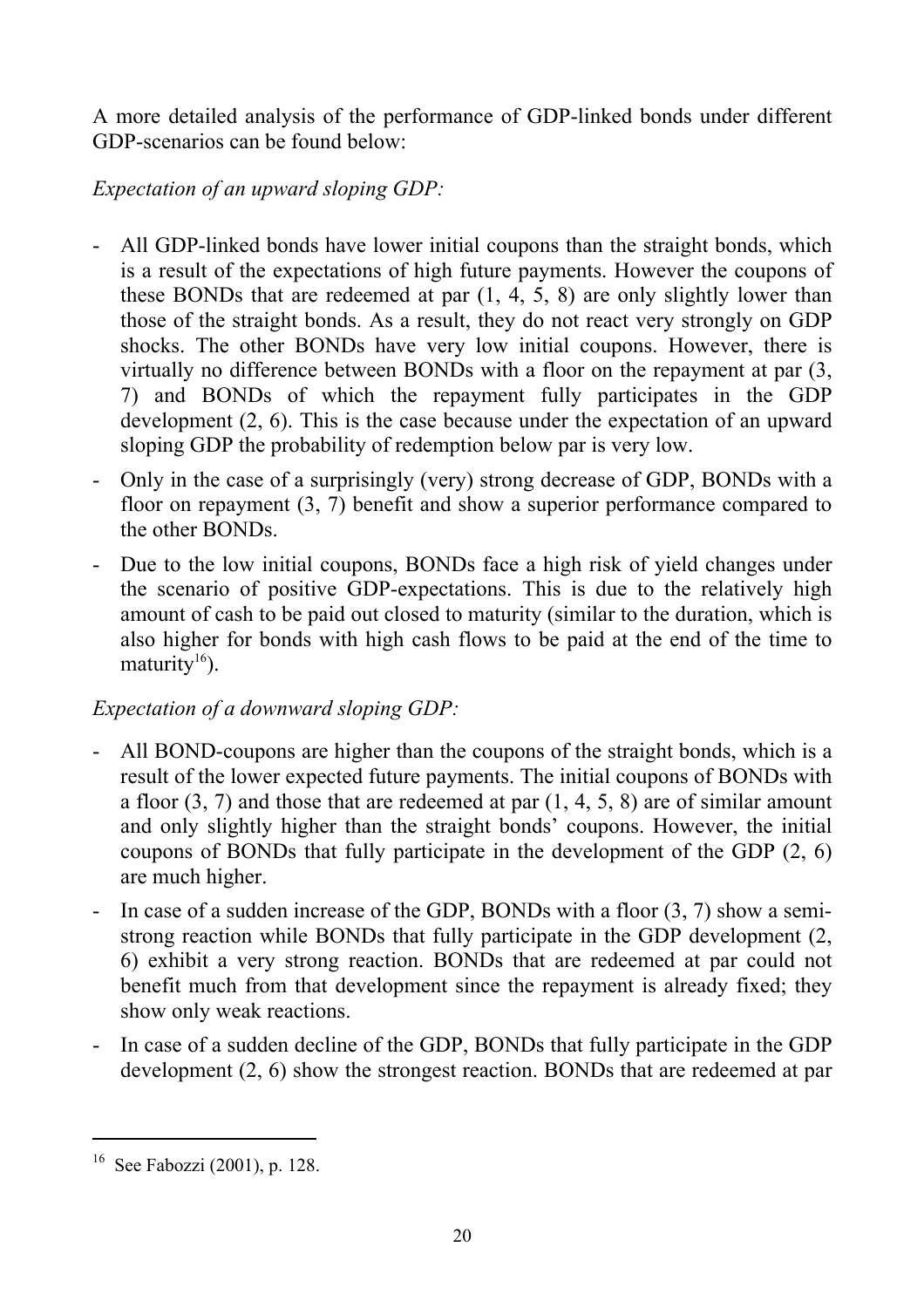A more detailed analysis of the performance of GDP-linked bonds under different GDP-scenarios can be found below:

*Expectation of an upward sloping GDP:*

- All GDP-linked bonds have lower initial coupons than the straight bonds, which is a result of the expectations of high future payments. However the coupons of these BONDs that are redeemed at par (1, 4, 5, 8) are only slightly lower than those of the straight bonds. As a result, they do not react very strongly on GDP shocks. The other BONDs have very low initial coupons. However, there is virtually no difference between BONDs with a floor on the repayment at par (3, 7) and BONDs of which the repayment fully participates in the GDP development (2, 6). This is the case because under the expectation of an upward sloping GDP the probability of redemption below par is very low.
- Only in the case of a surprisingly (very) strong decrease of GDP, BONDs with a floor on repayment (3, 7) benefit and show a superior performance compared to the other BONDs.
- Due to the low initial coupons, BONDs face a high risk of yield changes under the scenario of positive GDP-expectations. This is due to the relatively high amount of cash to be paid out closed to maturity (similar to the duration, which is also higher for bonds with high cash flows to be paid at the end of the time to maturity[16]).

*Expectation of a downward sloping GDP:*

- All BOND-coupons are higher than the coupons of the straight bonds, which is a result of the lower expected future payments. The initial coupons of BONDs with a floor (3, 7) and those that are redeemed at par (1, 4, 5, 8) are of similar amount and only slightly higher than the straight bonds' coupons. However, the initial coupons of BONDs that fully participate in the development of the GDP (2, 6) are much higher.
- In case of a sudden increase of the GDP, BONDs with a floor (3, 7) show a semi-strong reaction while BONDs that fully participate in the GDP development (2, 6) exhibit a very strong reaction. BONDs that are redeemed at par could not benefit much from that development since the repayment is already fixed; they show only weak reactions.
- In case of a sudden decline of the GDP, BONDs that fully participate in the GDP development (2, 6) show the strongest reaction. BONDs that are redeemed at par

---

[16] See Fabozzi (2001), p. 128.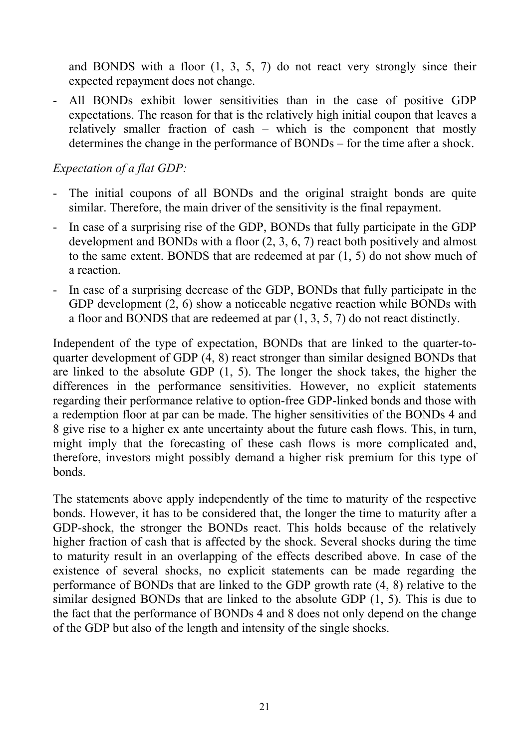and BONDS with a floor (1, 3, 5, 7) do not react very strongly since their expected repayment does not change.

- All BONDs exhibit lower sensitivities than in the case of positive GDP expectations. The reason for that is the relatively high initial coupon that leaves a relatively smaller fraction of cash – which is the component that mostly determines the change in the performance of BONDs – for the time after a shock.

*Expectation of a flat GDP:*

- The initial coupons of all BONDs and the original straight bonds are quite similar. Therefore, the main driver of the sensitivity is the final repayment.
- In case of a surprising rise of the GDP, BONDs that fully participate in the GDP development and BONDs with a floor (2, 3, 6, 7) react both positively and almost to the same extent. BONDS that are redeemed at par (1, 5) do not show much of a reaction.
- In case of a surprising decrease of the GDP, BONDs that fully participate in the GDP development (2, 6) show a noticeable negative reaction while BONDs with a floor and BONDS that are redeemed at par (1, 3, 5, 7) do not react distinctly.

Independent of the type of expectation, BONDs that are linked to the quarter-to-quarter development of GDP (4, 8) react stronger than similar designed BONDs that are linked to the absolute GDP (1, 5). The longer the shock takes, the higher the differences in the performance sensitivities. However, no explicit statements regarding their performance relative to option-free GDP-linked bonds and those with a redemption floor at par can be made. The higher sensitivities of the BONDs 4 and 8 give rise to a higher ex ante uncertainty about the future cash flows. This, in turn, might imply that the forecasting of these cash flows is more complicated and, therefore, investors might possibly demand a higher risk premium for this type of bonds.

The statements above apply independently of the time to maturity of the respective bonds. However, it has to be considered that, the longer the time to maturity after a GDP-shock, the stronger the BONDs react. This holds because of the relatively higher fraction of cash that is affected by the shock. Several shocks during the time to maturity result in an overlapping of the effects described above. In case of the existence of several shocks, no explicit statements can be made regarding the performance of BONDs that are linked to the GDP growth rate (4, 8) relative to the similar designed BONDs that are linked to the absolute GDP (1, 5). This is due to the fact that the performance of BONDs 4 and 8 does not only depend on the change of the GDP but also of the length and intensity of the single shocks.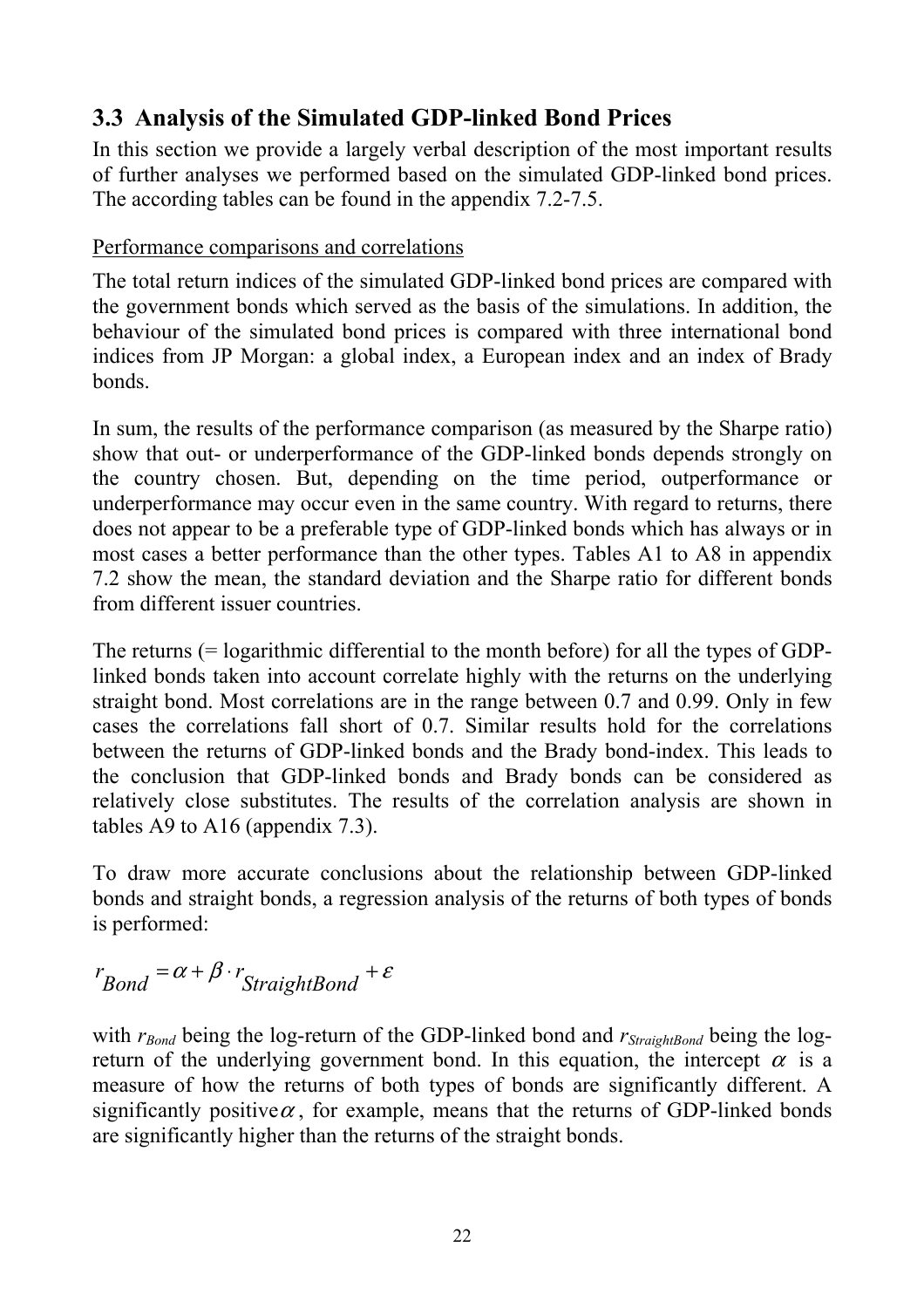## 3.3 Analysis of the Simulated GDP-linked Bond Prices

In this section we provide a largely verbal description of the most important results of further analyses we performed based on the simulated GDP-linked bond prices. The according tables can be found in the appendix 7.2-7.5.

<u>Performance comparisons and correlations</u>

The total return indices of the simulated GDP-linked bond prices are compared with the government bonds which served as the basis of the simulations. In addition, the behaviour of the simulated bond prices is compared with three international bond indices from JP Morgan: a global index, a European index and an index of Brady bonds.

In sum, the results of the performance comparison (as measured by the Sharpe ratio) show that out- or underperformance of the GDP-linked bonds depends strongly on the country chosen. But, depending on the time period, outperformance or underperformance may occur even in the same country. With regard to returns, there does not appear to be a preferable type of GDP-linked bonds which has always or in most cases a better performance than the other types. Tables A1 to A8 in appendix 7.2 show the mean, the standard deviation and the Sharpe ratio for different bonds from different issuer countries.

The returns (= logarithmic differential to the month before) for all the types of GDP-linked bonds taken into account correlate highly with the returns on the underlying straight bond. Most correlations are in the range between 0.7 and 0.99. Only in few cases the correlations fall short of 0.7. Similar results hold for the correlations between the returns of GDP-linked bonds and the Brady bond-index. This leads to the conclusion that GDP-linked bonds and Brady bonds can be considered as relatively close substitutes. The results of the correlation analysis are shown in tables A9 to A16 (appendix 7.3).

To draw more accurate conclusions about the relationship between GDP-linked bonds and straight bonds, a regression analysis of the returns of both types of bonds is performed:

$$r_{Bond} = \alpha + \beta \cdot r_{StraightBond} + \varepsilon$$

with $r_{Bond}$ being the log-return of the GDP-linked bond and $r_{StraightBond}$ being the log-return of the underlying government bond. In this equation, the intercept $\alpha$ is a measure of how the returns of both types of bonds are significantly different. A significantly positive $\alpha$, for example, means that the returns of GDP-linked bonds are significantly higher than the returns of the straight bonds.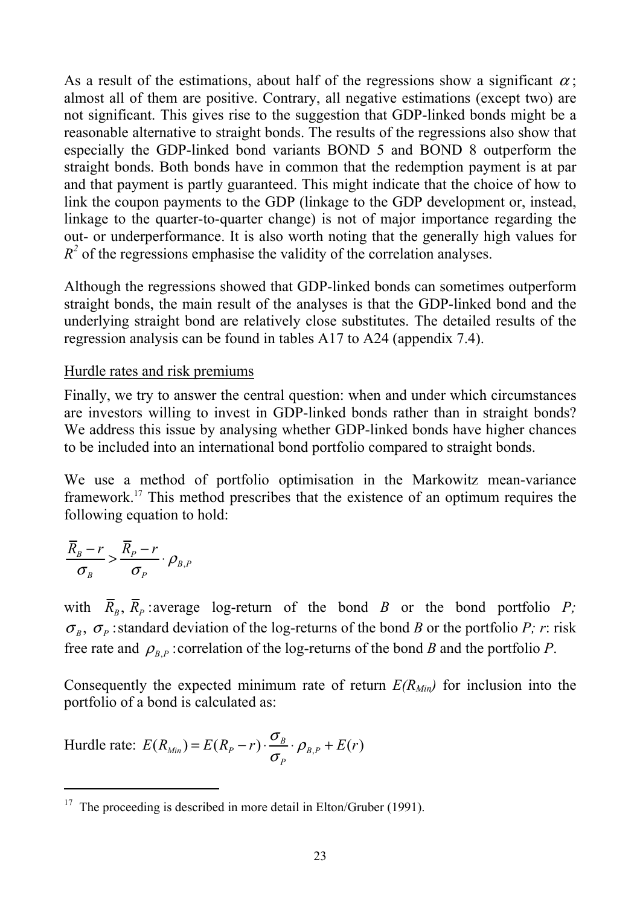As a result of the estimations, about half of the regressions show a significant $\alpha$; almost all of them are positive. Contrary, all negative estimations (except two) are not significant. This gives rise to the suggestion that GDP-linked bonds might be a reasonable alternative to straight bonds. The results of the regressions also show that especially the GDP-linked bond variants BOND 5 and BOND 8 outperform the straight bonds. Both bonds have in common that the redemption payment is at par and that payment is partly guaranteed. This might indicate that the choice of how to link the coupon payments to the GDP (linkage to the GDP development or, instead, linkage to the quarter-to-quarter change) is not of major importance regarding the out- or underperformance. It is also worth noting that the generally high values for $R^2$ of the regressions emphasise the validity of the correlation analyses.

Although the regressions showed that GDP-linked bonds can sometimes outperform straight bonds, the main result of the analyses is that the GDP-linked bond and the underlying straight bond are relatively close substitutes. The detailed results of the regression analysis can be found in tables A17 to A24 (appendix 7.4).

Hurdle rates and risk premiums

Finally, we try to answer the central question: when and under which circumstances are investors willing to invest in GDP-linked bonds rather than in straight bonds? We address this issue by analysing whether GDP-linked bonds have higher chances to be included into an international bond portfolio compared to straight bonds.

We use a method of portfolio optimisation in the Markowitz mean-variance framework.[17] This method prescribes that the existence of an optimum requires the following equation to hold:

$$\frac{\overline{R}_B - r}{\sigma_B} > \frac{\overline{R}_P - r}{\sigma_P} \cdot \rho_{B,P}$$

with $\overline{R}_B$, $\overline{R}_P$: average log-return of the bond *B* or the bond portfolio *P;* $\sigma_B$, $\sigma_P$: standard deviation of the log-returns of the bond *B* or the portfolio *P; r*: risk free rate and $\rho_{B,P}$: correlation of the log-returns of the bond *B* and the portfolio *P*.

Consequently the expected minimum rate of return $E(R_{Min})$ for inclusion into the portfolio of a bond is calculated as:

Hurdle rate: $E(R_{Min}) = E(R_P - r) \cdot \dfrac{\sigma_B}{\sigma_P} \cdot \rho_{B,P} + E(r)$

[17] The proceeding is described in more detail in Elton/Gruber (1991).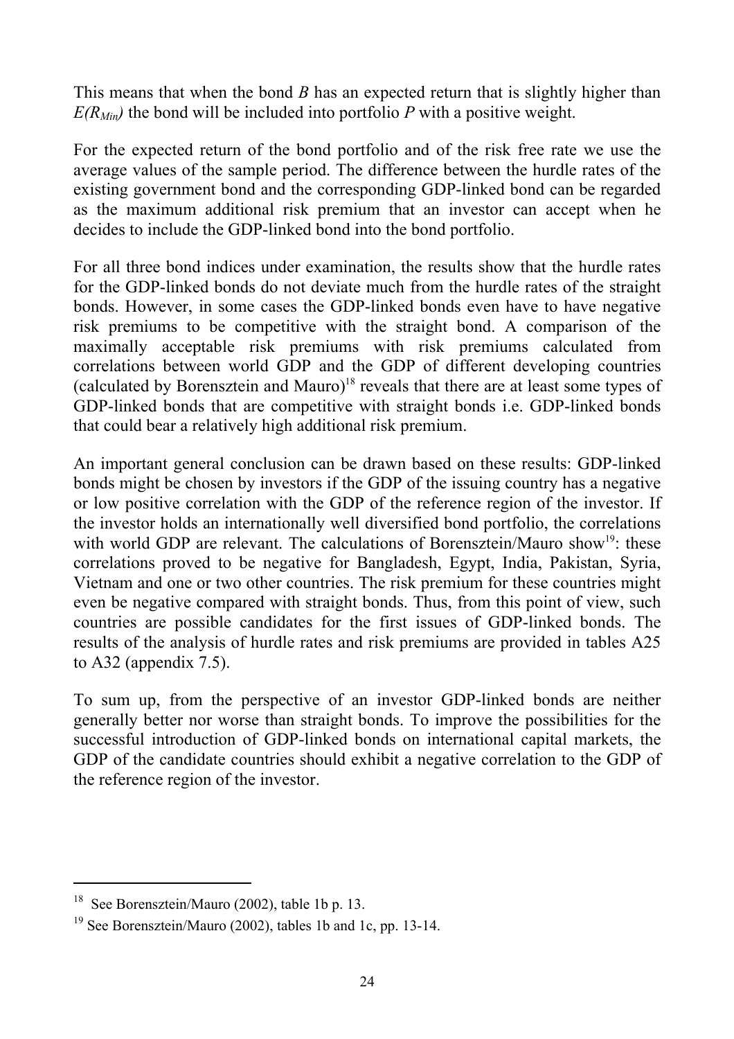This means that when the bond *B* has an expected return that is slightly higher than $E(R_{Min})$ the bond will be included into portfolio *P* with a positive weight.

For the expected return of the bond portfolio and of the risk free rate we use the average values of the sample period. The difference between the hurdle rates of the existing government bond and the corresponding GDP-linked bond can be regarded as the maximum additional risk premium that an investor can accept when he decides to include the GDP-linked bond into the bond portfolio.

For all three bond indices under examination, the results show that the hurdle rates for the GDP-linked bonds do not deviate much from the hurdle rates of the straight bonds. However, in some cases the GDP-linked bonds even have to have negative risk premiums to be competitive with the straight bond. A comparison of the maximally acceptable risk premiums with risk premiums calculated from correlations between world GDP and the GDP of different developing countries (calculated by Borensztein and Mauro)[18] reveals that there are at least some types of GDP-linked bonds that are competitive with straight bonds i.e. GDP-linked bonds that could bear a relatively high additional risk premium.

An important general conclusion can be drawn based on these results: GDP-linked bonds might be chosen by investors if the GDP of the issuing country has a negative or low positive correlation with the GDP of the reference region of the investor. If the investor holds an internationally well diversified bond portfolio, the correlations with world GDP are relevant. The calculations of Borensztein/Mauro show[19]: these correlations proved to be negative for Bangladesh, Egypt, India, Pakistan, Syria, Vietnam and one or two other countries. The risk premium for these countries might even be negative compared with straight bonds. Thus, from this point of view, such countries are possible candidates for the first issues of GDP-linked bonds. The results of the analysis of hurdle rates and risk premiums are provided in tables A25 to A32 (appendix 7.5).

To sum up, from the perspective of an investor GDP-linked bonds are neither generally better nor worse than straight bonds. To improve the possibilities for the successful introduction of GDP-linked bonds on international capital markets, the GDP of the candidate countries should exhibit a negative correlation to the GDP of the reference region of the investor.

---

[18] See Borensztein/Mauro (2002), table 1b p. 13.

[19] See Borensztein/Mauro (2002), tables 1b and 1c, pp. 13-14.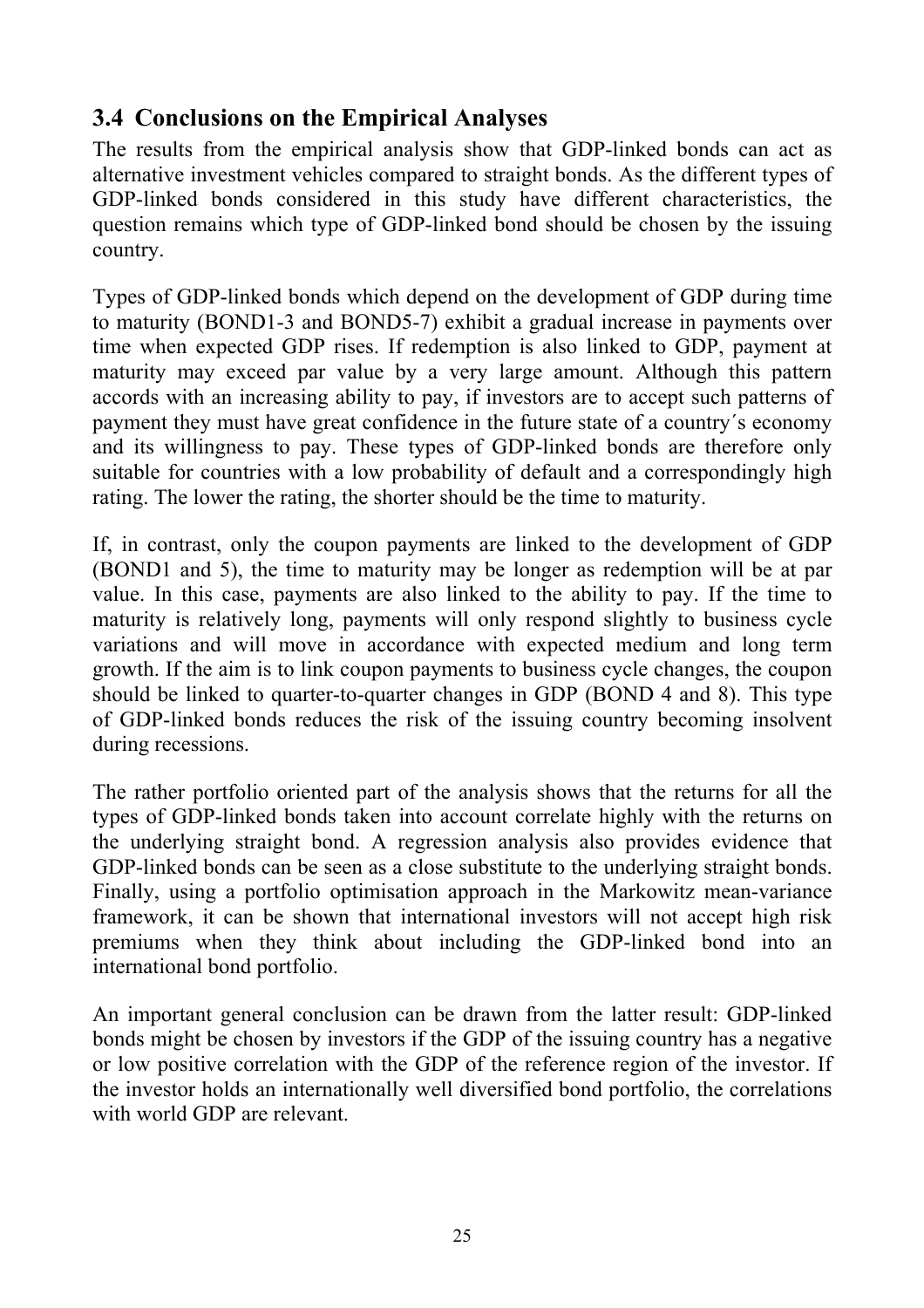## 3.4 Conclusions on the Empirical Analyses

The results from the empirical analysis show that GDP-linked bonds can act as alternative investment vehicles compared to straight bonds. As the different types of GDP-linked bonds considered in this study have different characteristics, the question remains which type of GDP-linked bond should be chosen by the issuing country.

Types of GDP-linked bonds which depend on the development of GDP during time to maturity (BOND1-3 and BOND5-7) exhibit a gradual increase in payments over time when expected GDP rises. If redemption is also linked to GDP, payment at maturity may exceed par value by a very large amount. Although this pattern accords with an increasing ability to pay, if investors are to accept such patterns of payment they must have great confidence in the future state of a country´s economy and its willingness to pay. These types of GDP-linked bonds are therefore only suitable for countries with a low probability of default and a correspondingly high rating. The lower the rating, the shorter should be the time to maturity.

If, in contrast, only the coupon payments are linked to the development of GDP (BOND1 and 5), the time to maturity may be longer as redemption will be at par value. In this case, payments are also linked to the ability to pay. If the time to maturity is relatively long, payments will only respond slightly to business cycle variations and will move in accordance with expected medium and long term growth. If the aim is to link coupon payments to business cycle changes, the coupon should be linked to quarter-to-quarter changes in GDP (BOND 4 and 8). This type of GDP-linked bonds reduces the risk of the issuing country becoming insolvent during recessions.

The rather portfolio oriented part of the analysis shows that the returns for all the types of GDP-linked bonds taken into account correlate highly with the returns on the underlying straight bond. A regression analysis also provides evidence that GDP-linked bonds can be seen as a close substitute to the underlying straight bonds. Finally, using a portfolio optimisation approach in the Markowitz mean-variance framework, it can be shown that international investors will not accept high risk premiums when they think about including the GDP-linked bond into an international bond portfolio.

An important general conclusion can be drawn from the latter result: GDP-linked bonds might be chosen by investors if the GDP of the issuing country has a negative or low positive correlation with the GDP of the reference region of the investor. If the investor holds an internationally well diversified bond portfolio, the correlations with world GDP are relevant.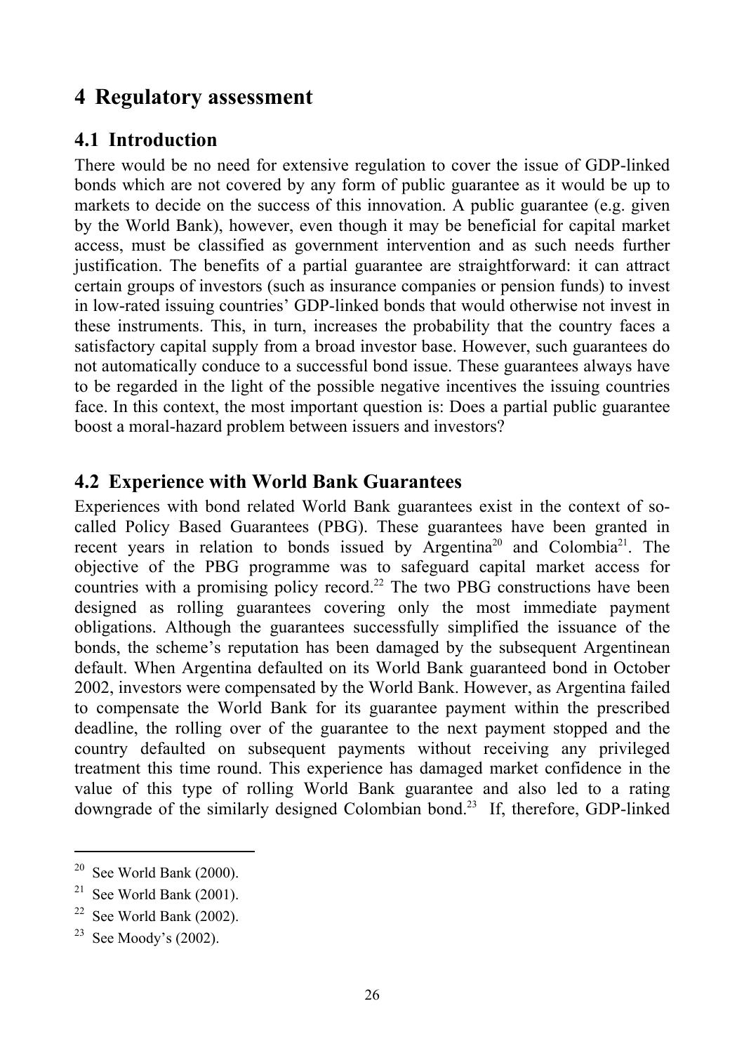# 4 Regulatory assessment

## 4.1 Introduction

There would be no need for extensive regulation to cover the issue of GDP-linked bonds which are not covered by any form of public guarantee as it would be up to markets to decide on the success of this innovation. A public guarantee (e.g. given by the World Bank), however, even though it may be beneficial for capital market access, must be classified as government intervention and as such needs further justification. The benefits of a partial guarantee are straightforward: it can attract certain groups of investors (such as insurance companies or pension funds) to invest in low-rated issuing countries' GDP-linked bonds that would otherwise not invest in these instruments. This, in turn, increases the probability that the country faces a satisfactory capital supply from a broad investor base. However, such guarantees do not automatically conduce to a successful bond issue. These guarantees always have to be regarded in the light of the possible negative incentives the issuing countries face. In this context, the most important question is: Does a partial public guarantee boost a moral-hazard problem between issuers and investors?

## 4.2 Experience with World Bank Guarantees

Experiences with bond related World Bank guarantees exist in the context of so-called Policy Based Guarantees (PBG). These guarantees have been granted in recent years in relation to bonds issued by Argentina[20] and Colombia[21]. The objective of the PBG programme was to safeguard capital market access for countries with a promising policy record.[22] The two PBG constructions have been designed as rolling guarantees covering only the most immediate payment obligations. Although the guarantees successfully simplified the issuance of the bonds, the scheme's reputation has been damaged by the subsequent Argentinean default. When Argentina defaulted on its World Bank guaranteed bond in October 2002, investors were compensated by the World Bank. However, as Argentina failed to compensate the World Bank for its guarantee payment within the prescribed deadline, the rolling over of the guarantee to the next payment stopped and the country defaulted on subsequent payments without receiving any privileged treatment this time round. This experience has damaged market confidence in the value of this type of rolling World Bank guarantee and also led to a rating downgrade of the similarly designed Colombian bond.[23] If, therefore, GDP-linked

---

[20] See World Bank (2000).

[21] See World Bank (2001).

[22] See World Bank (2002).

[23] See Moody's (2002).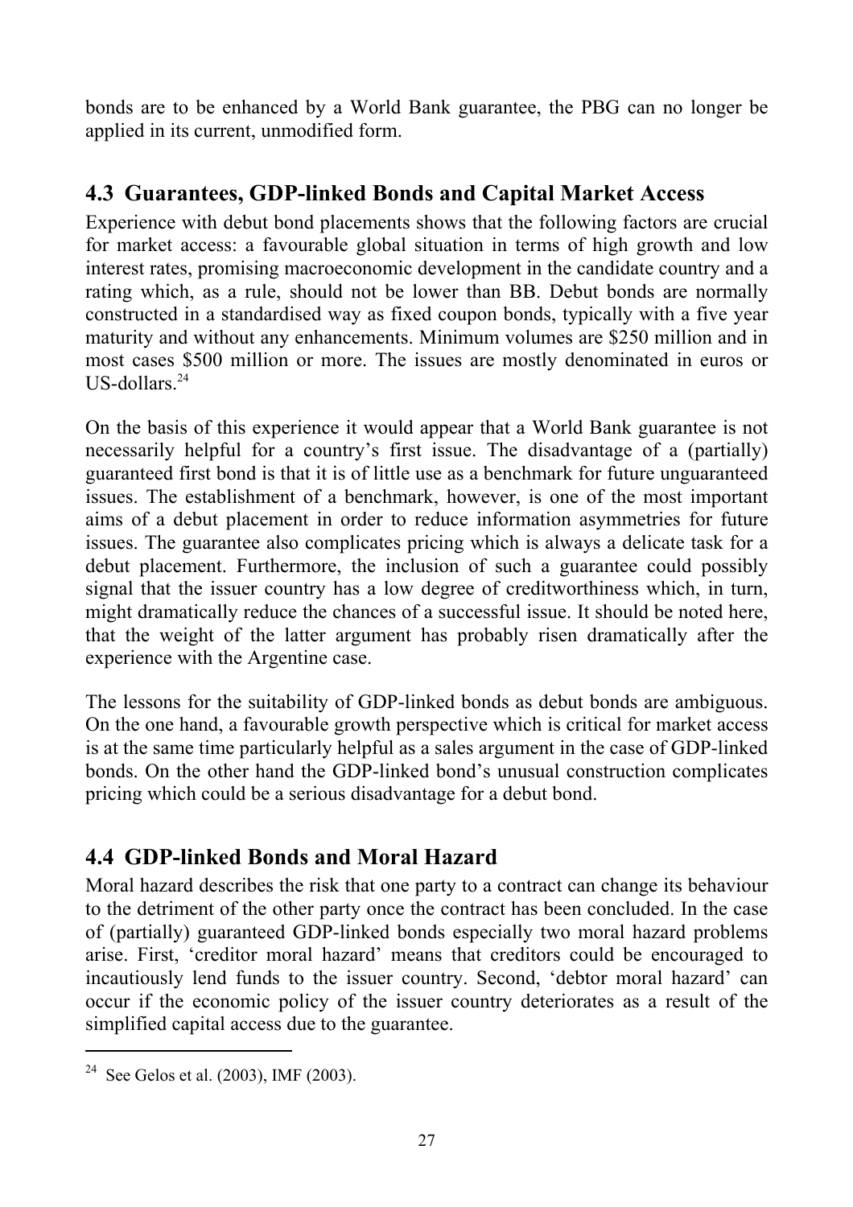bonds are to be enhanced by a World Bank guarantee, the PBG can no longer be applied in its current, unmodified form.

## 4.3 Guarantees, GDP-linked Bonds and Capital Market Access

Experience with debut bond placements shows that the following factors are crucial for market access: a favourable global situation in terms of high growth and low interest rates, promising macroeconomic development in the candidate country and a rating which, as a rule, should not be lower than BB. Debut bonds are normally constructed in a standardised way as fixed coupon bonds, typically with a five year maturity and without any enhancements. Minimum volumes are \$250 million and in most cases \$500 million or more. The issues are mostly denominated in euros or US-dollars.[24]

On the basis of this experience it would appear that a World Bank guarantee is not necessarily helpful for a country's first issue. The disadvantage of a (partially) guaranteed first bond is that it is of little use as a benchmark for future unguaranteed issues. The establishment of a benchmark, however, is one of the most important aims of a debut placement in order to reduce information asymmetries for future issues. The guarantee also complicates pricing which is always a delicate task for a debut placement. Furthermore, the inclusion of such a guarantee could possibly signal that the issuer country has a low degree of creditworthiness which, in turn, might dramatically reduce the chances of a successful issue. It should be noted here, that the weight of the latter argument has probably risen dramatically after the experience with the Argentine case.

The lessons for the suitability of GDP-linked bonds as debut bonds are ambiguous. On the one hand, a favourable growth perspective which is critical for market access is at the same time particularly helpful as a sales argument in the case of GDP-linked bonds. On the other hand the GDP-linked bond's unusual construction complicates pricing which could be a serious disadvantage for a debut bond.

## 4.4 GDP-linked Bonds and Moral Hazard

Moral hazard describes the risk that one party to a contract can change its behaviour to the detriment of the other party once the contract has been concluded. In the case of (partially) guaranteed GDP-linked bonds especially two moral hazard problems arise. First, 'creditor moral hazard' means that creditors could be encouraged to incautiously lend funds to the issuer country. Second, 'debtor moral hazard' can occur if the economic policy of the issuer country deteriorates as a result of the simplified capital access due to the guarantee.

---

[24] See Gelos et al. (2003), IMF (2003).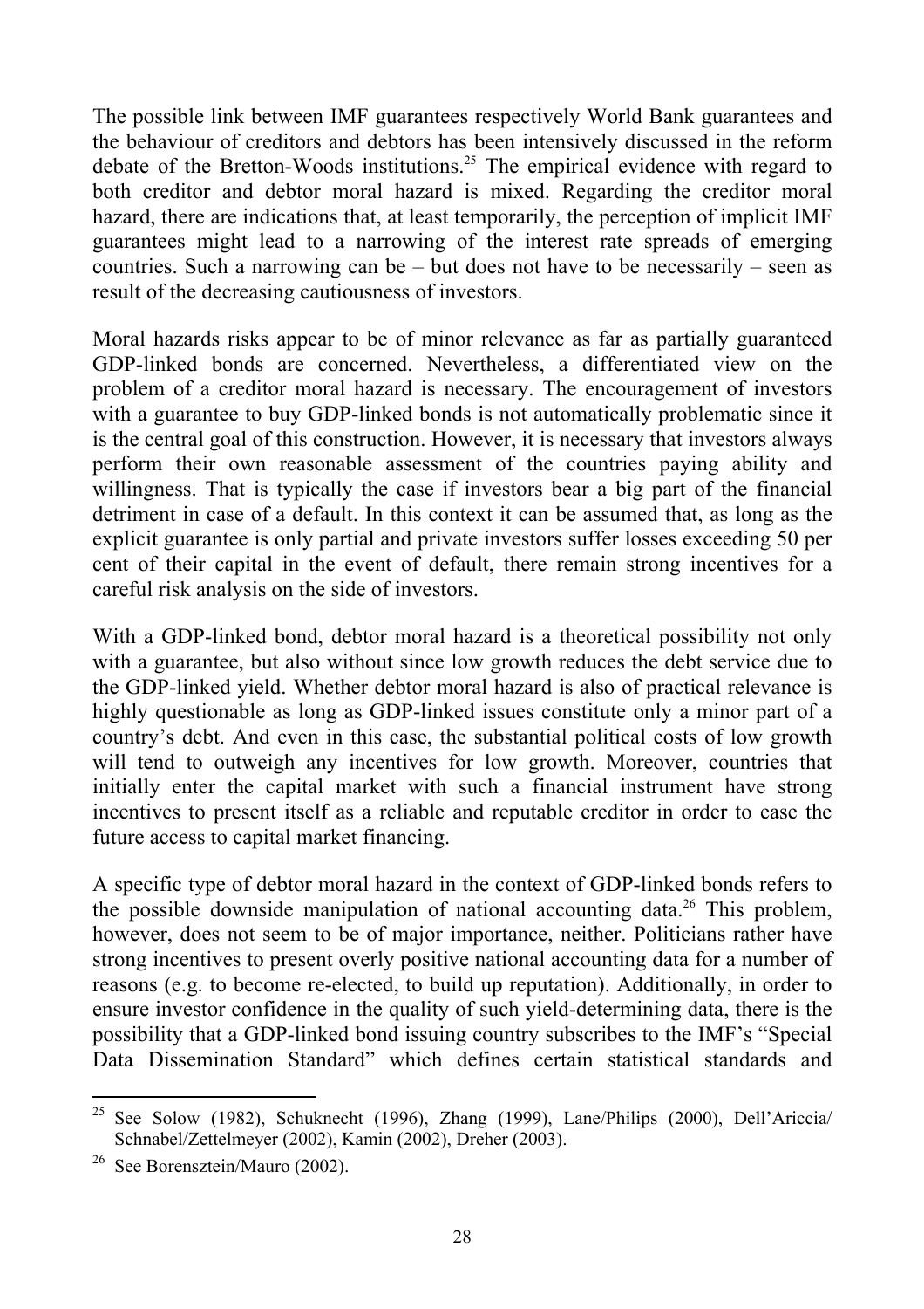The possible link between IMF guarantees respectively World Bank guarantees and the behaviour of creditors and debtors has been intensively discussed in the reform debate of the Bretton-Woods institutions.[25] The empirical evidence with regard to both creditor and debtor moral hazard is mixed. Regarding the creditor moral hazard, there are indications that, at least temporarily, the perception of implicit IMF guarantees might lead to a narrowing of the interest rate spreads of emerging countries. Such a narrowing can be – but does not have to be necessarily – seen as result of the decreasing cautiousness of investors.

Moral hazards risks appear to be of minor relevance as far as partially guaranteed GDP-linked bonds are concerned. Nevertheless, a differentiated view on the problem of a creditor moral hazard is necessary. The encouragement of investors with a guarantee to buy GDP-linked bonds is not automatically problematic since it is the central goal of this construction. However, it is necessary that investors always perform their own reasonable assessment of the countries paying ability and willingness. That is typically the case if investors bear a big part of the financial detriment in case of a default. In this context it can be assumed that, as long as the explicit guarantee is only partial and private investors suffer losses exceeding 50 per cent of their capital in the event of default, there remain strong incentives for a careful risk analysis on the side of investors.

With a GDP-linked bond, debtor moral hazard is a theoretical possibility not only with a guarantee, but also without since low growth reduces the debt service due to the GDP-linked yield. Whether debtor moral hazard is also of practical relevance is highly questionable as long as GDP-linked issues constitute only a minor part of a country's debt. And even in this case, the substantial political costs of low growth will tend to outweigh any incentives for low growth. Moreover, countries that initially enter the capital market with such a financial instrument have strong incentives to present itself as a reliable and reputable creditor in order to ease the future access to capital market financing.

A specific type of debtor moral hazard in the context of GDP-linked bonds refers to the possible downside manipulation of national accounting data.[26] This problem, however, does not seem to be of major importance, neither. Politicians rather have strong incentives to present overly positive national accounting data for a number of reasons (e.g. to become re-elected, to build up reputation). Additionally, in order to ensure investor confidence in the quality of such yield-determining data, there is the possibility that a GDP-linked bond issuing country subscribes to the IMF's "Special Data Dissemination Standard" which defines certain statistical standards and

---

[25] See Solow (1982), Schuknecht (1996), Zhang (1999), Lane/Philips (2000), Dell'Ariccia/ Schnabel/Zettelmeyer (2002), Kamin (2002), Dreher (2003).

[26] See Borensztein/Mauro (2002).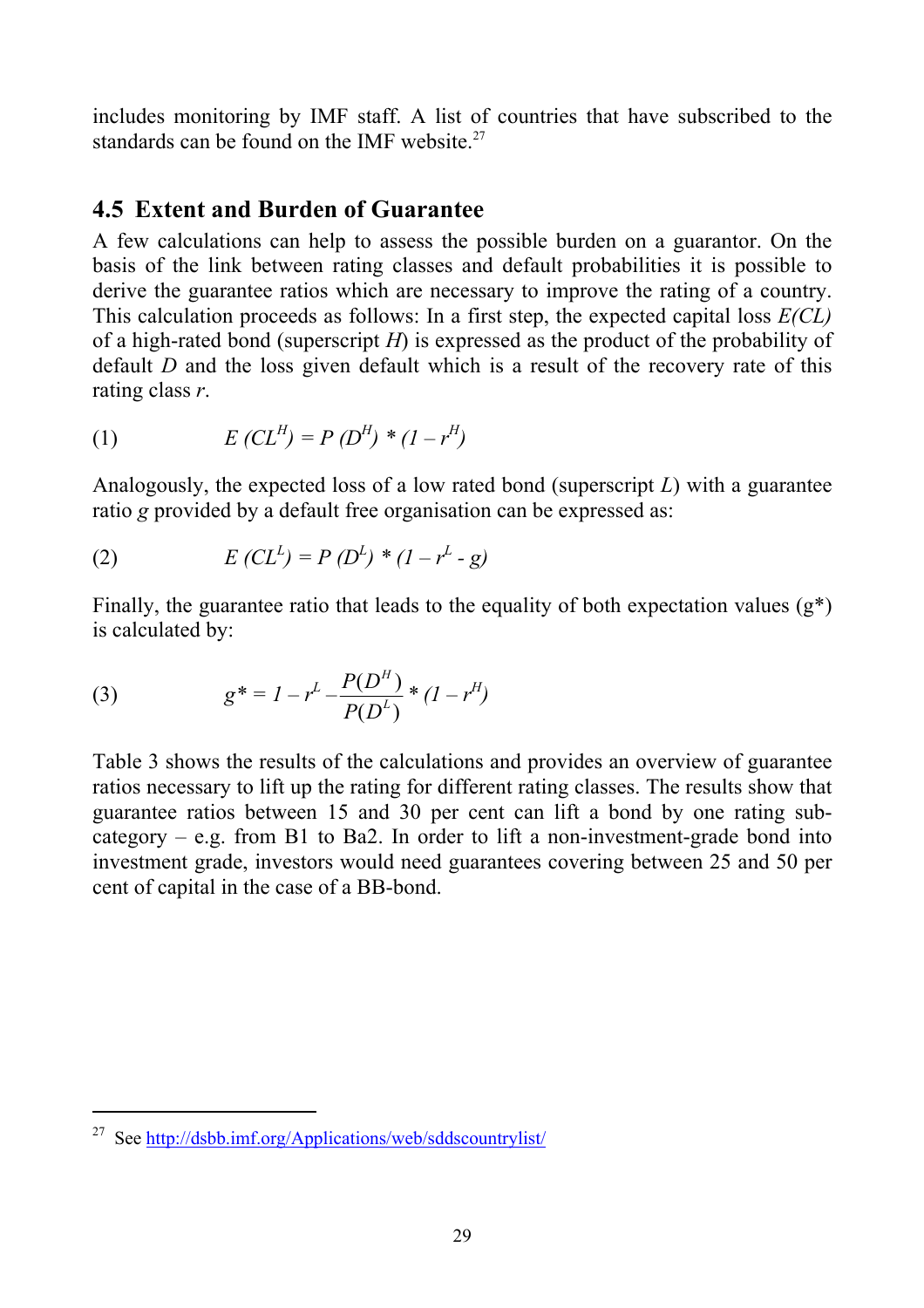includes monitoring by IMF staff. A list of countries that have subscribed to the standards can be found on the IMF website.[27]

## 4.5 Extent and Burden of Guarantee

A few calculations can help to assess the possible burden on a guarantor. On the basis of the link between rating classes and default probabilities it is possible to derive the guarantee ratios which are necessary to improve the rating of a country. This calculation proceeds as follows: In a first step, the expected capital loss *E(CL)* of a high-rated bond (superscript *H*) is expressed as the product of the probability of default *D* and the loss given default which is a result of the recovery rate of this rating class *r*.

$$(1) \qquad E(CL^H) = P(D^H) * (1 - r^H)$$

Analogously, the expected loss of a low rated bond (superscript *L*) with a guarantee ratio *g* provided by a default free organisation can be expressed as:

$$(2) \qquad E(CL^L) = P(D^L) * (1 - r^L - g)$$

Finally, the guarantee ratio that leads to the equality of both expectation values (g*) is calculated by:

$$(3) \qquad g^* = 1 - r^L - \frac{P(D^H)}{P(D^L)} * (1 - r^H)$$

Table 3 shows the results of the calculations and provides an overview of guarantee ratios necessary to lift up the rating for different rating classes. The results show that guarantee ratios between 15 and 30 per cent can lift a bond by one rating sub-category – e.g. from B1 to Ba2. In order to lift a non-investment-grade bond into investment grade, investors would need guarantees covering between 25 and 50 per cent of capital in the case of a BB-bond.

---

[27] See http://dsbb.imf.org/Applications/web/sddscountrylist/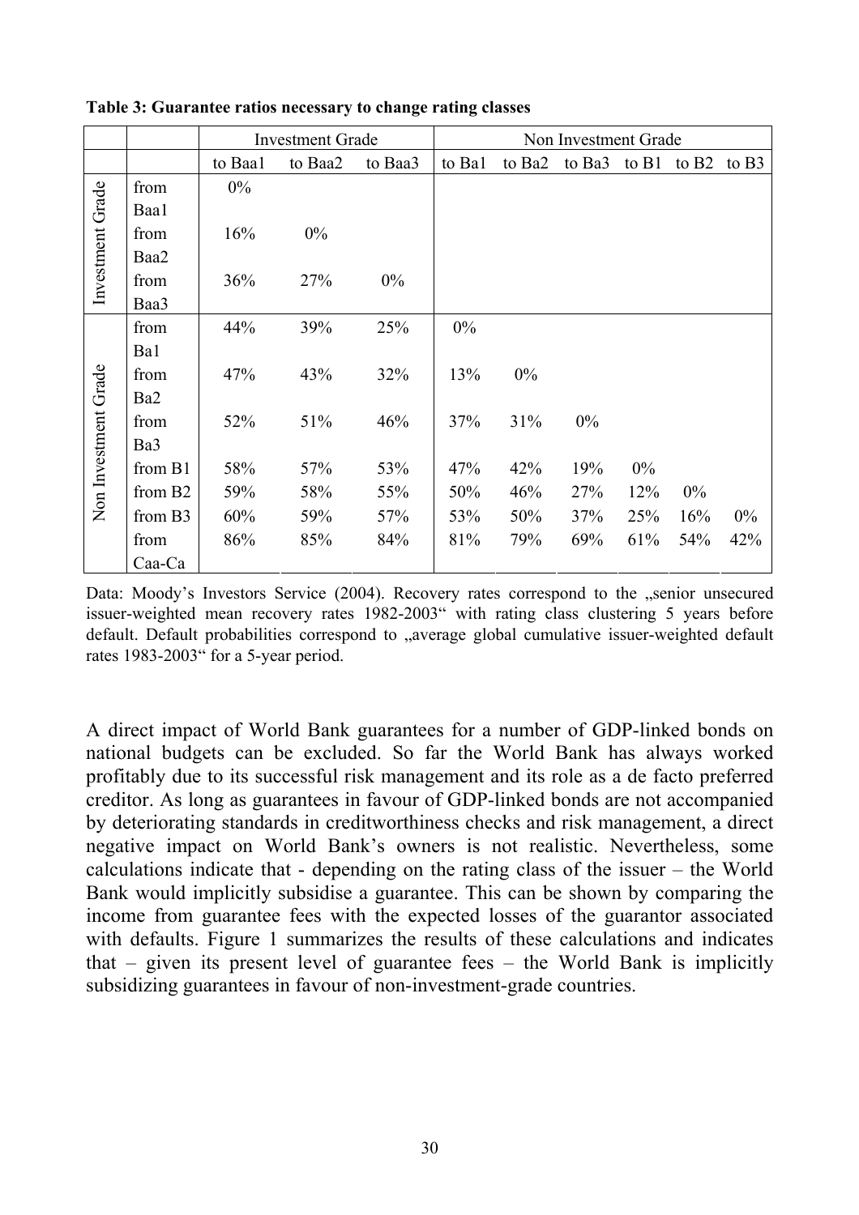**Table 3: Guarantee ratios necessary to change rating classes**

| | | Investment Grade | | | Non Investment Grade | | | | | |
|---|---|---|---|---|---|---|---|---|---|---|
| | | to Baa1 | to Baa2 | to Baa3 | to Ba1 | to Ba2 | to Ba3 | to B1 | to B2 | to B3 |
| Investment Grade | from Baa1 | 0% | | | | | | | | |
| | from Baa2 | 16% | 0% | | | | | | | |
| | from Baa3 | 36% | 27% | 0% | | | | | | |
| Non Investment Grade | from Ba1 | 44% | 39% | 25% | 0% | | | | | |
| | from Ba2 | 47% | 43% | 32% | 13% | 0% | | | | |
| | from Ba3 | 52% | 51% | 46% | 37% | 31% | 0% | | | |
| | from B1 | 58% | 57% | 53% | 47% | 42% | 19% | 0% | | |
| | from B2 | 59% | 58% | 55% | 50% | 46% | 27% | 12% | 0% | |
| | from B3 | 60% | 59% | 57% | 53% | 50% | 37% | 25% | 16% | 0% |
| | from Caa-Ca | 86% | 85% | 84% | 81% | 79% | 69% | 61% | 54% | 42% |

Data: Moody's Investors Service (2004). Recovery rates correspond to the „senior unsecured issuer-weighted mean recovery rates 1982-2003" with rating class clustering 5 years before default. Default probabilities correspond to „average global cumulative issuer-weighted default rates 1983-2003" for a 5-year period.

A direct impact of World Bank guarantees for a number of GDP-linked bonds on national budgets can be excluded. So far the World Bank has always worked profitably due to its successful risk management and its role as a de facto preferred creditor. As long as guarantees in favour of GDP-linked bonds are not accompanied by deteriorating standards in creditworthiness checks and risk management, a direct negative impact on World Bank's owners is not realistic. Nevertheless, some calculations indicate that - depending on the rating class of the issuer – the World Bank would implicitly subsidise a guarantee. This can be shown by comparing the income from guarantee fees with the expected losses of the guarantor associated with defaults. Figure 1 summarizes the results of these calculations and indicates that – given its present level of guarantee fees – the World Bank is implicitly subsidizing guarantees in favour of non-investment-grade countries.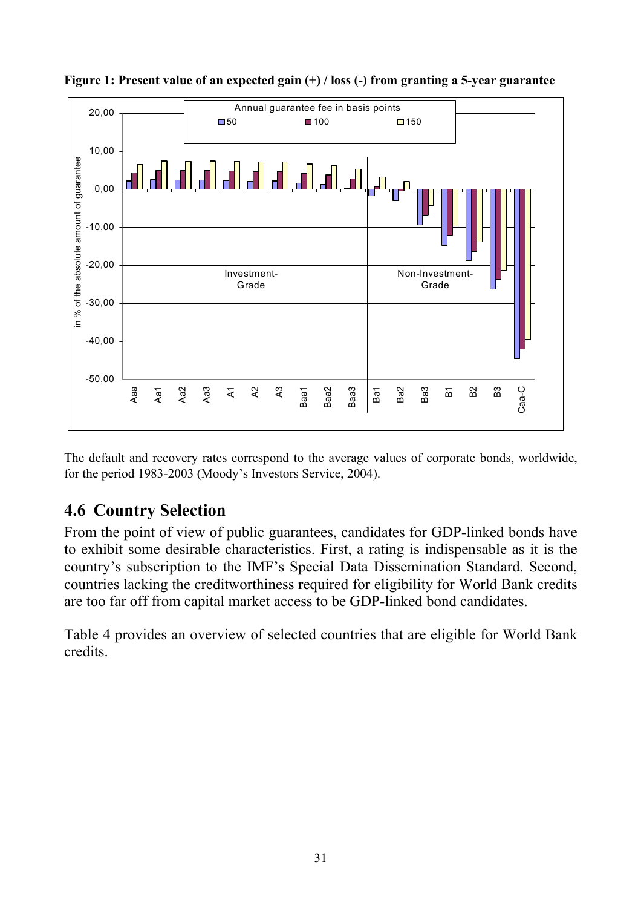**Figure 1: Present value of an expected gain (+) / loss (-) from granting a 5-year guarantee**

The default and recovery rates correspond to the average values of corporate bonds, worldwide, for the period 1983-2003 (Moody's Investors Service, 2004).

## 4.6 Country Selection

From the point of view of public guarantees, candidates for GDP-linked bonds have to exhibit some desirable characteristics. First, a rating is indispensable as it is the country's subscription to the IMF's Special Data Dissemination Standard. Second, countries lacking the creditworthiness required for eligibility for World Bank credits are too far off from capital market access to be GDP-linked bond candidates.

Table 4 provides an overview of selected countries that are eligible for World Bank credits.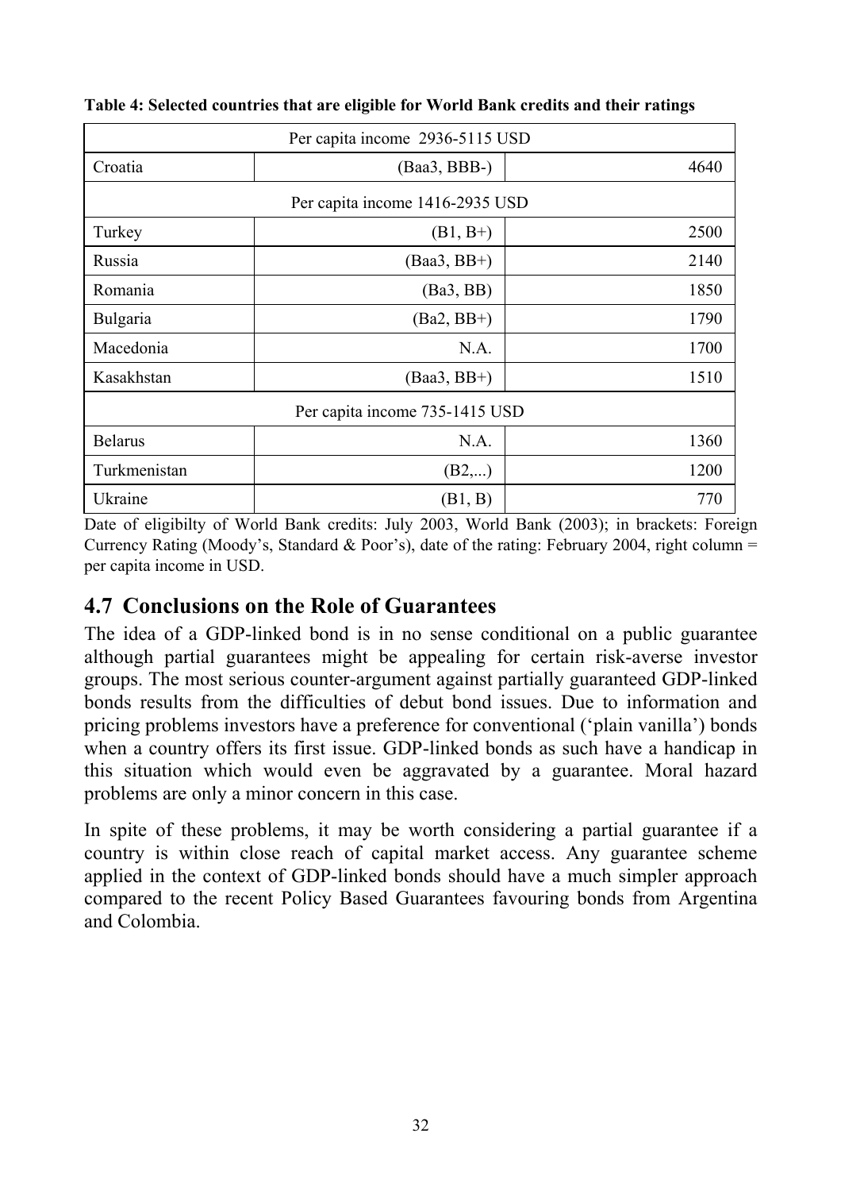**Table 4: Selected countries that are eligible for World Bank credits and their ratings**

| Per capita income 2936-5115 USD | | |
|---|---|---|
| Croatia | (Baa3, BBB-) | 4640 |
| Per capita income 1416-2935 USD | | |
| Turkey | (B1, B+) | 2500 |
| Russia | (Baa3, BB+) | 2140 |
| Romania | (Ba3, BB) | 1850 |
| Bulgaria | (Ba2, BB+) | 1790 |
| Macedonia | N.A. | 1700 |
| Kasakhstan | (Baa3, BB+) | 1510 |
| Per capita income 735-1415 USD | | |
| Belarus | N.A. | 1360 |
| Turkmenistan | (B2,...) | 1200 |
| Ukraine | (B1, B) | 770 |

Date of eligibilty of World Bank credits: July 2003, World Bank (2003); in brackets: Foreign Currency Rating (Moody's, Standard & Poor's), date of the rating: February 2004, right column = per capita income in USD.

## 4.7 Conclusions on the Role of Guarantees

The idea of a GDP-linked bond is in no sense conditional on a public guarantee although partial guarantees might be appealing for certain risk-averse investor groups. The most serious counter-argument against partially guaranteed GDP-linked bonds results from the difficulties of debut bond issues. Due to information and pricing problems investors have a preference for conventional ('plain vanilla') bonds when a country offers its first issue. GDP-linked bonds as such have a handicap in this situation which would even be aggravated by a guarantee. Moral hazard problems are only a minor concern in this case.

In spite of these problems, it may be worth considering a partial guarantee if a country is within close reach of capital market access. Any guarantee scheme applied in the context of GDP-linked bonds should have a much simpler approach compared to the recent Policy Based Guarantees favouring bonds from Argentina and Colombia.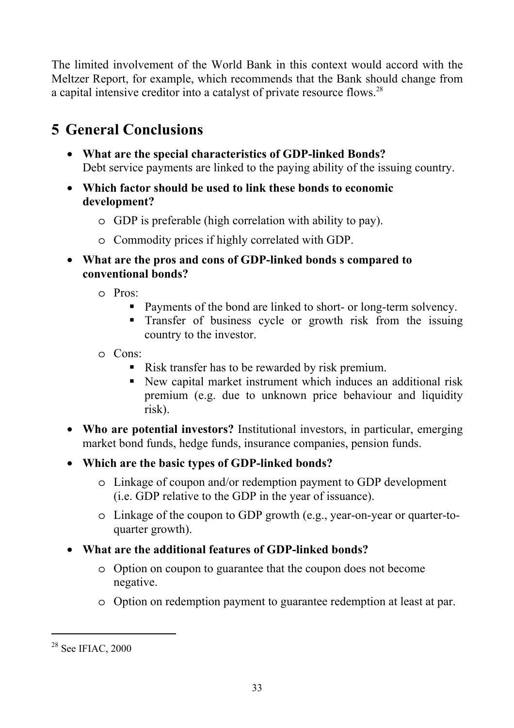The limited involvement of the World Bank in this context would accord with the Meltzer Report, for example, which recommends that the Bank should change from a capital intensive creditor into a catalyst of private resource flows.[28]

# 5 General Conclusions

- **What are the special characteristics of GDP-linked Bonds?**
  Debt service payments are linked to the paying ability of the issuing country.
- **Which factor should be used to link these bonds to economic development?**
  - GDP is preferable (high correlation with ability to pay).
  - Commodity prices if highly correlated with GDP.
- **What are the pros and cons of GDP-linked bonds s compared to conventional bonds?**
  - Pros:
    - Payments of the bond are linked to short- or long-term solvency.
    - Transfer of business cycle or growth risk from the issuing country to the investor.
  - Cons:
    - Risk transfer has to be rewarded by risk premium.
    - New capital market instrument which induces an additional risk premium (e.g. due to unknown price behaviour and liquidity risk).
- **Who are potential investors?** Institutional investors, in particular, emerging market bond funds, hedge funds, insurance companies, pension funds.
- **Which are the basic types of GDP-linked bonds?**
  - Linkage of coupon and/or redemption payment to GDP development (i.e. GDP relative to the GDP in the year of issuance).
  - Linkage of the coupon to GDP growth (e.g., year-on-year or quarter-to-quarter growth).
- **What are the additional features of GDP-linked bonds?**
  - Option on coupon to guarantee that the coupon does not become negative.
  - Option on redemption payment to guarantee redemption at least at par.

[28] See IFIAC, 2000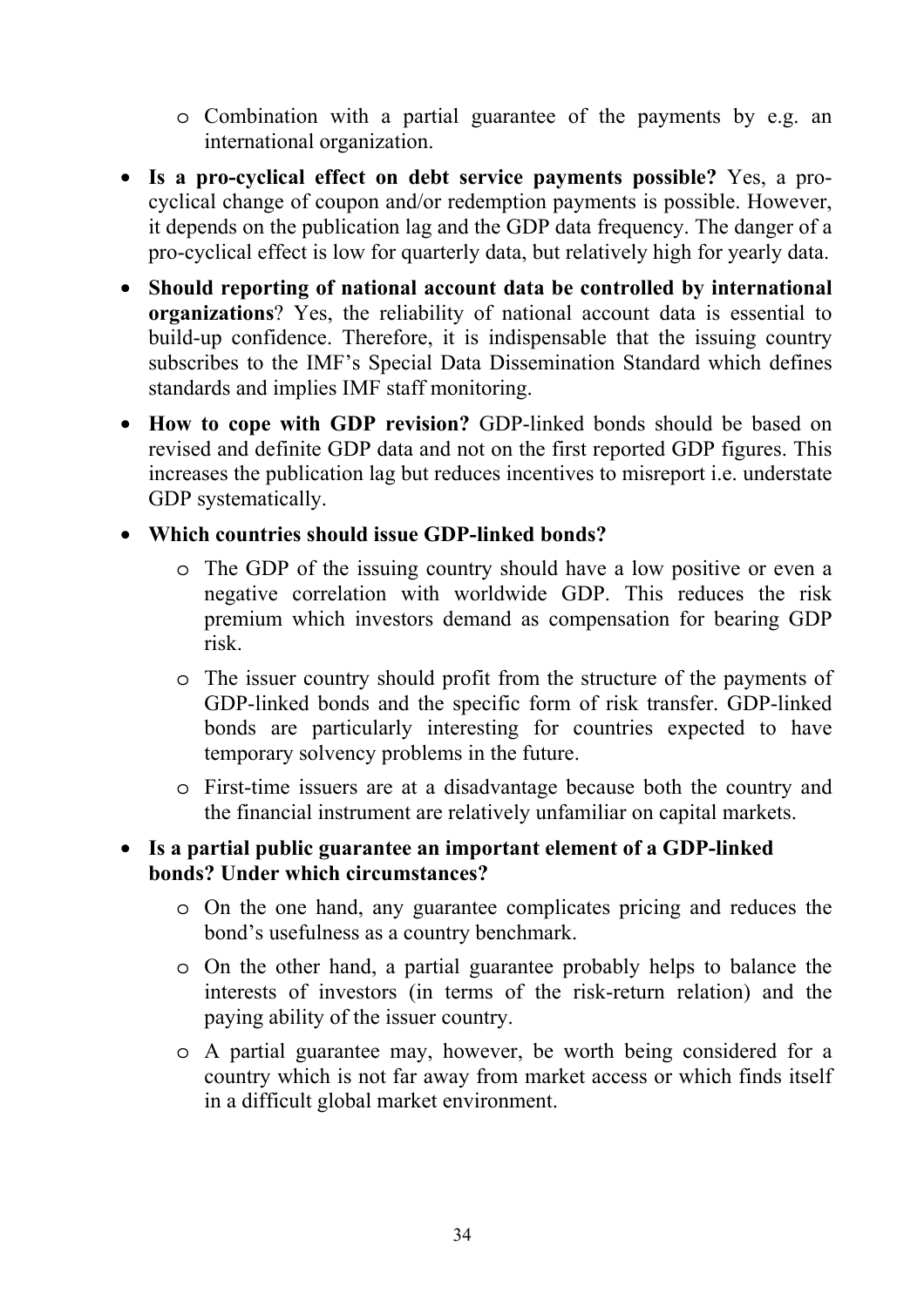- Combination with a partial guarantee of the payments by e.g. an international organization.

- **Is a pro-cyclical effect on debt service payments possible?** Yes, a pro-cyclical change of coupon and/or redemption payments is possible. However, it depends on the publication lag and the GDP data frequency. The danger of a pro-cyclical effect is low for quarterly data, but relatively high for yearly data.

- **Should reporting of national account data be controlled by international organizations**? Yes, the reliability of national account data is essential to build-up confidence. Therefore, it is indispensable that the issuing country subscribes to the IMF's Special Data Dissemination Standard which defines standards and implies IMF staff monitoring.

- **How to cope with GDP revision?** GDP-linked bonds should be based on revised and definite GDP data and not on the first reported GDP figures. This increases the publication lag but reduces incentives to misreport i.e. understate GDP systematically.

- **Which countries should issue GDP-linked bonds?**
    - The GDP of the issuing country should have a low positive or even a negative correlation with worldwide GDP. This reduces the risk premium which investors demand as compensation for bearing GDP risk.
    - The issuer country should profit from the structure of the payments of GDP-linked bonds and the specific form of risk transfer. GDP-linked bonds are particularly interesting for countries expected to have temporary solvency problems in the future.
    - First-time issuers are at a disadvantage because both the country and the financial instrument are relatively unfamiliar on capital markets.

- **Is a partial public guarantee an important element of a GDP-linked bonds? Under which circumstances?**
    - On the one hand, any guarantee complicates pricing and reduces the bond's usefulness as a country benchmark.
    - On the other hand, a partial guarantee probably helps to balance the interests of investors (in terms of the risk-return relation) and the paying ability of the issuer country.
    - A partial guarantee may, however, be worth being considered for a country which is not far away from market access or which finds itself in a difficult global market environment.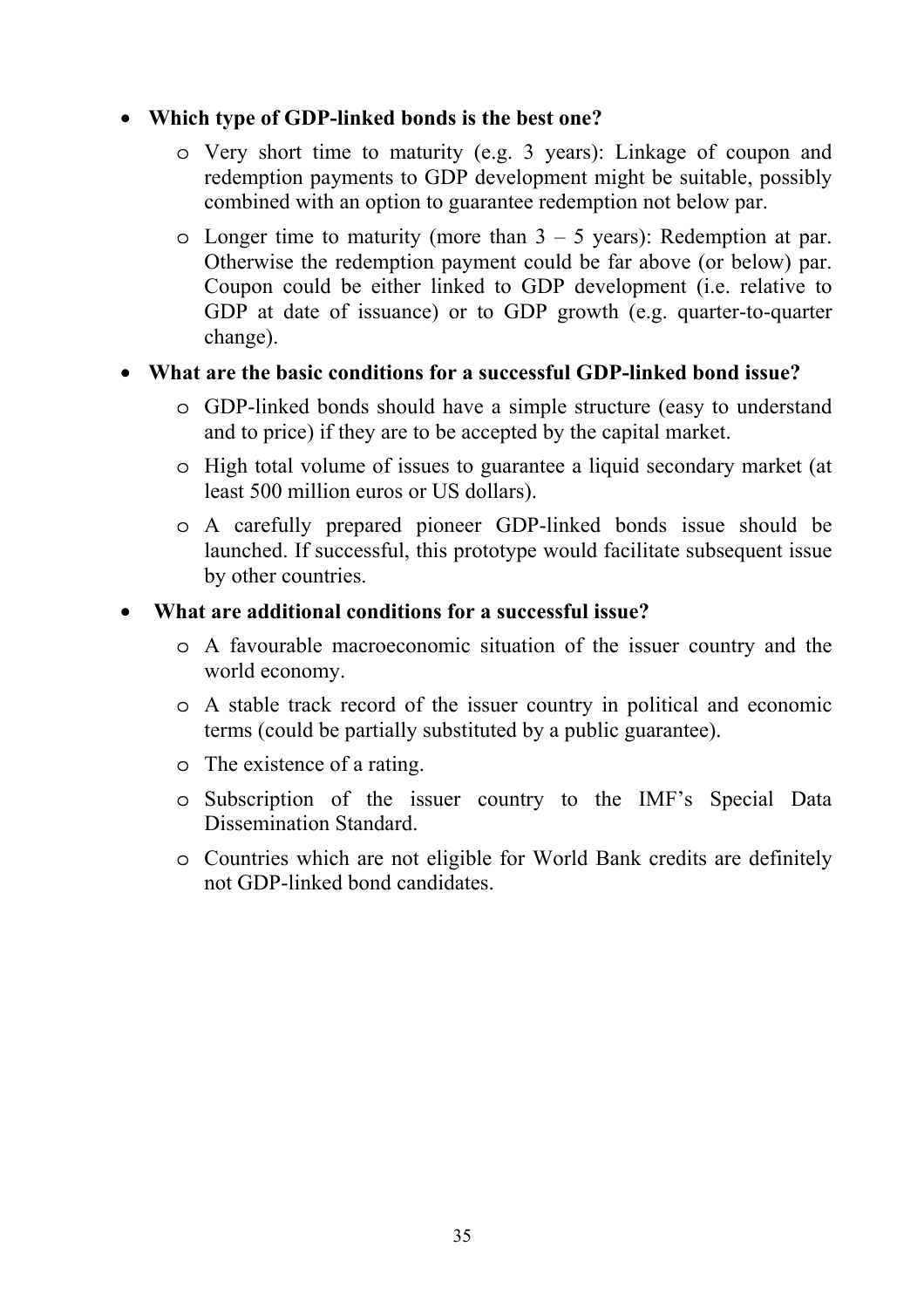- **Which type of GDP-linked bonds is the best one?**
  - Very short time to maturity (e.g. 3 years): Linkage of coupon and redemption payments to GDP development might be suitable, possibly combined with an option to guarantee redemption not below par.
  - Longer time to maturity (more than 3 – 5 years): Redemption at par. Otherwise the redemption payment could be far above (or below) par. Coupon could be either linked to GDP development (i.e. relative to GDP at date of issuance) or to GDP growth (e.g. quarter-to-quarter change).
- **What are the basic conditions for a successful GDP-linked bond issue?**
  - GDP-linked bonds should have a simple structure (easy to understand and to price) if they are to be accepted by the capital market.
  - High total volume of issues to guarantee a liquid secondary market (at least 500 million euros or US dollars).
  - A carefully prepared pioneer GDP-linked bonds issue should be launched. If successful, this prototype would facilitate subsequent issue by other countries.
- **What are additional conditions for a successful issue?**
  - A favourable macroeconomic situation of the issuer country and the world economy.
  - A stable track record of the issuer country in political and economic terms (could be partially substituted by a public guarantee).
  - The existence of a rating.
  - Subscription of the issuer country to the IMF's Special Data Dissemination Standard.
  - Countries which are not eligible for World Bank credits are definitely not GDP-linked bond candidates.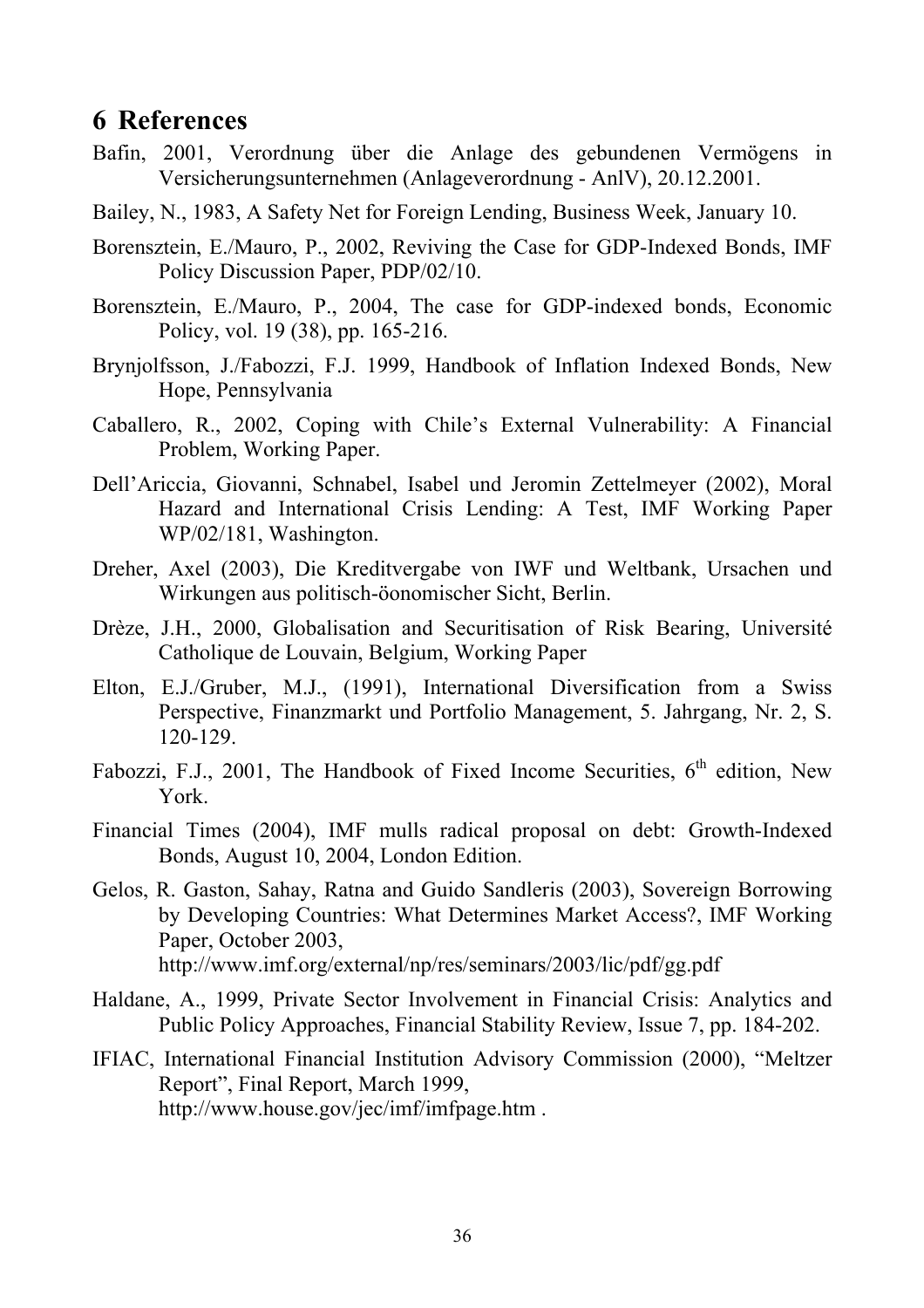## 6 References

Bafin, 2001, Verordnung über die Anlage des gebundenen Vermögens in Versicherungsunternehmen (Anlageverordnung - AnlV), 20.12.2001.

Bailey, N., 1983, A Safety Net for Foreign Lending, Business Week, January 10.

Borensztein, E./Mauro, P., 2002, Reviving the Case for GDP-Indexed Bonds, IMF Policy Discussion Paper, PDP/02/10.

Borensztein, E./Mauro, P., 2004, The case for GDP-indexed bonds, Economic Policy, vol. 19 (38), pp. 165-216.

Brynjolfsson, J./Fabozzi, F.J. 1999, Handbook of Inflation Indexed Bonds, New Hope, Pennsylvania

Caballero, R., 2002, Coping with Chile's External Vulnerability: A Financial Problem, Working Paper.

Dell'Ariccia, Giovanni, Schnabel, Isabel und Jeromin Zettelmeyer (2002), Moral Hazard and International Crisis Lending: A Test, IMF Working Paper WP/02/181, Washington.

Dreher, Axel (2003), Die Kreditvergabe von IWF und Weltbank, Ursachen und Wirkungen aus politisch-öonomischer Sicht, Berlin.

Drèze, J.H., 2000, Globalisation and Securitisation of Risk Bearing, Université Catholique de Louvain, Belgium, Working Paper

Elton, E.J./Gruber, M.J., (1991), International Diversification from a Swiss Perspective, Finanzmarkt und Portfolio Management, 5. Jahrgang, Nr. 2, S. 120-129.

Fabozzi, F.J., 2001, The Handbook of Fixed Income Securities, 6th edition, New York.

Financial Times (2004), IMF mulls radical proposal on debt: Growth-Indexed Bonds, August 10, 2004, London Edition.

Gelos, R. Gaston, Sahay, Ratna and Guido Sandleris (2003), Sovereign Borrowing by Developing Countries: What Determines Market Access?, IMF Working Paper, October 2003, http://www.imf.org/external/np/res/seminars/2003/lic/pdf/gg.pdf

Haldane, A., 1999, Private Sector Involvement in Financial Crisis: Analytics and Public Policy Approaches, Financial Stability Review, Issue 7, pp. 184-202.

IFIAC, International Financial Institution Advisory Commission (2000), "Meltzer Report", Final Report, March 1999, http://www.house.gov/jec/imf/imfpage.htm .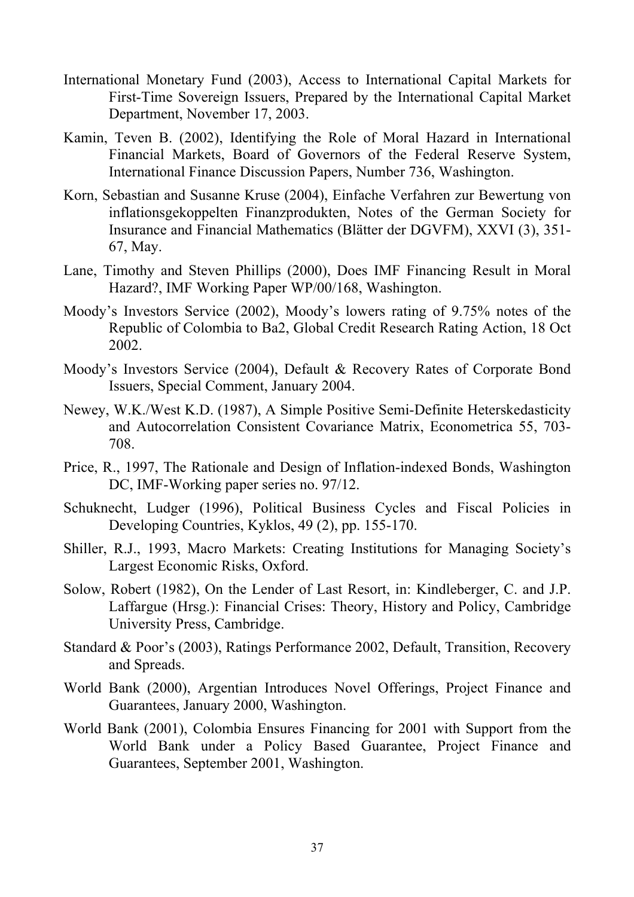International Monetary Fund (2003), Access to International Capital Markets for First-Time Sovereign Issuers, Prepared by the International Capital Market Department, November 17, 2003.

Kamin, Teven B. (2002), Identifying the Role of Moral Hazard in International Financial Markets, Board of Governors of the Federal Reserve System, International Finance Discussion Papers, Number 736, Washington.

Korn, Sebastian and Susanne Kruse (2004), Einfache Verfahren zur Bewertung von inflationsgekoppelten Finanzprodukten, Notes of the German Society for Insurance and Financial Mathematics (Blätter der DGVFM), XXVI (3), 351-67, May.

Lane, Timothy and Steven Phillips (2000), Does IMF Financing Result in Moral Hazard?, IMF Working Paper WP/00/168, Washington.

Moody's Investors Service (2002), Moody's lowers rating of 9.75% notes of the Republic of Colombia to Ba2, Global Credit Research Rating Action, 18 Oct 2002.

Moody's Investors Service (2004), Default & Recovery Rates of Corporate Bond Issuers, Special Comment, January 2004.

Newey, W.K./West K.D. (1987), A Simple Positive Semi-Definite Heterskedasticity and Autocorrelation Consistent Covariance Matrix, Econometrica 55, 703-708.

Price, R., 1997, The Rationale and Design of Inflation-indexed Bonds, Washington DC, IMF-Working paper series no. 97/12.

Schuknecht, Ludger (1996), Political Business Cycles and Fiscal Policies in Developing Countries, Kyklos, 49 (2), pp. 155-170.

Shiller, R.J., 1993, Macro Markets: Creating Institutions for Managing Society's Largest Economic Risks, Oxford.

Solow, Robert (1982), On the Lender of Last Resort, in: Kindleberger, C. and J.P. Laffargue (Hrsg.): Financial Crises: Theory, History and Policy, Cambridge University Press, Cambridge.

Standard & Poor's (2003), Ratings Performance 2002, Default, Transition, Recovery and Spreads.

World Bank (2000), Argentian Introduces Novel Offerings, Project Finance and Guarantees, January 2000, Washington.

World Bank (2001), Colombia Ensures Financing for 2001 with Support from the World Bank under a Policy Based Guarantee, Project Finance and Guarantees, September 2001, Washington.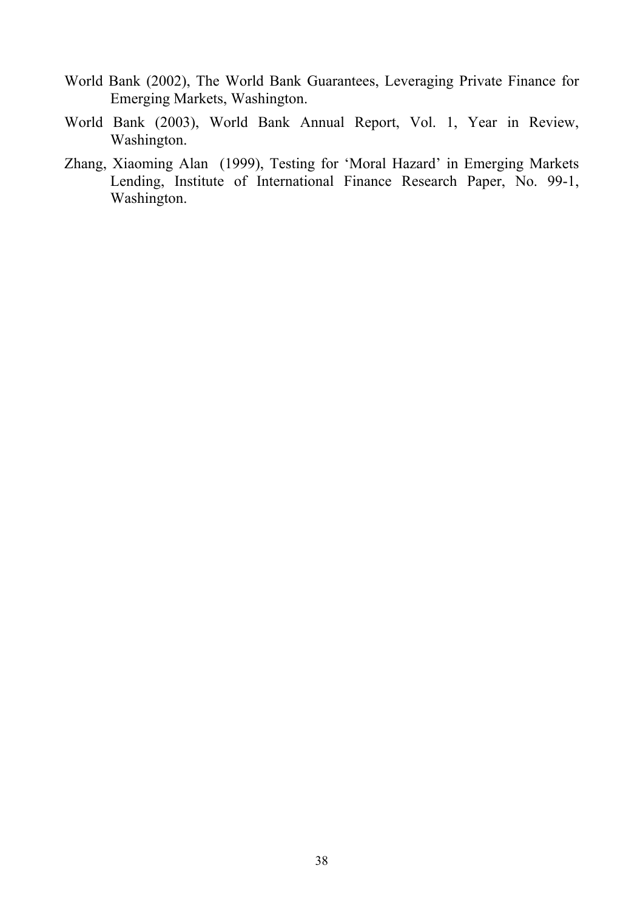World Bank (2002), The World Bank Guarantees, Leveraging Private Finance for Emerging Markets, Washington.

World Bank (2003), World Bank Annual Report, Vol. 1, Year in Review, Washington.

Zhang, Xiaoming Alan (1999), Testing for 'Moral Hazard' in Emerging Markets Lending, Institute of International Finance Research Paper, No. 99-1, Washington.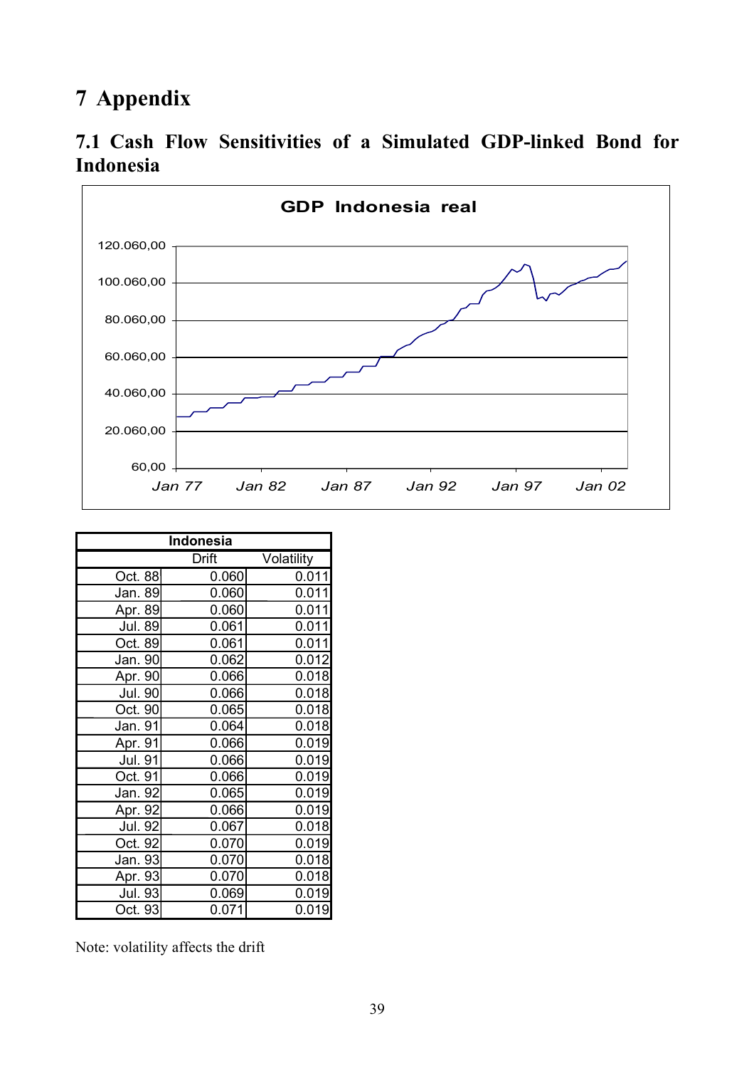# 7 Appendix

## 7.1 Cash Flow Sensitivities of a Simulated GDP-linked Bond for Indonesia

| Indonesia | | |
|---|---|---|
| | Drift | Volatility |
| Oct. 88 | 0.060 | 0.011 |
| Jan. 89 | 0.060 | 0.011 |
| Apr. 89 | 0.060 | 0.011 |
| Jul. 89 | 0.061 | 0.011 |
| Oct. 89 | 0.061 | 0.011 |
| Jan. 90 | 0.062 | 0.012 |
| Apr. 90 | 0.066 | 0.018 |
| Jul. 90 | 0.066 | 0.018 |
| Oct. 90 | 0.065 | 0.018 |
| Jan. 91 | 0.064 | 0.018 |
| Apr. 91 | 0.066 | 0.019 |
| Jul. 91 | 0.066 | 0.019 |
| Oct. 91 | 0.066 | 0.019 |
| Jan. 92 | 0.065 | 0.019 |
| Apr. 92 | 0.066 | 0.019 |
| Jul. 92 | 0.067 | 0.018 |
| Oct. 92 | 0.070 | 0.019 |
| Jan. 93 | 0.070 | 0.018 |
| Apr. 93 | 0.070 | 0.018 |
| Jul. 93 | 0.069 | 0.019 |
| Oct. 93 | 0.071 | 0.019 |

Note: volatility affects the drift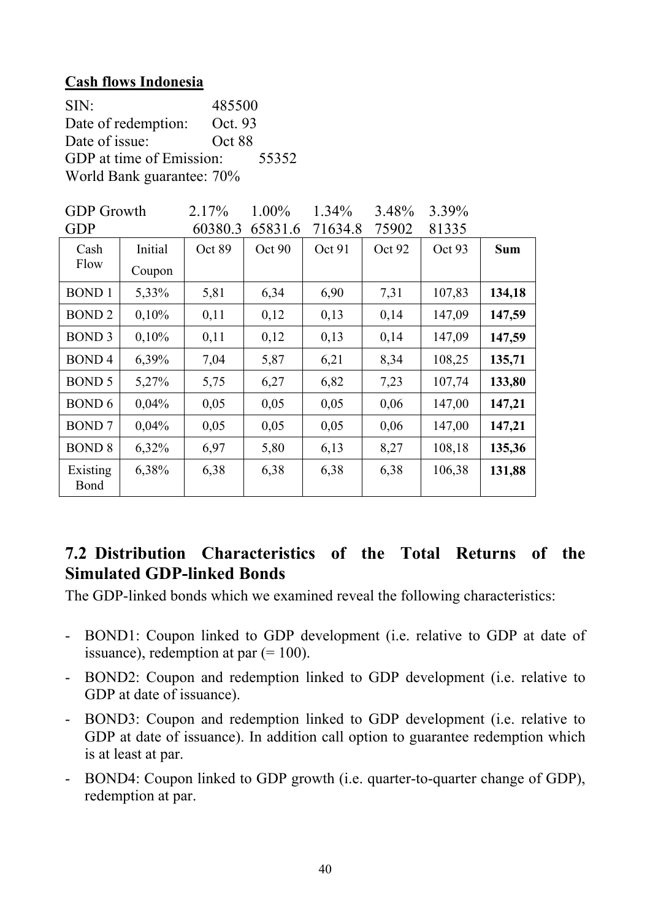**Cash flows Indonesia**

SIN: 485500
Date of redemption: Oct. 93
Date of issue: Oct 88
GDP at time of Emission: 55352
World Bank guarantee: 70%

| | | | | | | | |
|---|---|---|---|---|---|---|---|
| GDP Growth | | 2.17% | 1.00% | 1.34% | 3.48% | 3.39% | |
| GDP | | 60380.3 | 65831.6 | 71634.8 | 75902 | 81335 | |
| Cash Flow | Initial Coupon | Oct 89 | Oct 90 | Oct 91 | Oct 92 | Oct 93 | **Sum** |
| BOND 1 | 5,33% | 5,81 | 6,34 | 6,90 | 7,31 | 107,83 | **134,18** |
| BOND 2 | 0,10% | 0,11 | 0,12 | 0,13 | 0,14 | 147,09 | **147,59** |
| BOND 3 | 0,10% | 0,11 | 0,12 | 0,13 | 0,14 | 147,09 | **147,59** |
| BOND 4 | 6,39% | 7,04 | 5,87 | 6,21 | 8,34 | 108,25 | **135,71** |
| BOND 5 | 5,27% | 5,75 | 6,27 | 6,82 | 7,23 | 107,74 | **133,80** |
| BOND 6 | 0,04% | 0,05 | 0,05 | 0,05 | 0,06 | 147,00 | **147,21** |
| BOND 7 | 0,04% | 0,05 | 0,05 | 0,05 | 0,06 | 147,00 | **147,21** |
| BOND 8 | 6,32% | 6,97 | 5,80 | 6,13 | 8,27 | 108,18 | **135,36** |
| Existing Bond | 6,38% | 6,38 | 6,38 | 6,38 | 6,38 | 106,38 | **131,88** |

## 7.2 Distribution Characteristics of the Total Returns of the Simulated GDP-linked Bonds

The GDP-linked bonds which we examined reveal the following characteristics:

- BOND1: Coupon linked to GDP development (i.e. relative to GDP at date of issuance), redemption at par (= 100).
- BOND2: Coupon and redemption linked to GDP development (i.e. relative to GDP at date of issuance).
- BOND3: Coupon and redemption linked to GDP development (i.e. relative to GDP at date of issuance). In addition call option to guarantee redemption which is at least at par.
- BOND4: Coupon linked to GDP growth (i.e. quarter-to-quarter change of GDP), redemption at par.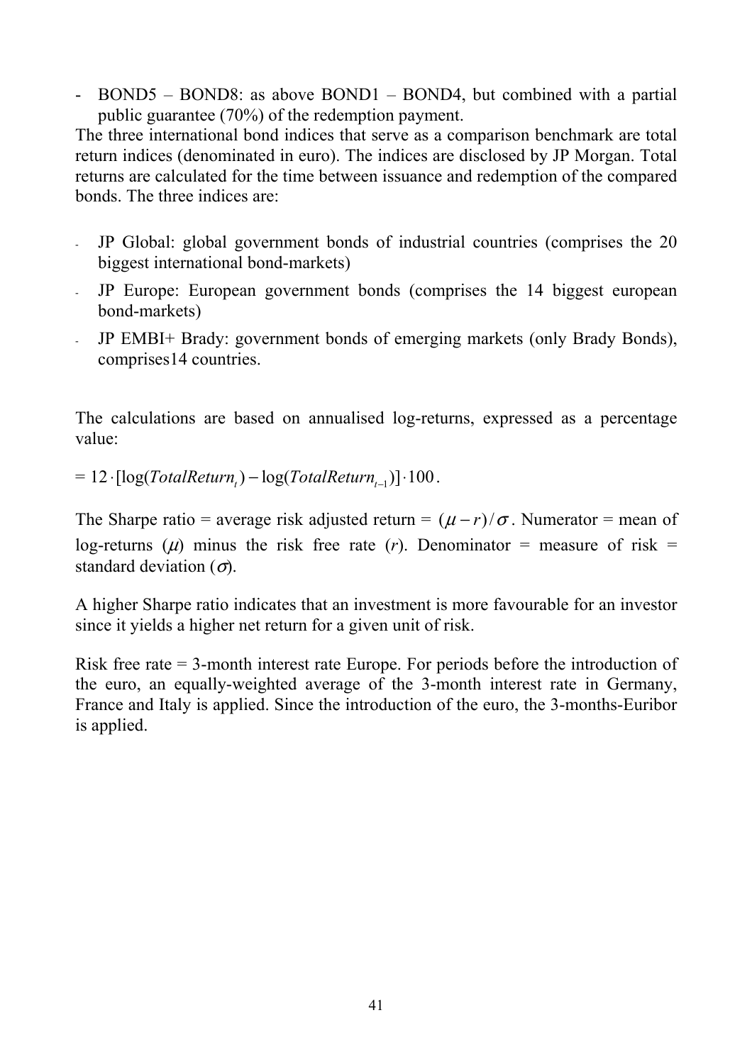- BOND5 – BOND8: as above BOND1 – BOND4, but combined with a partial public guarantee (70%) of the redemption payment.

The three international bond indices that serve as a comparison benchmark are total return indices (denominated in euro). The indices are disclosed by JP Morgan. Total returns are calculated for the time between issuance and redemption of the compared bonds. The three indices are:

- JP Global: global government bonds of industrial countries (comprises the 20 biggest international bond-markets)
- JP Europe: European government bonds (comprises the 14 biggest european bond-markets)
- JP EMBI+ Brady: government bonds of emerging markets (only Brady Bonds), comprises14 countries.

The calculations are based on annualised log-returns, expressed as a percentage value:

$$= 12 \cdot [\log(TotalReturn_t) - \log(TotalReturn_{t-1})] \cdot 100 .$$

The Sharpe ratio = average risk adjusted return = $(\mu - r)/\sigma$. Numerator = mean of log-returns ($\mu$) minus the risk free rate ($r$). Denominator = measure of risk = standard deviation ($\sigma$).

A higher Sharpe ratio indicates that an investment is more favourable for an investor since it yields a higher net return for a given unit of risk.

Risk free rate = 3-month interest rate Europe. For periods before the introduction of the euro, an equally-weighted average of the 3-month interest rate in Germany, France and Italy is applied. Since the introduction of the euro, the 3-months-Euribor is applied.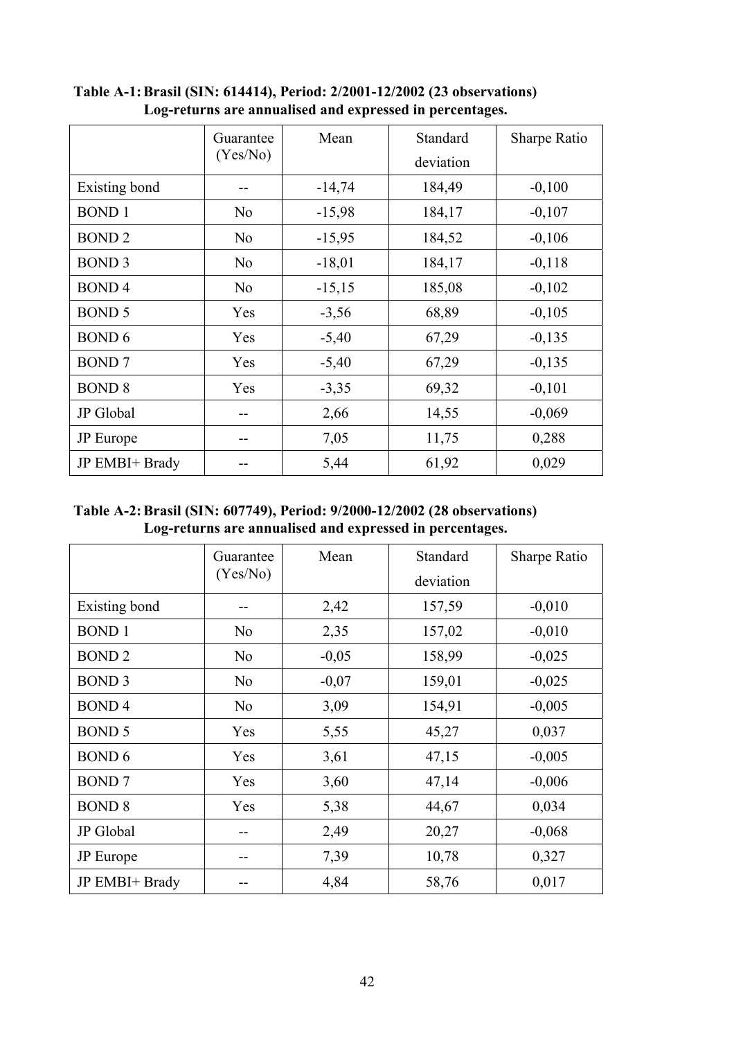**Table A-1: Brasil (SIN: 614414), Period: 2/2001-12/2002 (23 observations)**
**Log-returns are annualised and expressed in percentages.**

| | Guarantee (Yes/No) | Mean | Standard deviation | Sharpe Ratio |
|---|---|---|---|---|
| Existing bond | -- | -14,74 | 184,49 | -0,100 |
| BOND 1 | No | -15,98 | 184,17 | -0,107 |
| BOND 2 | No | -15,95 | 184,52 | -0,106 |
| BOND 3 | No | -18,01 | 184,17 | -0,118 |
| BOND 4 | No | -15,15 | 185,08 | -0,102 |
| BOND 5 | Yes | -3,56 | 68,89 | -0,105 |
| BOND 6 | Yes | -5,40 | 67,29 | -0,135 |
| BOND 7 | Yes | -5,40 | 67,29 | -0,135 |
| BOND 8 | Yes | -3,35 | 69,32 | -0,101 |
| JP Global | -- | 2,66 | 14,55 | -0,069 |
| JP Europe | -- | 7,05 | 11,75 | 0,288 |
| JP EMBI+ Brady | -- | 5,44 | 61,92 | 0,029 |

**Table A-2: Brasil (SIN: 607749), Period: 9/2000-12/2002 (28 observations)**
**Log-returns are annualised and expressed in percentages.**

| | Guarantee (Yes/No) | Mean | Standard deviation | Sharpe Ratio |
|---|---|---|---|---|
| Existing bond | -- | 2,42 | 157,59 | -0,010 |
| BOND 1 | No | 2,35 | 157,02 | -0,010 |
| BOND 2 | No | -0,05 | 158,99 | -0,025 |
| BOND 3 | No | -0,07 | 159,01 | -0,025 |
| BOND 4 | No | 3,09 | 154,91 | -0,005 |
| BOND 5 | Yes | 5,55 | 45,27 | 0,037 |
| BOND 6 | Yes | 3,61 | 47,15 | -0,005 |
| BOND 7 | Yes | 3,60 | 47,14 | -0,006 |
| BOND 8 | Yes | 5,38 | 44,67 | 0,034 |
| JP Global | -- | 2,49 | 20,27 | -0,068 |
| JP Europe | -- | 7,39 | 10,78 | 0,327 |
| JP EMBI+ Brady | -- | 4,84 | 58,76 | 0,017 |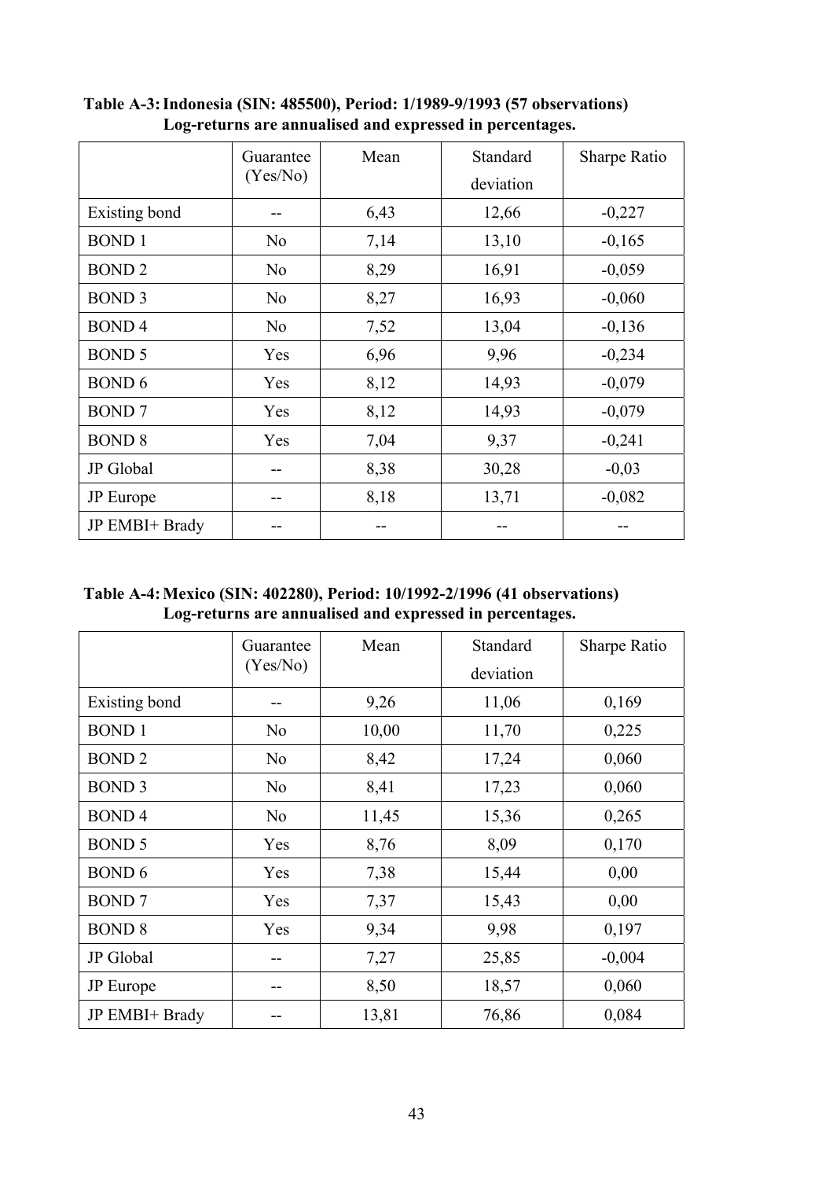**Table A-3: Indonesia (SIN: 485500), Period: 1/1989-9/1993 (57 observations) Log-returns are annualised and expressed in percentages.**

| | Guarantee (Yes/No) | Mean | Standard deviation | Sharpe Ratio |
|---|---|---|---|---|
| Existing bond | -- | 6,43 | 12,66 | -0,227 |
| BOND 1 | No | 7,14 | 13,10 | -0,165 |
| BOND 2 | No | 8,29 | 16,91 | -0,059 |
| BOND 3 | No | 8,27 | 16,93 | -0,060 |
| BOND 4 | No | 7,52 | 13,04 | -0,136 |
| BOND 5 | Yes | 6,96 | 9,96 | -0,234 |
| BOND 6 | Yes | 8,12 | 14,93 | -0,079 |
| BOND 7 | Yes | 8,12 | 14,93 | -0,079 |
| BOND 8 | Yes | 7,04 | 9,37 | -0,241 |
| JP Global | -- | 8,38 | 30,28 | -0,03 |
| JP Europe | -- | 8,18 | 13,71 | -0,082 |
| JP EMBI+ Brady | -- | -- | -- | -- |

**Table A-4: Mexico (SIN: 402280), Period: 10/1992-2/1996 (41 observations) Log-returns are annualised and expressed in percentages.**

| | Guarantee (Yes/No) | Mean | Standard deviation | Sharpe Ratio |
|---|---|---|---|---|
| Existing bond | -- | 9,26 | 11,06 | 0,169 |
| BOND 1 | No | 10,00 | 11,70 | 0,225 |
| BOND 2 | No | 8,42 | 17,24 | 0,060 |
| BOND 3 | No | 8,41 | 17,23 | 0,060 |
| BOND 4 | No | 11,45 | 15,36 | 0,265 |
| BOND 5 | Yes | 8,76 | 8,09 | 0,170 |
| BOND 6 | Yes | 7,38 | 15,44 | 0,00 |
| BOND 7 | Yes | 7,37 | 15,43 | 0,00 |
| BOND 8 | Yes | 9,34 | 9,98 | 0,197 |
| JP Global | -- | 7,27 | 25,85 | -0,004 |
| JP Europe | -- | 8,50 | 18,57 | 0,060 |
| JP EMBI+ Brady | -- | 13,81 | 76,86 | 0,084 |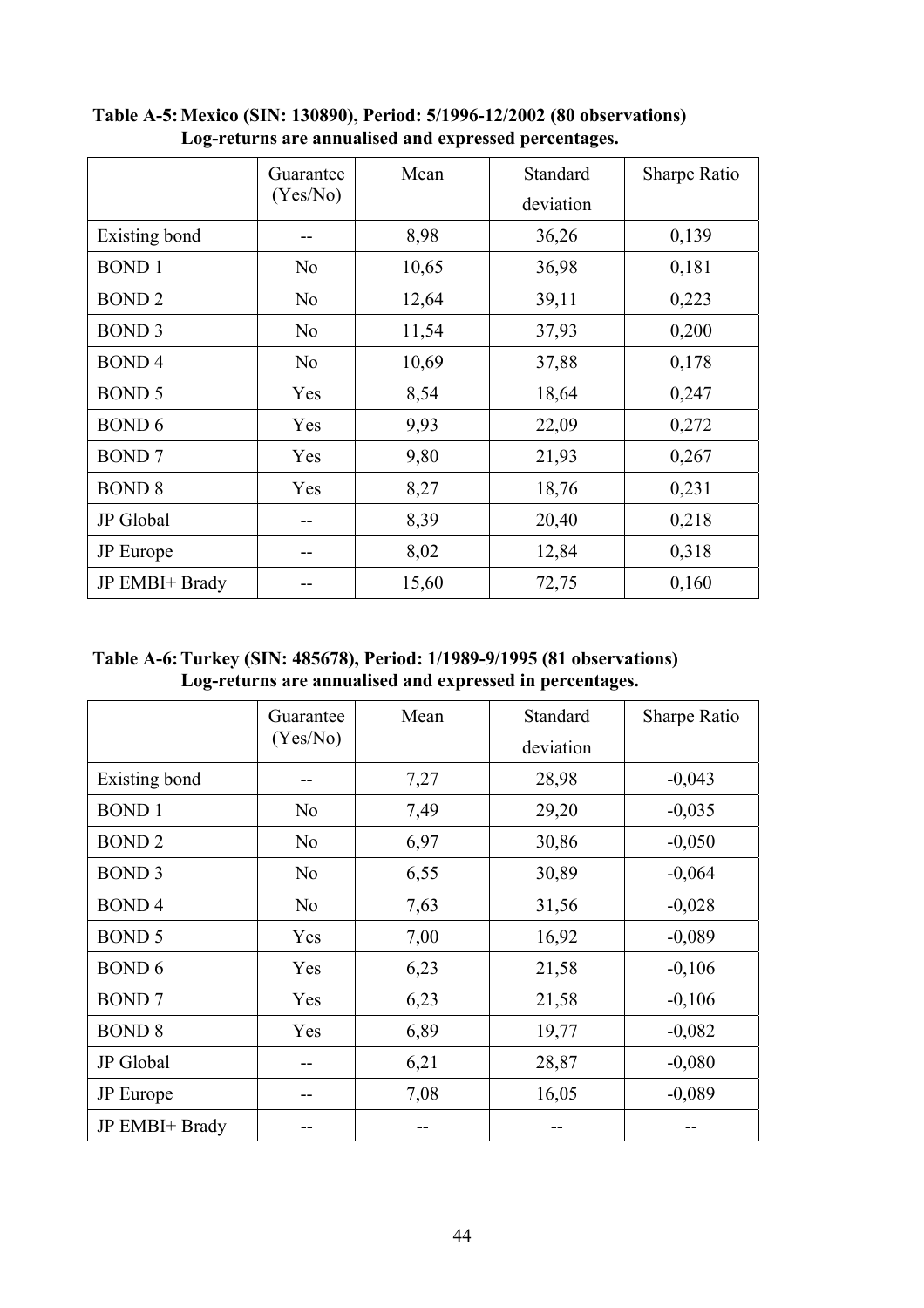**Table A-5: Mexico (SIN: 130890), Period: 5/1996-12/2002 (80 observations)
Log-returns are annualised and expressed percentages.**

| | Guarantee (Yes/No) | Mean | Standard deviation | Sharpe Ratio |
|---|---|---|---|---|
| Existing bond | -- | 8,98 | 36,26 | 0,139 |
| BOND 1 | No | 10,65 | 36,98 | 0,181 |
| BOND 2 | No | 12,64 | 39,11 | 0,223 |
| BOND 3 | No | 11,54 | 37,93 | 0,200 |
| BOND 4 | No | 10,69 | 37,88 | 0,178 |
| BOND 5 | Yes | 8,54 | 18,64 | 0,247 |
| BOND 6 | Yes | 9,93 | 22,09 | 0,272 |
| BOND 7 | Yes | 9,80 | 21,93 | 0,267 |
| BOND 8 | Yes | 8,27 | 18,76 | 0,231 |
| JP Global | -- | 8,39 | 20,40 | 0,218 |
| JP Europe | -- | 8,02 | 12,84 | 0,318 |
| JP EMBI+ Brady | -- | 15,60 | 72,75 | 0,160 |

**Table A-6: Turkey (SIN: 485678), Period: 1/1989-9/1995 (81 observations)
Log-returns are annualised and expressed in percentages.**

| | Guarantee (Yes/No) | Mean | Standard deviation | Sharpe Ratio |
|---|---|---|---|---|
| Existing bond | -- | 7,27 | 28,98 | -0,043 |
| BOND 1 | No | 7,49 | 29,20 | -0,035 |
| BOND 2 | No | 6,97 | 30,86 | -0,050 |
| BOND 3 | No | 6,55 | 30,89 | -0,064 |
| BOND 4 | No | 7,63 | 31,56 | -0,028 |
| BOND 5 | Yes | 7,00 | 16,92 | -0,089 |
| BOND 6 | Yes | 6,23 | 21,58 | -0,106 |
| BOND 7 | Yes | 6,23 | 21,58 | -0,106 |
| BOND 8 | Yes | 6,89 | 19,77 | -0,082 |
| JP Global | -- | 6,21 | 28,87 | -0,080 |
| JP Europe | -- | 7,08 | 16,05 | -0,089 |
| JP EMBI+ Brady | -- | -- | -- | -- |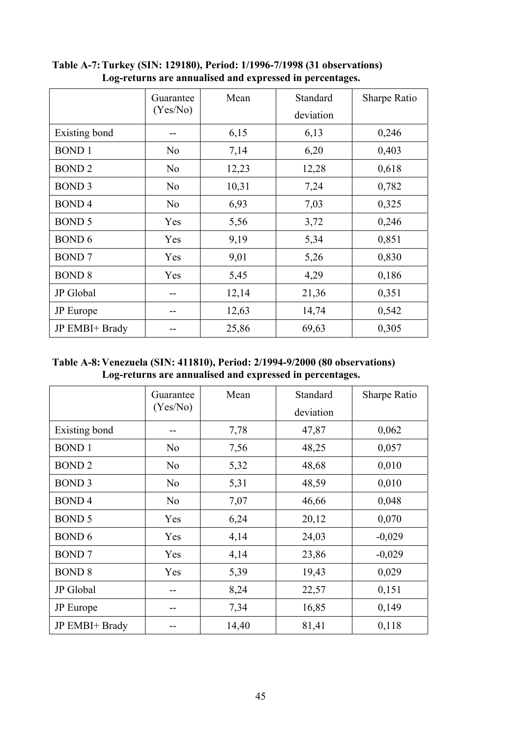**Table A-7: Turkey (SIN: 129180), Period: 1/1996-7/1998 (31 observations)**
**Log-returns are annualised and expressed in percentages.**

| | Guarantee (Yes/No) | Mean | Standard deviation | Sharpe Ratio |
|---|---|---|---|---|
| Existing bond | -- | 6,15 | 6,13 | 0,246 |
| BOND 1 | No | 7,14 | 6,20 | 0,403 |
| BOND 2 | No | 12,23 | 12,28 | 0,618 |
| BOND 3 | No | 10,31 | 7,24 | 0,782 |
| BOND 4 | No | 6,93 | 7,03 | 0,325 |
| BOND 5 | Yes | 5,56 | 3,72 | 0,246 |
| BOND 6 | Yes | 9,19 | 5,34 | 0,851 |
| BOND 7 | Yes | 9,01 | 5,26 | 0,830 |
| BOND 8 | Yes | 5,45 | 4,29 | 0,186 |
| JP Global | -- | 12,14 | 21,36 | 0,351 |
| JP Europe | -- | 12,63 | 14,74 | 0,542 |
| JP EMBI+ Brady | -- | 25,86 | 69,63 | 0,305 |

**Table A-8: Venezuela (SIN: 411810), Period: 2/1994-9/2000 (80 observations)**
**Log-returns are annualised and expressed in percentages.**

| | Guarantee (Yes/No) | Mean | Standard deviation | Sharpe Ratio |
|---|---|---|---|---|
| Existing bond | -- | 7,78 | 47,87 | 0,062 |
| BOND 1 | No | 7,56 | 48,25 | 0,057 |
| BOND 2 | No | 5,32 | 48,68 | 0,010 |
| BOND 3 | No | 5,31 | 48,59 | 0,010 |
| BOND 4 | No | 7,07 | 46,66 | 0,048 |
| BOND 5 | Yes | 6,24 | 20,12 | 0,070 |
| BOND 6 | Yes | 4,14 | 24,03 | -0,029 |
| BOND 7 | Yes | 4,14 | 23,86 | -0,029 |
| BOND 8 | Yes | 5,39 | 19,43 | 0,029 |
| JP Global | -- | 8,24 | 22,57 | 0,151 |
| JP Europe | -- | 7,34 | 16,85 | 0,149 |
| JP EMBI+ Brady | -- | 14,40 | 81,41 | 0,118 |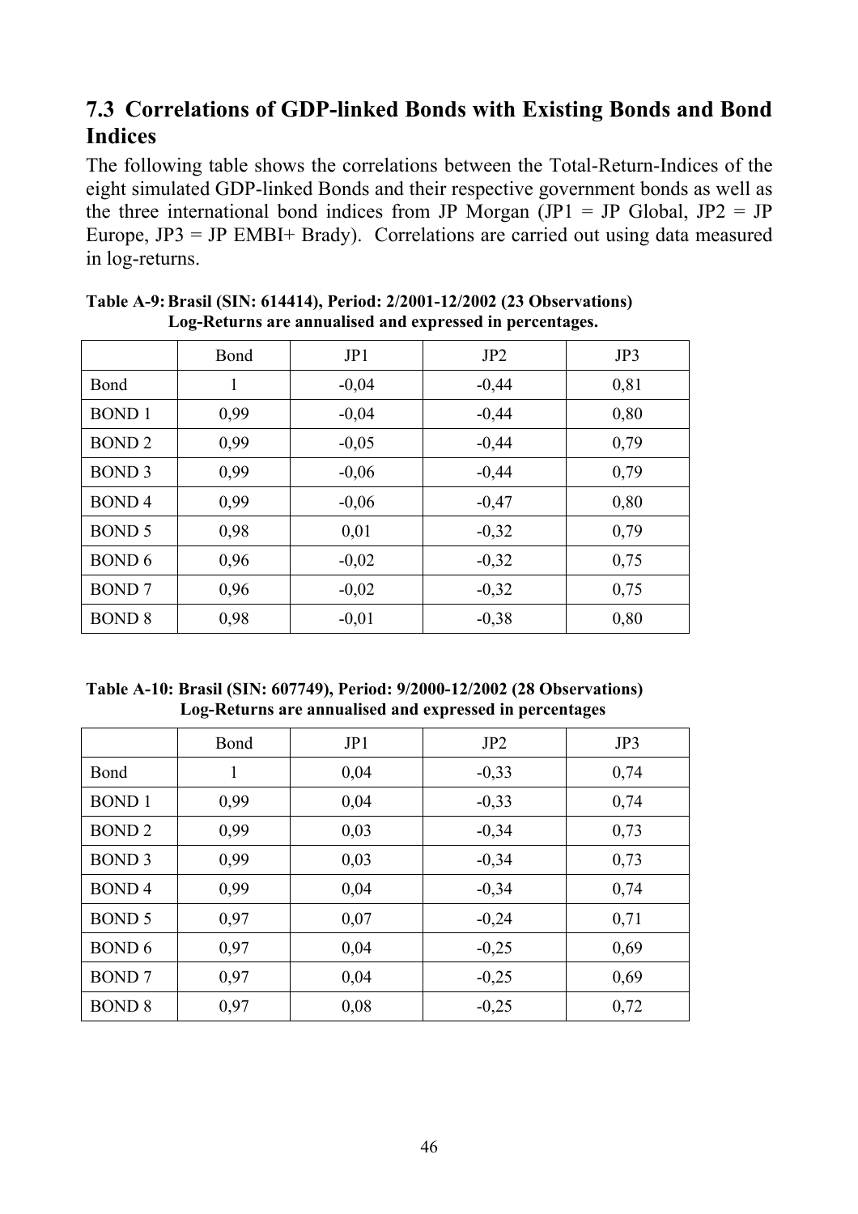## 7.3 Correlations of GDP-linked Bonds with Existing Bonds and Bond Indices

The following table shows the correlations between the Total-Return-Indices of the eight simulated GDP-linked Bonds and their respective government bonds as well as the three international bond indices from JP Morgan (JP1 = JP Global, JP2 = JP Europe, JP3 = JP EMBI+ Brady). Correlations are carried out using data measured in log-returns.

**Table A-9: Brasil (SIN: 614414), Period: 2/2001-12/2002 (23 Observations) Log-Returns are annualised and expressed in percentages.**

| | Bond | JP1 | JP2 | JP3 |
|---|---|---|---|---|
| Bond | 1 | -0,04 | -0,44 | 0,81 |
| BOND 1 | 0,99 | -0,04 | -0,44 | 0,80 |
| BOND 2 | 0,99 | -0,05 | -0,44 | 0,79 |
| BOND 3 | 0,99 | -0,06 | -0,44 | 0,79 |
| BOND 4 | 0,99 | -0,06 | -0,47 | 0,80 |
| BOND 5 | 0,98 | 0,01 | -0,32 | 0,79 |
| BOND 6 | 0,96 | -0,02 | -0,32 | 0,75 |
| BOND 7 | 0,96 | -0,02 | -0,32 | 0,75 |
| BOND 8 | 0,98 | -0,01 | -0,38 | 0,80 |

**Table A-10: Brasil (SIN: 607749), Period: 9/2000-12/2002 (28 Observations) Log-Returns are annualised and expressed in percentages**

| | Bond | JP1 | JP2 | JP3 |
|---|---|---|---|---|
| Bond | 1 | 0,04 | -0,33 | 0,74 |
| BOND 1 | 0,99 | 0,04 | -0,33 | 0,74 |
| BOND 2 | 0,99 | 0,03 | -0,34 | 0,73 |
| BOND 3 | 0,99 | 0,03 | -0,34 | 0,73 |
| BOND 4 | 0,99 | 0,04 | -0,34 | 0,74 |
| BOND 5 | 0,97 | 0,07 | -0,24 | 0,71 |
| BOND 6 | 0,97 | 0,04 | -0,25 | 0,69 |
| BOND 7 | 0,97 | 0,04 | -0,25 | 0,69 |
| BOND 8 | 0,97 | 0,08 | -0,25 | 0,72 |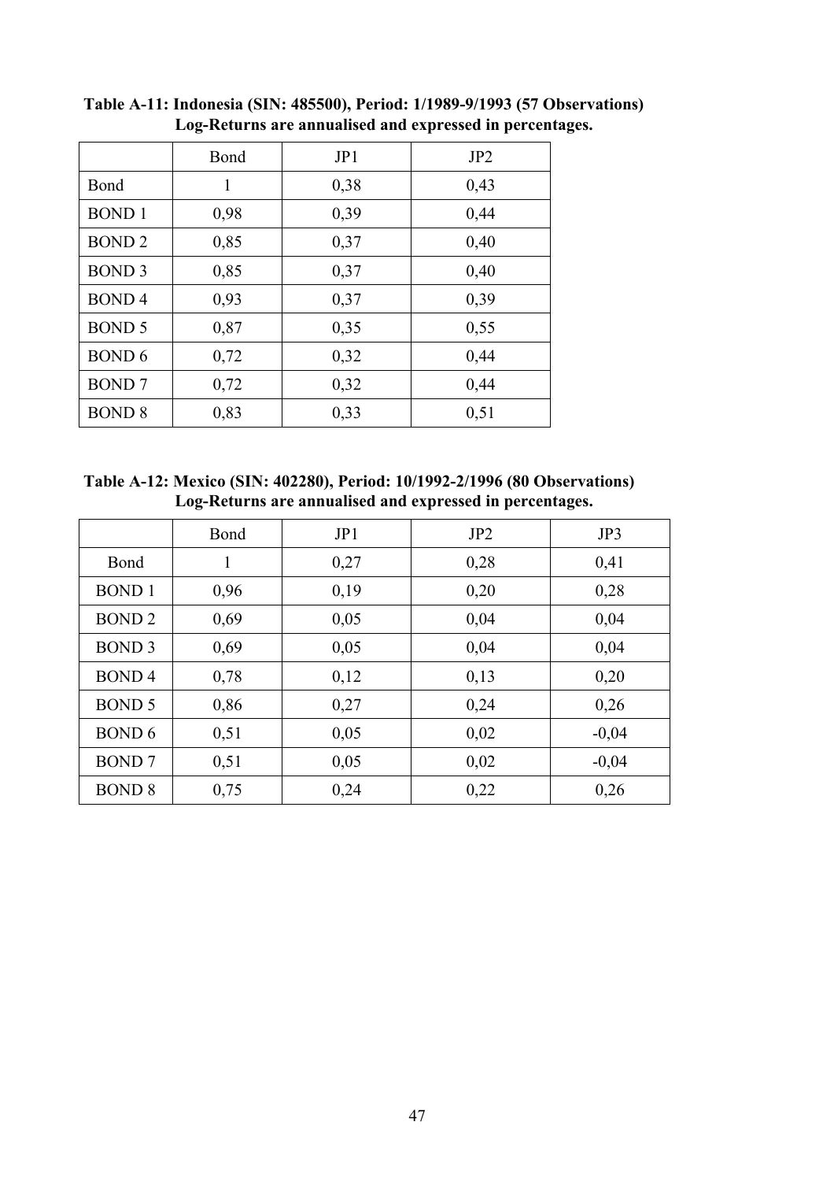**Table A-11: Indonesia (SIN: 485500), Period: 1/1989-9/1993 (57 Observations)**
**Log-Returns are annualised and expressed in percentages.**

| | Bond | JP1 | JP2 |
|---|---|---|---|
| Bond | 1 | 0,38 | 0,43 |
| BOND 1 | 0,98 | 0,39 | 0,44 |
| BOND 2 | 0,85 | 0,37 | 0,40 |
| BOND 3 | 0,85 | 0,37 | 0,40 |
| BOND 4 | 0,93 | 0,37 | 0,39 |
| BOND 5 | 0,87 | 0,35 | 0,55 |
| BOND 6 | 0,72 | 0,32 | 0,44 |
| BOND 7 | 0,72 | 0,32 | 0,44 |
| BOND 8 | 0,83 | 0,33 | 0,51 |

**Table A-12: Mexico (SIN: 402280), Period: 10/1992-2/1996 (80 Observations)**
**Log-Returns are annualised and expressed in percentages.**

| | Bond | JP1 | JP2 | JP3 |
|---|---|---|---|---|
| Bond | 1 | 0,27 | 0,28 | 0,41 |
| BOND 1 | 0,96 | 0,19 | 0,20 | 0,28 |
| BOND 2 | 0,69 | 0,05 | 0,04 | 0,04 |
| BOND 3 | 0,69 | 0,05 | 0,04 | 0,04 |
| BOND 4 | 0,78 | 0,12 | 0,13 | 0,20 |
| BOND 5 | 0,86 | 0,27 | 0,24 | 0,26 |
| BOND 6 | 0,51 | 0,05 | 0,02 | -0,04 |
| BOND 7 | 0,51 | 0,05 | 0,02 | -0,04 |
| BOND 8 | 0,75 | 0,24 | 0,22 | 0,26 |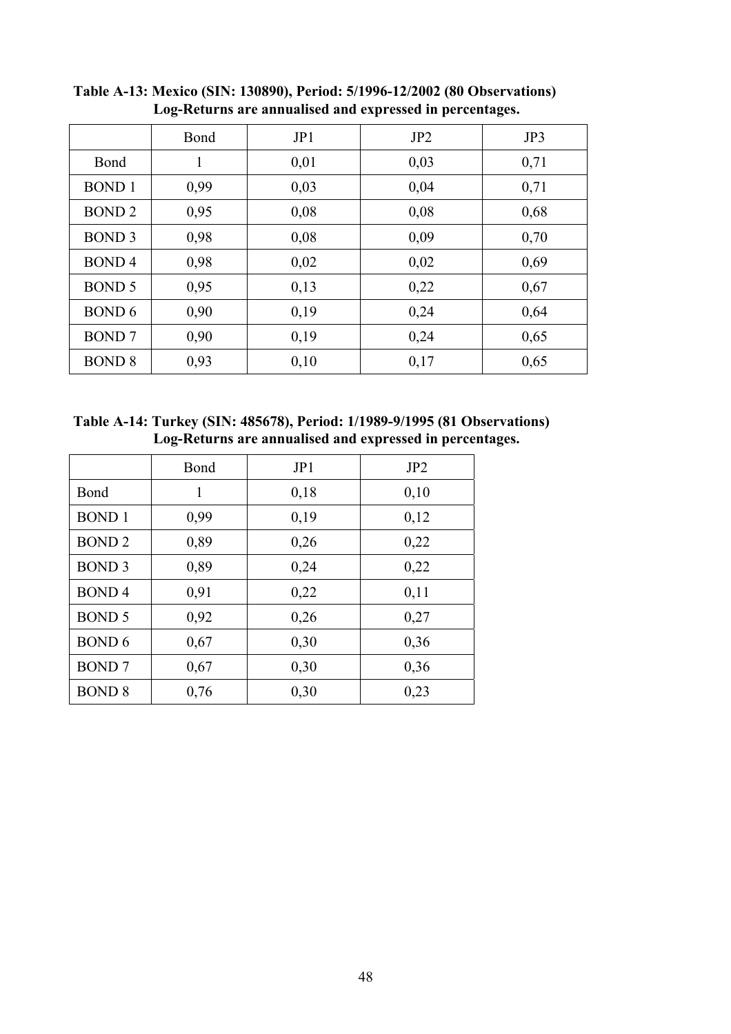**Table A-13: Mexico (SIN: 130890), Period: 5/1996-12/2002 (80 Observations) Log-Returns are annualised and expressed in percentages.**

| | Bond | JP1 | JP2 | JP3 |
|---|---|---|---|---|
| Bond | 1 | 0,01 | 0,03 | 0,71 |
| BOND 1 | 0,99 | 0,03 | 0,04 | 0,71 |
| BOND 2 | 0,95 | 0,08 | 0,08 | 0,68 |
| BOND 3 | 0,98 | 0,08 | 0,09 | 0,70 |
| BOND 4 | 0,98 | 0,02 | 0,02 | 0,69 |
| BOND 5 | 0,95 | 0,13 | 0,22 | 0,67 |
| BOND 6 | 0,90 | 0,19 | 0,24 | 0,64 |
| BOND 7 | 0,90 | 0,19 | 0,24 | 0,65 |
| BOND 8 | 0,93 | 0,10 | 0,17 | 0,65 |

**Table A-14: Turkey (SIN: 485678), Period: 1/1989-9/1995 (81 Observations) Log-Returns are annualised and expressed in percentages.**

| | Bond | JP1 | JP2 |
|---|---|---|---|
| Bond | 1 | 0,18 | 0,10 |
| BOND 1 | 0,99 | 0,19 | 0,12 |
| BOND 2 | 0,89 | 0,26 | 0,22 |
| BOND 3 | 0,89 | 0,24 | 0,22 |
| BOND 4 | 0,91 | 0,22 | 0,11 |
| BOND 5 | 0,92 | 0,26 | 0,27 |
| BOND 6 | 0,67 | 0,30 | 0,36 |
| BOND 7 | 0,67 | 0,30 | 0,36 |
| BOND 8 | 0,76 | 0,30 | 0,23 |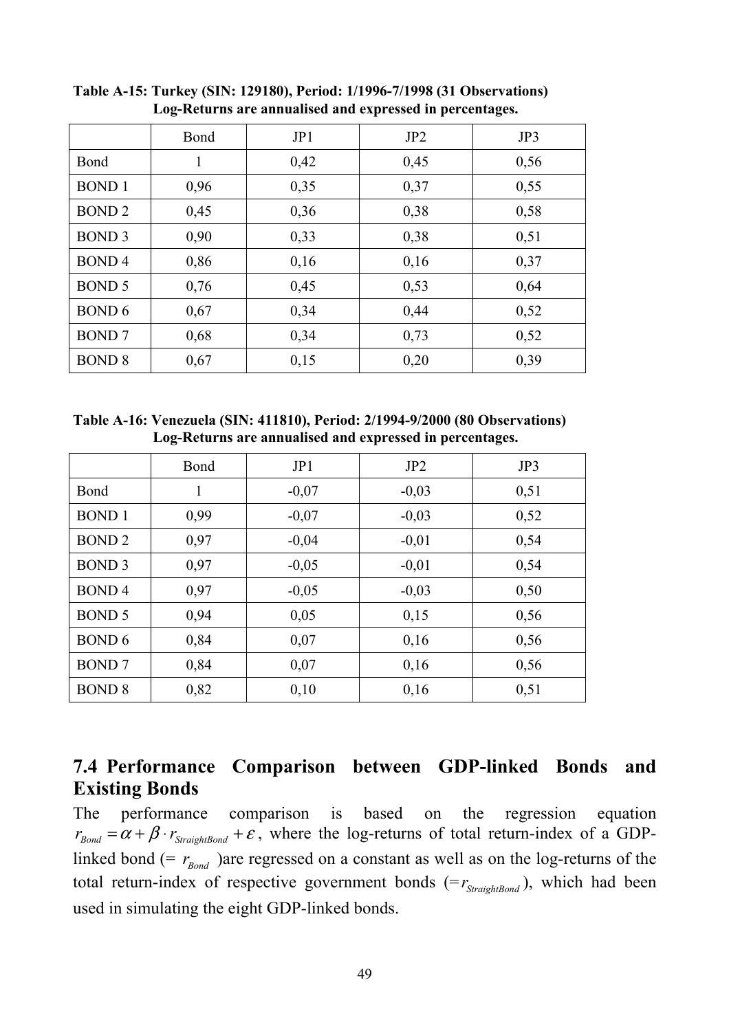**Table A-15: Turkey (SIN: 129180), Period: 1/1996-7/1998 (31 Observations)
Log-Returns are annualised and expressed in percentages.**

| | Bond | JP1 | JP2 | JP3 |
|---|---|---|---|---|
| Bond | 1 | 0,42 | 0,45 | 0,56 |
| BOND 1 | 0,96 | 0,35 | 0,37 | 0,55 |
| BOND 2 | 0,45 | 0,36 | 0,38 | 0,58 |
| BOND 3 | 0,90 | 0,33 | 0,38 | 0,51 |
| BOND 4 | 0,86 | 0,16 | 0,16 | 0,37 |
| BOND 5 | 0,76 | 0,45 | 0,53 | 0,64 |
| BOND 6 | 0,67 | 0,34 | 0,44 | 0,52 |
| BOND 7 | 0,68 | 0,34 | 0,73 | 0,52 |
| BOND 8 | 0,67 | 0,15 | 0,20 | 0,39 |

**Table A-16: Venezuela (SIN: 411810), Period: 2/1994-9/2000 (80 Observations)
Log-Returns are annualised and expressed in percentages.**

| | Bond | JP1 | JP2 | JP3 |
|---|---|---|---|---|
| Bond | 1 | -0,07 | -0,03 | 0,51 |
| BOND 1 | 0,99 | -0,07 | -0,03 | 0,52 |
| BOND 2 | 0,97 | -0,04 | -0,01 | 0,54 |
| BOND 3 | 0,97 | -0,05 | -0,01 | 0,54 |
| BOND 4 | 0,97 | -0,05 | -0,03 | 0,50 |
| BOND 5 | 0,94 | 0,05 | 0,15 | 0,56 |
| BOND 6 | 0,84 | 0,07 | 0,16 | 0,56 |
| BOND 7 | 0,84 | 0,07 | 0,16 | 0,56 |
| BOND 8 | 0,82 | 0,10 | 0,16 | 0,51 |

## 7.4 Performance Comparison between GDP-linked Bonds and Existing Bonds

The performance comparison is based on the regression equation $r_{Bond} = \alpha + \beta \cdot r_{StraightBond} + \varepsilon$, where the log-returns of total return-index of a GDP-linked bond (= $r_{Bond}$ )are regressed on a constant as well as on the log-returns of the total return-index of respective government bonds (=$r_{StraightBond}$), which had been used in simulating the eight GDP-linked bonds.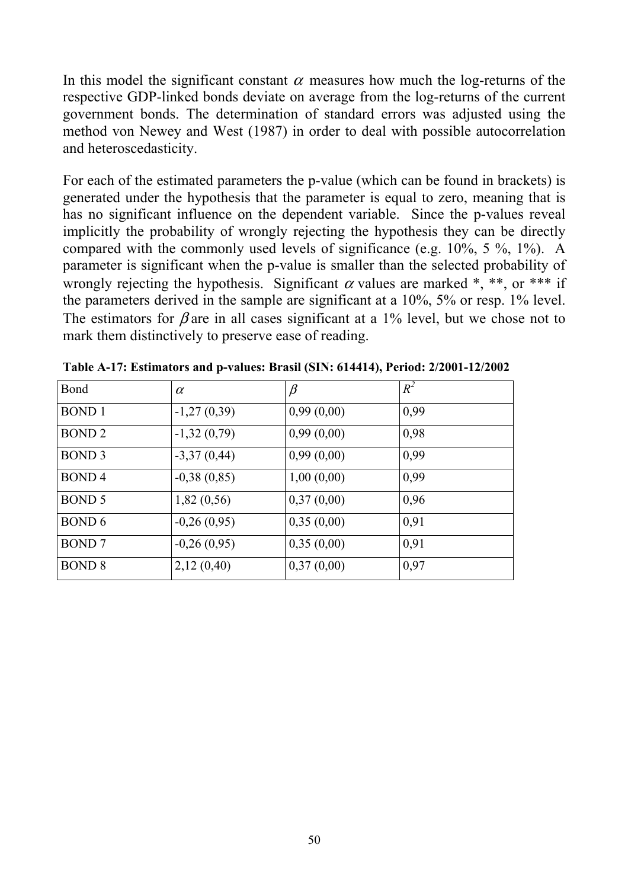In this model the significant constant $\alpha$ measures how much the log-returns of the respective GDP-linked bonds deviate on average from the log-returns of the current government bonds. The determination of standard errors was adjusted using the method von Newey and West (1987) in order to deal with possible autocorrelation and heteroscedasticity.

For each of the estimated parameters the p-value (which can be found in brackets) is generated under the hypothesis that the parameter is equal to zero, meaning that is has no significant influence on the dependent variable. Since the p-values reveal implicitly the probability of wrongly rejecting the hypothesis they can be directly compared with the commonly used levels of significance (e.g. 10%, 5 %, 1%). A parameter is significant when the p-value is smaller than the selected probability of wrongly rejecting the hypothesis. Significant $\alpha$ values are marked *, **, or *** if the parameters derived in the sample are significant at a 10%, 5% or resp. 1% level. The estimators for $\beta$ are in all cases significant at a 1% level, but we chose not to mark them distinctively to preserve ease of reading.

**Table A-17: Estimators and p-values: Brasil (SIN: 614414), Period: 2/2001-12/2002**

| Bond | $\alpha$ | $\beta$ | $R^2$ |
|---|---|---|---|
| BOND 1 | -1,27 (0,39) | 0,99 (0,00) | 0,99 |
| BOND 2 | -1,32 (0,79) | 0,99 (0,00) | 0,98 |
| BOND 3 | -3,37 (0,44) | 0,99 (0,00) | 0,99 |
| BOND 4 | -0,38 (0,85) | 1,00 (0,00) | 0,99 |
| BOND 5 | 1,82 (0,56) | 0,37 (0,00) | 0,96 |
| BOND 6 | -0,26 (0,95) | 0,35 (0,00) | 0,91 |
| BOND 7 | -0,26 (0,95) | 0,35 (0,00) | 0,91 |
| BOND 8 | 2,12 (0,40) | 0,37 (0,00) | 0,97 |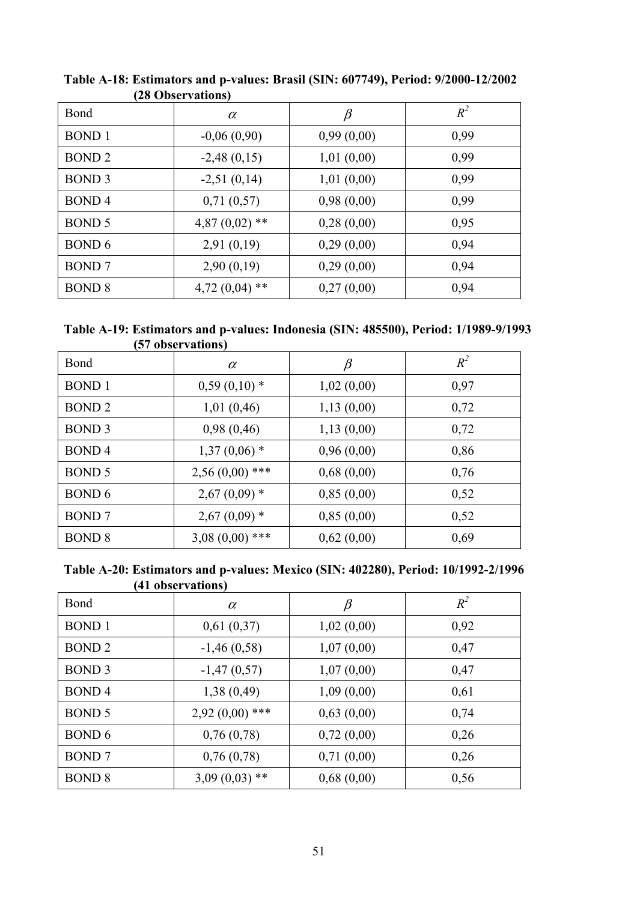**Table A-18: Estimators and p-values: Brasil (SIN: 607749), Period: 9/2000-12/2002 (28 Observations)**

| Bond | $\alpha$ | $\beta$ | $R^2$ |
|---|---|---|---|
| BOND 1 | -0,06 (0,90) | 0,99 (0,00) | 0,99 |
| BOND 2 | -2,48 (0,15) | 1,01 (0,00) | 0,99 |
| BOND 3 | -2,51 (0,14) | 1,01 (0,00) | 0,99 |
| BOND 4 | 0,71 (0,57) | 0,98 (0,00) | 0,99 |
| BOND 5 | 4,87 (0,02) ** | 0,28 (0,00) | 0,95 |
| BOND 6 | 2,91 (0,19) | 0,29 (0,00) | 0,94 |
| BOND 7 | 2,90 (0,19) | 0,29 (0,00) | 0,94 |
| BOND 8 | 4,72 (0,04) ** | 0,27 (0,00) | 0,94 |

**Table A-19: Estimators and p-values: Indonesia (SIN: 485500), Period: 1/1989-9/1993 (57 observations)**

| Bond | $\alpha$ | $\beta$ | $R^2$ |
|---|---|---|---|
| BOND 1 | 0,59 (0,10) * | 1,02 (0,00) | 0,97 |
| BOND 2 | 1,01 (0,46) | 1,13 (0,00) | 0,72 |
| BOND 3 | 0,98 (0,46) | 1,13 (0,00) | 0,72 |
| BOND 4 | 1,37 (0,06) * | 0,96 (0,00) | 0,86 |
| BOND 5 | 2,56 (0,00) *** | 0,68 (0,00) | 0,76 |
| BOND 6 | 2,67 (0,09) * | 0,85 (0,00) | 0,52 |
| BOND 7 | 2,67 (0,09) * | 0,85 (0,00) | 0,52 |
| BOND 8 | 3,08 (0,00) *** | 0,62 (0,00) | 0,69 |

**Table A-20: Estimators and p-values: Mexico (SIN: 402280), Period: 10/1992-2/1996 (41 observations)**

| Bond | $\alpha$ | $\beta$ | $R^2$ |
|---|---|---|---|
| BOND 1 | 0,61 (0,37) | 1,02 (0,00) | 0,92 |
| BOND 2 | -1,46 (0,58) | 1,07 (0,00) | 0,47 |
| BOND 3 | -1,47 (0,57) | 1,07 (0,00) | 0,47 |
| BOND 4 | 1,38 (0,49) | 1,09 (0,00) | 0,61 |
| BOND 5 | 2,92 (0,00) *** | 0,63 (0,00) | 0,74 |
| BOND 6 | 0,76 (0,78) | 0,72 (0,00) | 0,26 |
| BOND 7 | 0,76 (0,78) | 0,71 (0,00) | 0,26 |
| BOND 8 | 3,09 (0,03) ** | 0,68 (0,00) | 0,56 |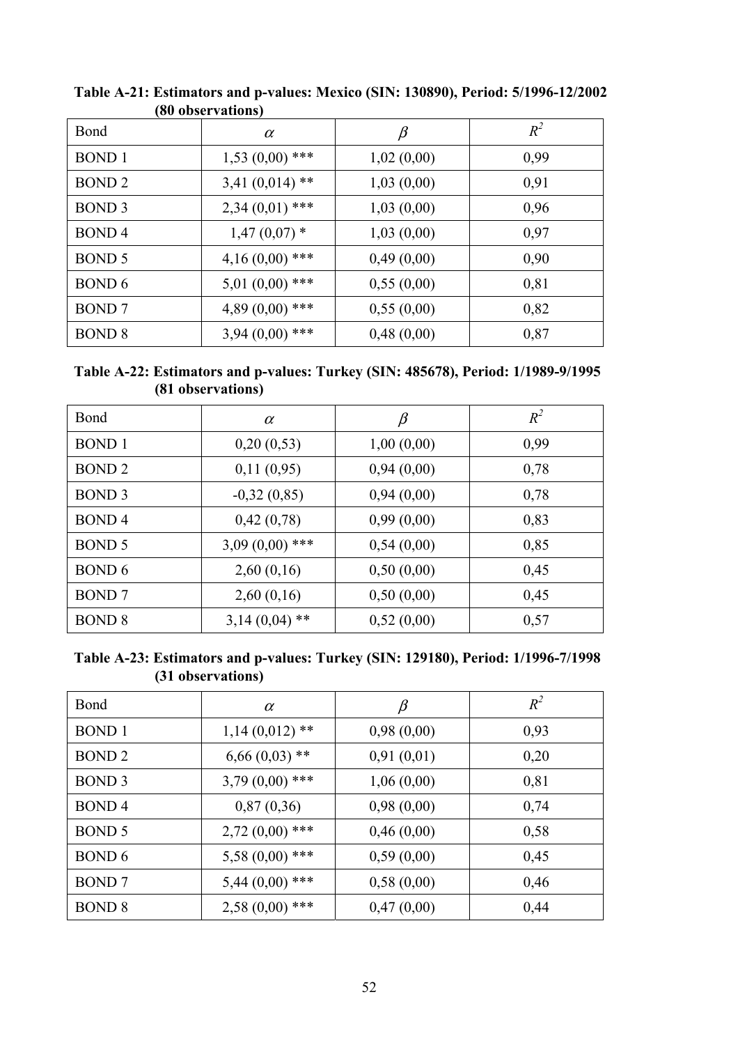**Table A-21: Estimators and p-values: Mexico (SIN: 130890), Period: 5/1996-12/2002 (80 observations)**

| Bond | $\alpha$ | $\beta$ | $R^2$ |
|---|---|---|---|
| BOND 1 | 1,53 (0,00) *** | 1,02 (0,00) | 0,99 |
| BOND 2 | 3,41 (0,014) ** | 1,03 (0,00) | 0,91 |
| BOND 3 | 2,34 (0,01) *** | 1,03 (0,00) | 0,96 |
| BOND 4 | 1,47 (0,07) * | 1,03 (0,00) | 0,97 |
| BOND 5 | 4,16 (0,00) *** | 0,49 (0,00) | 0,90 |
| BOND 6 | 5,01 (0,00) *** | 0,55 (0,00) | 0,81 |
| BOND 7 | 4,89 (0,00) *** | 0,55 (0,00) | 0,82 |
| BOND 8 | 3,94 (0,00) *** | 0,48 (0,00) | 0,87 |

**Table A-22: Estimators and p-values: Turkey (SIN: 485678), Period: 1/1989-9/1995 (81 observations)**

| Bond | $\alpha$ | $\beta$ | $R^2$ |
|---|---|---|---|
| BOND 1 | 0,20 (0,53) | 1,00 (0,00) | 0,99 |
| BOND 2 | 0,11 (0,95) | 0,94 (0,00) | 0,78 |
| BOND 3 | -0,32 (0,85) | 0,94 (0,00) | 0,78 |
| BOND 4 | 0,42 (0,78) | 0,99 (0,00) | 0,83 |
| BOND 5 | 3,09 (0,00) *** | 0,54 (0,00) | 0,85 |
| BOND 6 | 2,60 (0,16) | 0,50 (0,00) | 0,45 |
| BOND 7 | 2,60 (0,16) | 0,50 (0,00) | 0,45 |
| BOND 8 | 3,14 (0,04) ** | 0,52 (0,00) | 0,57 |

**Table A-23: Estimators and p-values: Turkey (SIN: 129180), Period: 1/1996-7/1998 (31 observations)**

| Bond | $\alpha$ | $\beta$ | $R^2$ |
|---|---|---|---|
| BOND 1 | 1,14 (0,012) ** | 0,98 (0,00) | 0,93 |
| BOND 2 | 6,66 (0,03) ** | 0,91 (0,01) | 0,20 |
| BOND 3 | 3,79 (0,00) *** | 1,06 (0,00) | 0,81 |
| BOND 4 | 0,87 (0,36) | 0,98 (0,00) | 0,74 |
| BOND 5 | 2,72 (0,00) *** | 0,46 (0,00) | 0,58 |
| BOND 6 | 5,58 (0,00) *** | 0,59 (0,00) | 0,45 |
| BOND 7 | 5,44 (0,00) *** | 0,58 (0,00) | 0,46 |
| BOND 8 | 2,58 (0,00) *** | 0,47 (0,00) | 0,44 |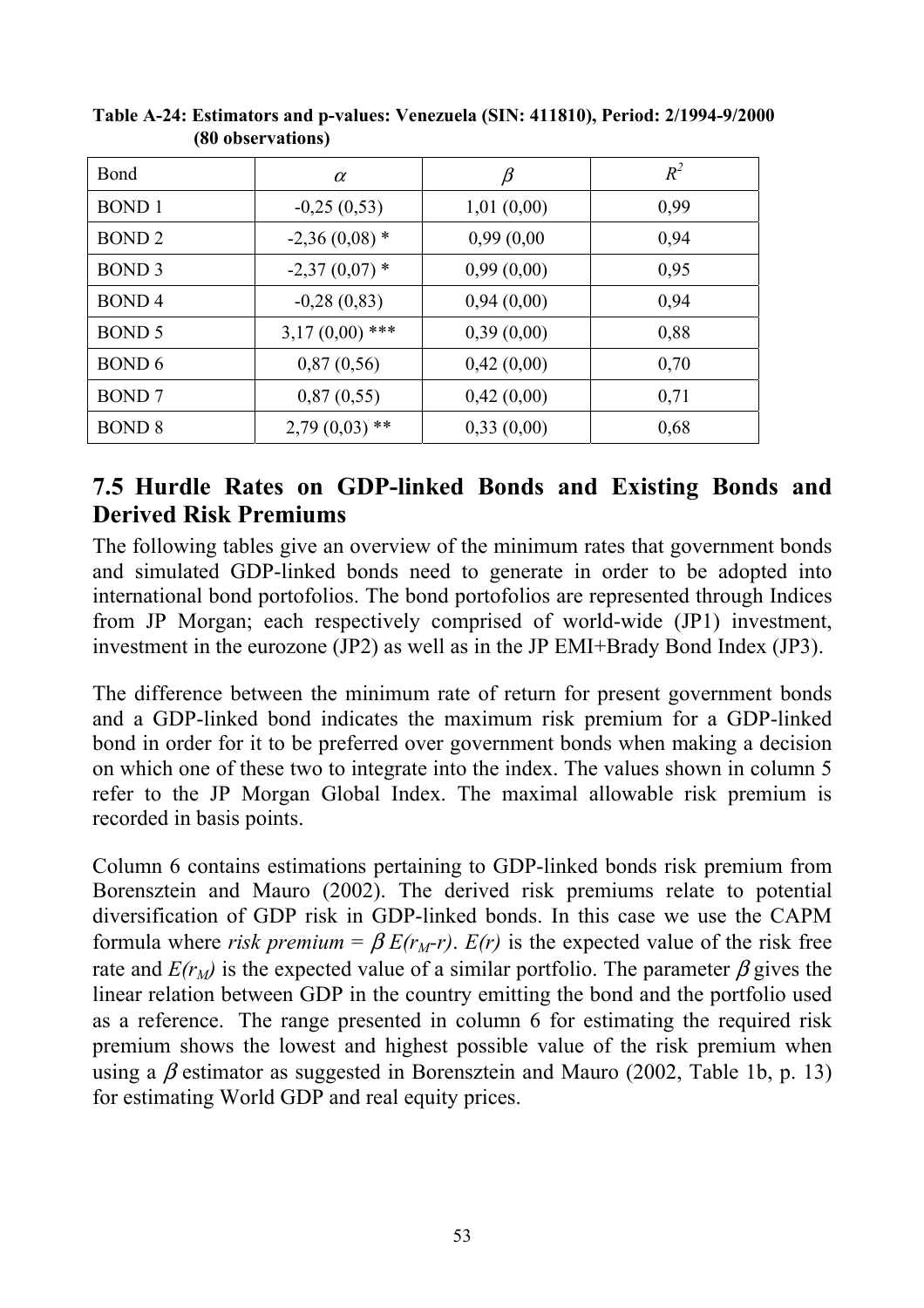**Table A-24: Estimators and p-values: Venezuela (SIN: 411810), Period: 2/1994-9/2000 (80 observations)**

| Bond | $\alpha$ | $\beta$ | $R^2$ |
|---|---|---|---|
| BOND 1 | -0,25 (0,53) | 1,01 (0,00) | 0,99 |
| BOND 2 | -2,36 (0,08) * | 0,99 (0,00 | 0,94 |
| BOND 3 | -2,37 (0,07) * | 0,99 (0,00) | 0,95 |
| BOND 4 | -0,28 (0,83) | 0,94 (0,00) | 0,94 |
| BOND 5 | 3,17 (0,00) *** | 0,39 (0,00) | 0,88 |
| BOND 6 | 0,87 (0,56) | 0,42 (0,00) | 0,70 |
| BOND 7 | 0,87 (0,55) | 0,42 (0,00) | 0,71 |
| BOND 8 | 2,79 (0,03) ** | 0,33 (0,00) | 0,68 |

## 7.5 Hurdle Rates on GDP-linked Bonds and Existing Bonds and Derived Risk Premiums

The following tables give an overview of the minimum rates that government bonds and simulated GDP-linked bonds need to generate in order to be adopted into international bond portofolios. The bond portofolios are represented through Indices from JP Morgan; each respectively comprised of world-wide (JP1) investment, investment in the eurozone (JP2) as well as in the JP EMI+Brady Bond Index (JP3).

The difference between the minimum rate of return for present government bonds and a GDP-linked bond indicates the maximum risk premium for a GDP-linked bond in order for it to be preferred over government bonds when making a decision on which one of these two to integrate into the index. The values shown in column 5 refer to the JP Morgan Global Index. The maximal allowable risk premium is recorded in basis points.

Column 6 contains estimations pertaining to GDP-linked bonds risk premium from Borensztein and Mauro (2002). The derived risk premiums relate to potential diversification of GDP risk in GDP-linked bonds. In this case we use the CAPM formula where *risk premium* = $\beta\, E(r_M\text{-}r)$. $E(r)$ is the expected value of the risk free rate and $E(r_M)$ is the expected value of a similar portfolio. The parameter $\beta$ gives the linear relation between GDP in the country emitting the bond and the portfolio used as a reference. The range presented in column 6 for estimating the required risk premium shows the lowest and highest possible value of the risk premium when using a $\beta$ estimator as suggested in Borensztein and Mauro (2002, Table 1b, p. 13) for estimating World GDP and real equity prices.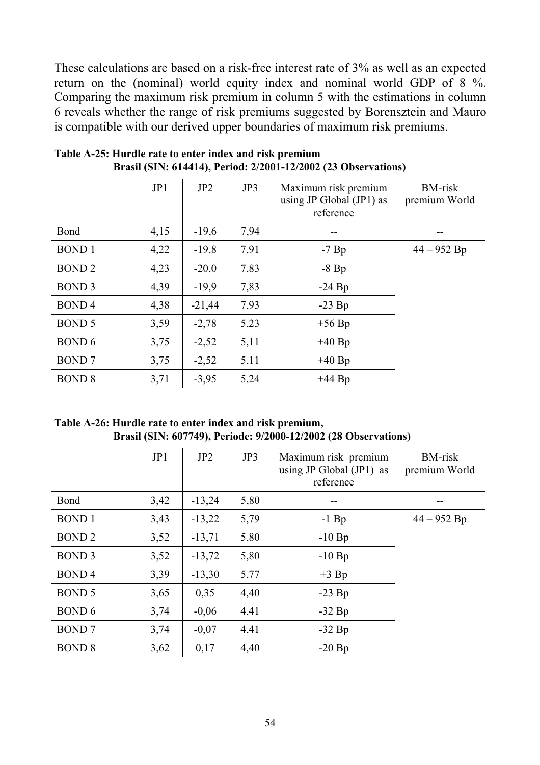These calculations are based on a risk-free interest rate of 3% as well as an expected return on the (nominal) world equity index and nominal world GDP of 8 %. Comparing the maximum risk premium in column 5 with the estimations in column 6 reveals whether the range of risk premiums suggested by Borensztein and Mauro is compatible with our derived upper boundaries of maximum risk premiums.

**Table A-25: Hurdle rate to enter index and risk premium**
**Brasil (SIN: 614414), Period: 2/2001-12/2002 (23 Observations)**

| | JP1 | JP2 | JP3 | Maximum risk premium using JP Global (JP1) as reference | BM-risk premium World |
|---|---|---|---|---|---|
| Bond | 4,15 | -19,6 | 7,94 | -- | -- |
| BOND 1 | 4,22 | -19,8 | 7,91 | -7 Bp | 44 – 952 Bp |
| BOND 2 | 4,23 | -20,0 | 7,83 | -8 Bp | |
| BOND 3 | 4,39 | -19,9 | 7,83 | -24 Bp | |
| BOND 4 | 4,38 | -21,44 | 7,93 | -23 Bp | |
| BOND 5 | 3,59 | -2,78 | 5,23 | +56 Bp | |
| BOND 6 | 3,75 | -2,52 | 5,11 | +40 Bp | |
| BOND 7 | 3,75 | -2,52 | 5,11 | +40 Bp | |
| BOND 8 | 3,71 | -3,95 | 5,24 | +44 Bp | |

**Table A-26: Hurdle rate to enter index and risk premium,**
**Brasil (SIN: 607749), Periode: 9/2000-12/2002 (28 Observations)**

| | JP1 | JP2 | JP3 | Maximum risk premium using JP Global (JP1) as reference | BM-risk premium World |
|---|---|---|---|---|---|
| Bond | 3,42 | -13,24 | 5,80 | -- | -- |
| BOND 1 | 3,43 | -13,22 | 5,79 | -1 Bp | 44 – 952 Bp |
| BOND 2 | 3,52 | -13,71 | 5,80 | -10 Bp | |
| BOND 3 | 3,52 | -13,72 | 5,80 | -10 Bp | |
| BOND 4 | 3,39 | -13,30 | 5,77 | +3 Bp | |
| BOND 5 | 3,65 | 0,35 | 4,40 | -23 Bp | |
| BOND 6 | 3,74 | -0,06 | 4,41 | -32 Bp | |
| BOND 7 | 3,74 | -0,07 | 4,41 | -32 Bp | |
| BOND 8 | 3,62 | 0,17 | 4,40 | -20 Bp | |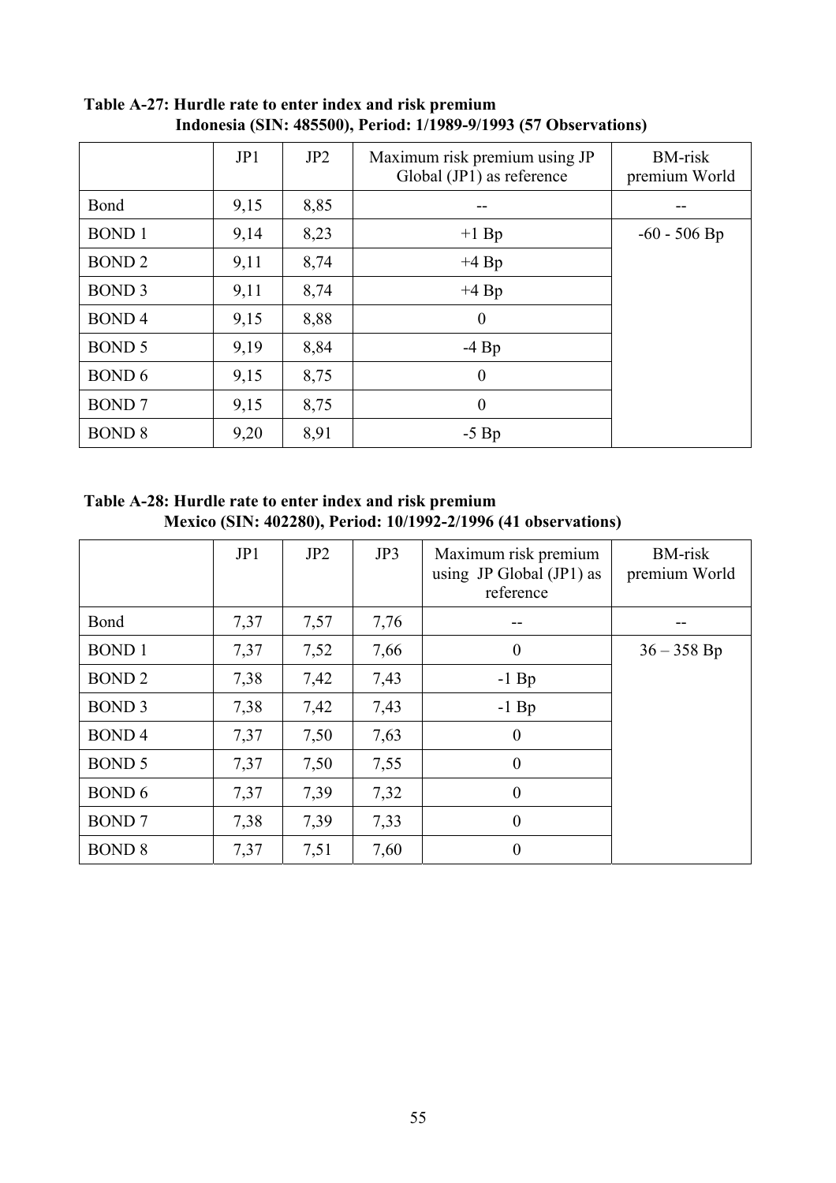**Table A-27: Hurdle rate to enter index and risk premium**
**Indonesia (SIN: 485500), Period: 1/1989-9/1993 (57 Observations)**

| | JP1 | JP2 | Maximum risk premium using JP Global (JP1) as reference | BM-risk premium World |
|---|---|---|---|---|
| Bond | 9,15 | 8,85 | -- | -- |
| BOND 1 | 9,14 | 8,23 | +1 Bp | -60 - 506 Bp |
| BOND 2 | 9,11 | 8,74 | +4 Bp | |
| BOND 3 | 9,11 | 8,74 | +4 Bp | |
| BOND 4 | 9,15 | 8,88 | 0 | |
| BOND 5 | 9,19 | 8,84 | -4 Bp | |
| BOND 6 | 9,15 | 8,75 | 0 | |
| BOND 7 | 9,15 | 8,75 | 0 | |
| BOND 8 | 9,20 | 8,91 | -5 Bp | |

**Table A-28: Hurdle rate to enter index and risk premium**
**Mexico (SIN: 402280), Period: 10/1992-2/1996 (41 observations)**

| | JP1 | JP2 | JP3 | Maximum risk premium using JP Global (JP1) as reference | BM-risk premium World |
|---|---|---|---|---|---|
| Bond | 7,37 | 7,57 | 7,76 | -- | -- |
| BOND 1 | 7,37 | 7,52 | 7,66 | 0 | 36 – 358 Bp |
| BOND 2 | 7,38 | 7,42 | 7,43 | -1 Bp | |
| BOND 3 | 7,38 | 7,42 | 7,43 | -1 Bp | |
| BOND 4 | 7,37 | 7,50 | 7,63 | 0 | |
| BOND 5 | 7,37 | 7,50 | 7,55 | 0 | |
| BOND 6 | 7,37 | 7,39 | 7,32 | 0 | |
| BOND 7 | 7,38 | 7,39 | 7,33 | 0 | |
| BOND 8 | 7,37 | 7,51 | 7,60 | 0 | |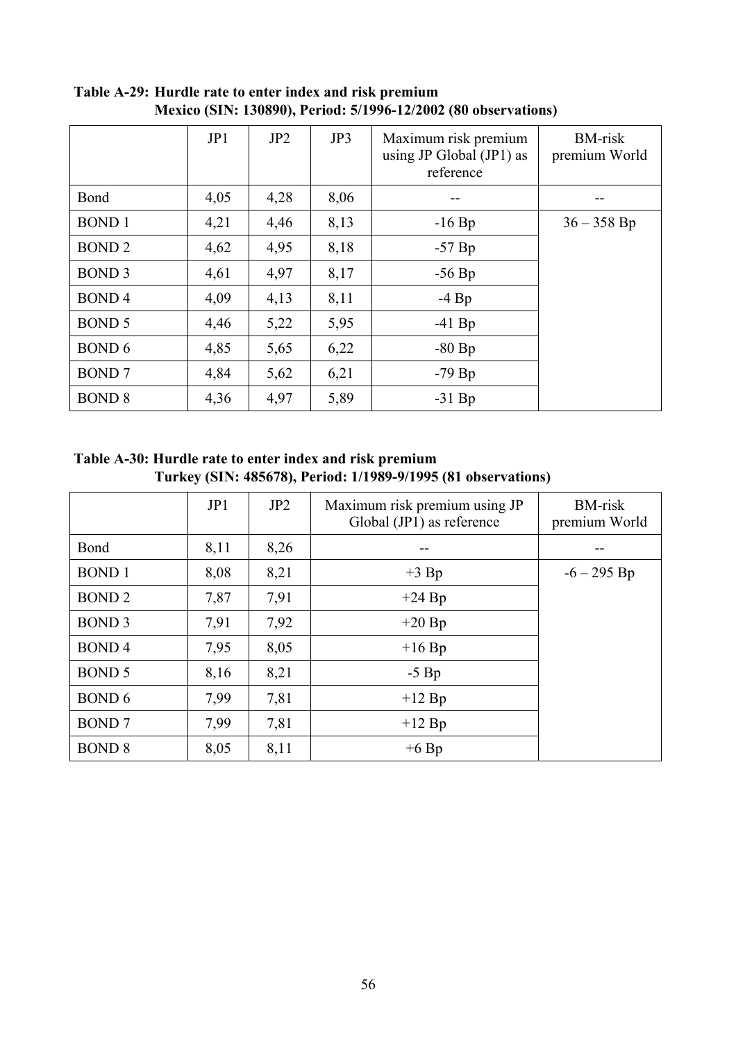**Table A-29: Hurdle rate to enter index and risk premium**
**Mexico (SIN: 130890), Period: 5/1996-12/2002 (80 observations)**

| | JP1 | JP2 | JP3 | Maximum risk premium using JP Global (JP1) as reference | BM-risk premium World |
|---|---|---|---|---|---|
| Bond | 4,05 | 4,28 | 8,06 | -- | -- |
| BOND 1 | 4,21 | 4,46 | 8,13 | -16 Bp | 36 – 358 Bp |
| BOND 2 | 4,62 | 4,95 | 8,18 | -57 Bp | |
| BOND 3 | 4,61 | 4,97 | 8,17 | -56 Bp | |
| BOND 4 | 4,09 | 4,13 | 8,11 | -4 Bp | |
| BOND 5 | 4,46 | 5,22 | 5,95 | -41 Bp | |
| BOND 6 | 4,85 | 5,65 | 6,22 | -80 Bp | |
| BOND 7 | 4,84 | 5,62 | 6,21 | -79 Bp | |
| BOND 8 | 4,36 | 4,97 | 5,89 | -31 Bp | |

**Table A-30: Hurdle rate to enter index and risk premium**
**Turkey (SIN: 485678), Period: 1/1989-9/1995 (81 observations)**

| | JP1 | JP2 | Maximum risk premium using JP Global (JP1) as reference | BM-risk premium World |
|---|---|---|---|---|
| Bond | 8,11 | 8,26 | -- | -- |
| BOND 1 | 8,08 | 8,21 | +3 Bp | -6 – 295 Bp |
| BOND 2 | 7,87 | 7,91 | +24 Bp | |
| BOND 3 | 7,91 | 7,92 | +20 Bp | |
| BOND 4 | 7,95 | 8,05 | +16 Bp | |
| BOND 5 | 8,16 | 8,21 | -5 Bp | |
| BOND 6 | 7,99 | 7,81 | +12 Bp | |
| BOND 7 | 7,99 | 7,81 | +12 Bp | |
| BOND 8 | 8,05 | 8,11 | +6 Bp | |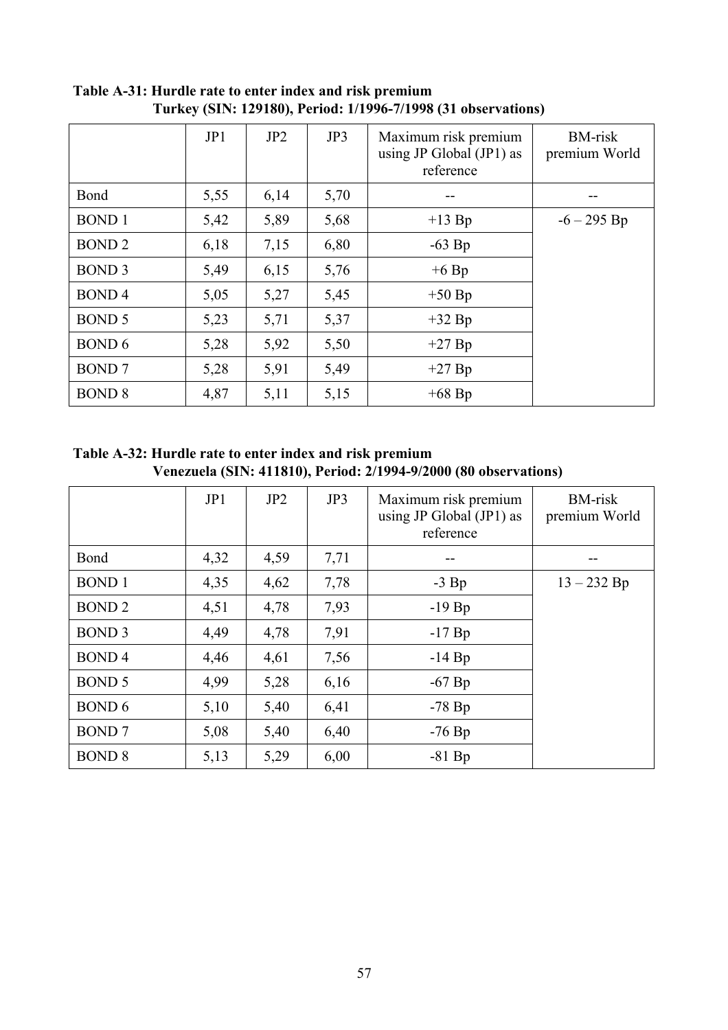**Table A-31: Hurdle rate to enter index and risk premium**
**Turkey (SIN: 129180), Period: 1/1996-7/1998 (31 observations)**

| | JP1 | JP2 | JP3 | Maximum risk premium using JP Global (JP1) as reference | BM-risk premium World |
|---|---|---|---|---|---|
| Bond | 5,55 | 6,14 | 5,70 | -- | -- |
| BOND 1 | 5,42 | 5,89 | 5,68 | +13 Bp | -6 – 295 Bp |
| BOND 2 | 6,18 | 7,15 | 6,80 | -63 Bp | |
| BOND 3 | 5,49 | 6,15 | 5,76 | +6 Bp | |
| BOND 4 | 5,05 | 5,27 | 5,45 | +50 Bp | |
| BOND 5 | 5,23 | 5,71 | 5,37 | +32 Bp | |
| BOND 6 | 5,28 | 5,92 | 5,50 | +27 Bp | |
| BOND 7 | 5,28 | 5,91 | 5,49 | +27 Bp | |
| BOND 8 | 4,87 | 5,11 | 5,15 | +68 Bp | |

**Table A-32: Hurdle rate to enter index and risk premium**
**Venezuela (SIN: 411810), Period: 2/1994-9/2000 (80 observations)**

| | JP1 | JP2 | JP3 | Maximum risk premium using JP Global (JP1) as reference | BM-risk premium World |
|---|---|---|---|---|---|
| Bond | 4,32 | 4,59 | 7,71 | -- | -- |
| BOND 1 | 4,35 | 4,62 | 7,78 | -3 Bp | 13 – 232 Bp |
| BOND 2 | 4,51 | 4,78 | 7,93 | -19 Bp | |
| BOND 3 | 4,49 | 4,78 | 7,91 | -17 Bp | |
| BOND 4 | 4,46 | 4,61 | 7,56 | -14 Bp | |
| BOND 5 | 4,99 | 5,28 | 6,16 | -67 Bp | |
| BOND 6 | 5,10 | 5,40 | 6,41 | -78 Bp | |
| BOND 7 | 5,08 | 5,40 | 6,40 | -76 Bp | |
| BOND 8 | 5,13 | 5,29 | 6,00 | -81 Bp | |